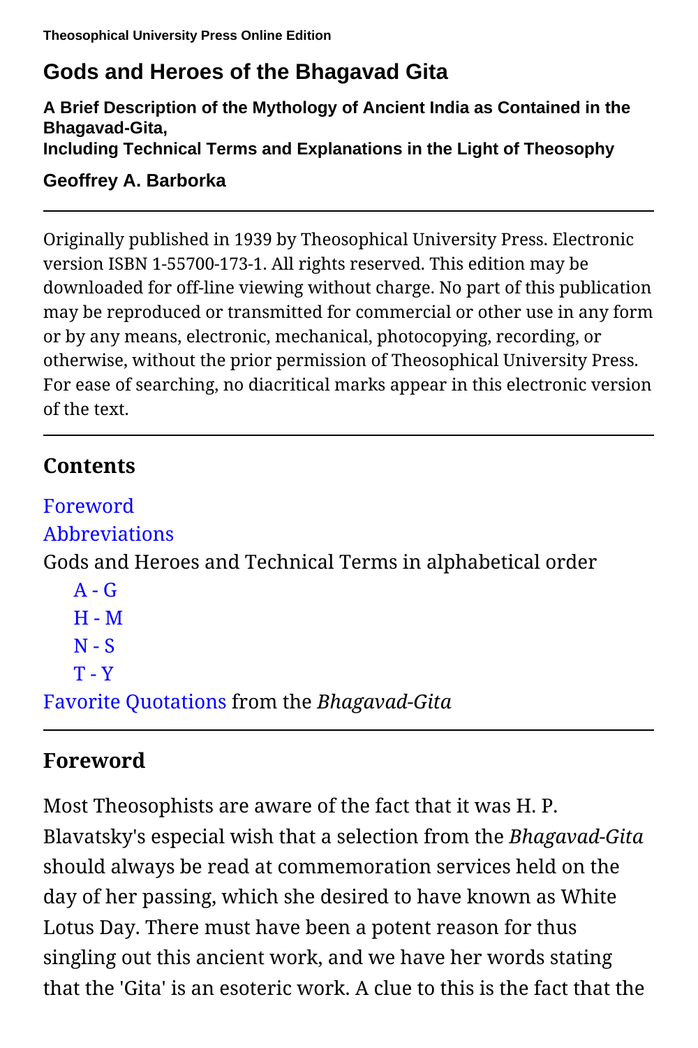Theosophical University Press Online Edition

# Gods and Heroes of the Bhagavad Gita

### A Brief Description of the Mythology of Ancient India as Contained in the Bhagavad-Gita,
### Including Technical Terms and Explanations in the Light of Theosophy

### Geoffrey A. Barborka

---

Originally published in 1939 by Theosophical University Press. Electronic version ISBN 1-55700-173-1. All rights reserved. This edition may be downloaded for off-line viewing without charge. No part of this publication may be reproduced or transmitted for commercial or other use in any form or by any means, electronic, mechanical, photocopying, recording, or otherwise, without the prior permission of Theosophical University Press. For ease of searching, no diacritical marks appear in this electronic version of the text.

---

## Contents

Foreword
Abbreviations
Gods and Heroes and Technical Terms in alphabetical order
- A - G
- H - M
- N - S
- T - Y

Favorite Quotations from the *Bhagavad-Gita*

---

## Foreword

Most Theosophists are aware of the fact that it was H. P. Blavatsky's especial wish that a selection from the *Bhagavad-Gita* should always be read at commemoration services held on the day of her passing, which she desired to have known as White Lotus Day. There must have been a potent reason for thus singling out this ancient work, and we have her words stating that the 'Gita' is an esoteric work. A clue to this is the fact that the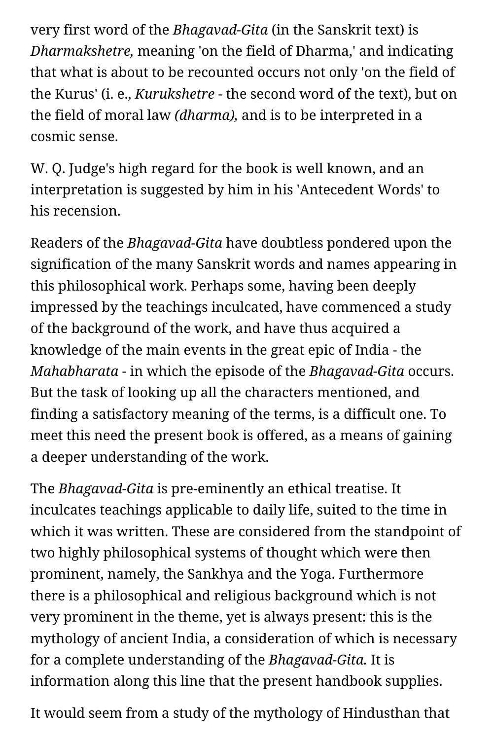very first word of the *Bhagavad-Gita* (in the Sanskrit text) is *Dharmakshetre,* meaning 'on the field of Dharma,' and indicating that what is about to be recounted occurs not only 'on the field of the Kurus' (i. e., *Kurukshetre* - the second word of the text), but on the field of moral law *(dharma),* and is to be interpreted in a cosmic sense.

W. Q. Judge's high regard for the book is well known, and an interpretation is suggested by him in his 'Antecedent Words' to his recension.

Readers of the *Bhagavad-Gita* have doubtless pondered upon the signification of the many Sanskrit words and names appearing in this philosophical work. Perhaps some, having been deeply impressed by the teachings inculcated, have commenced a study of the background of the work, and have thus acquired a knowledge of the main events in the great epic of India - the *Mahabharata* - in which the episode of the *Bhagavad-Gita* occurs. But the task of looking up all the characters mentioned, and finding a satisfactory meaning of the terms, is a difficult one. To meet this need the present book is offered, as a means of gaining a deeper understanding of the work.

The *Bhagavad-Gita* is pre-eminently an ethical treatise. It inculcates teachings applicable to daily life, suited to the time in which it was written. These are considered from the standpoint of two highly philosophical systems of thought which were then prominent, namely, the Sankhya and the Yoga. Furthermore there is a philosophical and religious background which is not very prominent in the theme, yet is always present: this is the mythology of ancient India, a consideration of which is necessary for a complete understanding of the *Bhagavad-Gita.* It is information along this line that the present handbook supplies.

It would seem from a study of the mythology of Hindusthan that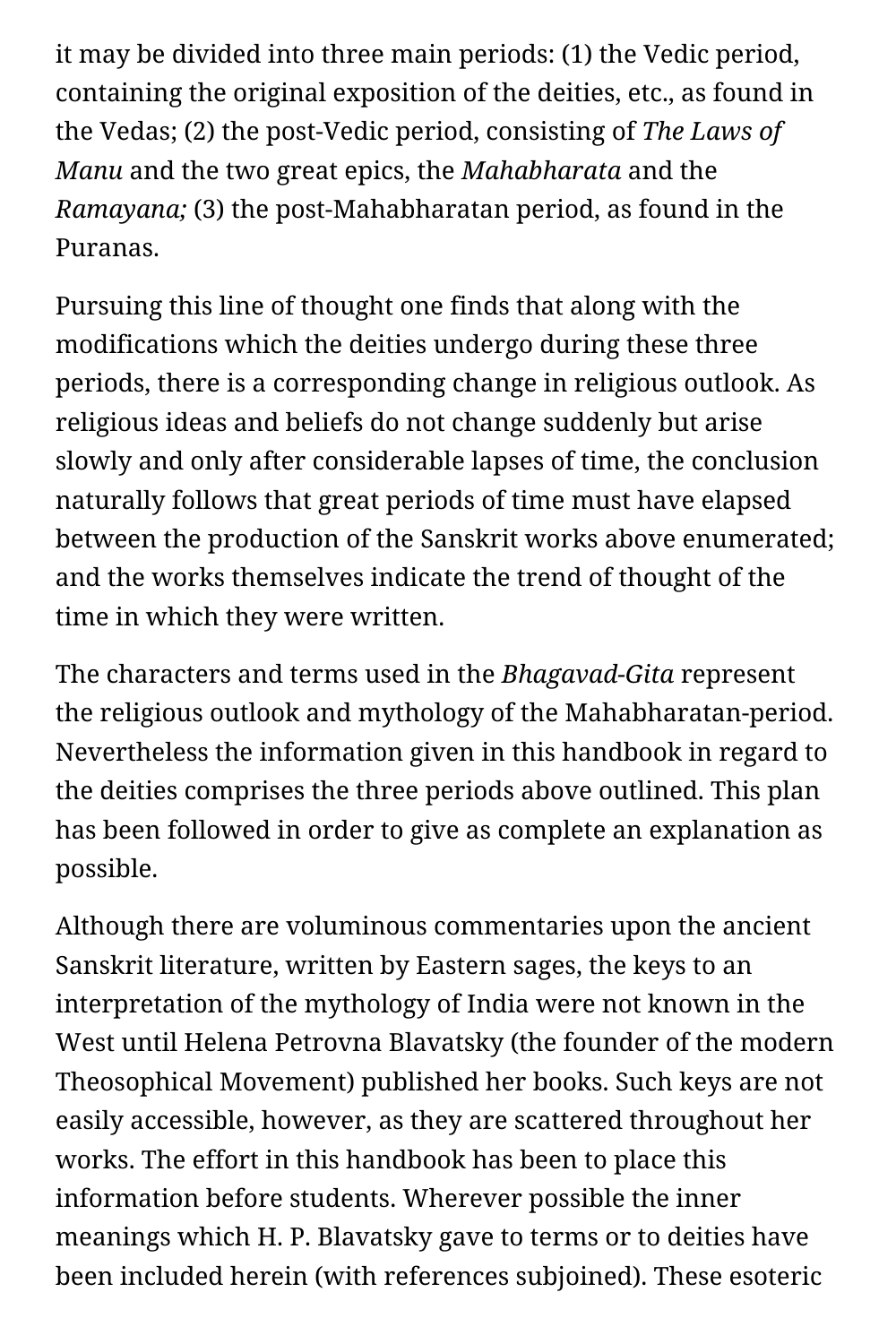it may be divided into three main periods: (1) the Vedic period, containing the original exposition of the deities, etc., as found in the Vedas; (2) the post-Vedic period, consisting of *The Laws of Manu* and the two great epics, the *Mahabharata* and the *Ramayana;* (3) the post-Mahabharatan period, as found in the Puranas.

Pursuing this line of thought one finds that along with the modifications which the deities undergo during these three periods, there is a corresponding change in religious outlook. As religious ideas and beliefs do not change suddenly but arise slowly and only after considerable lapses of time, the conclusion naturally follows that great periods of time must have elapsed between the production of the Sanskrit works above enumerated; and the works themselves indicate the trend of thought of the time in which they were written.

The characters and terms used in the *Bhagavad-Gita* represent the religious outlook and mythology of the Mahabharatan-period. Nevertheless the information given in this handbook in regard to the deities comprises the three periods above outlined. This plan has been followed in order to give as complete an explanation as possible.

Although there are voluminous commentaries upon the ancient Sanskrit literature, written by Eastern sages, the keys to an interpretation of the mythology of India were not known in the West until Helena Petrovna Blavatsky (the founder of the modern Theosophical Movement) published her books. Such keys are not easily accessible, however, as they are scattered throughout her works. The effort in this handbook has been to place this information before students. Wherever possible the inner meanings which H. P. Blavatsky gave to terms or to deities have been included herein (with references subjoined). These esoteric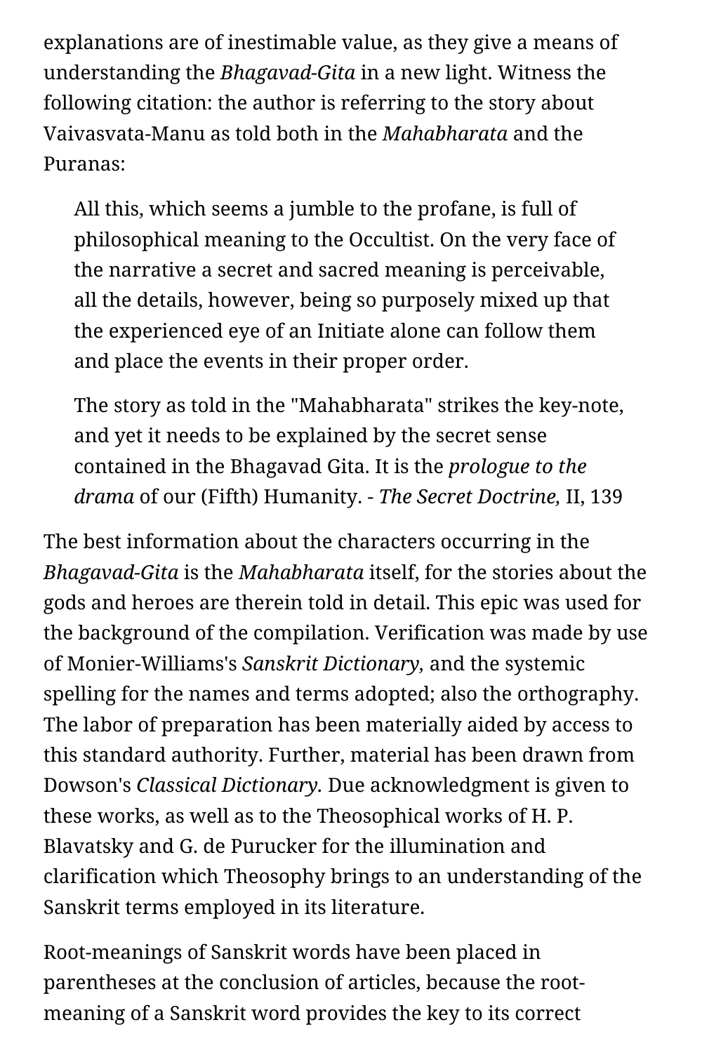explanations are of inestimable value, as they give a means of understanding the *Bhagavad-Gita* in a new light. Witness the following citation: the author is referring to the story about Vaivasvata-Manu as told both in the *Mahabharata* and the Puranas:

> All this, which seems a jumble to the profane, is full of philosophical meaning to the Occultist. On the very face of the narrative a secret and sacred meaning is perceivable, all the details, however, being so purposely mixed up that the experienced eye of an Initiate alone can follow them and place the events in their proper order.
>
> The story as told in the "Mahabharata" strikes the key-note, and yet it needs to be explained by the secret sense contained in the Bhagavad Gita. It is the *prologue to the drama* of our (Fifth) Humanity. - *The Secret Doctrine,* II, 139

The best information about the characters occurring in the *Bhagavad-Gita* is the *Mahabharata* itself, for the stories about the gods and heroes are therein told in detail. This epic was used for the background of the compilation. Verification was made by use of Monier-Williams's *Sanskrit Dictionary,* and the systemic spelling for the names and terms adopted; also the orthography. The labor of preparation has been materially aided by access to this standard authority. Further, material has been drawn from Dowson's *Classical Dictionary.* Due acknowledgment is given to these works, as well as to the Theosophical works of H. P. Blavatsky and G. de Purucker for the illumination and clarification which Theosophy brings to an understanding of the Sanskrit terms employed in its literature.

Root-meanings of Sanskrit words have been placed in parentheses at the conclusion of articles, because the root-meaning of a Sanskrit word provides the key to its correct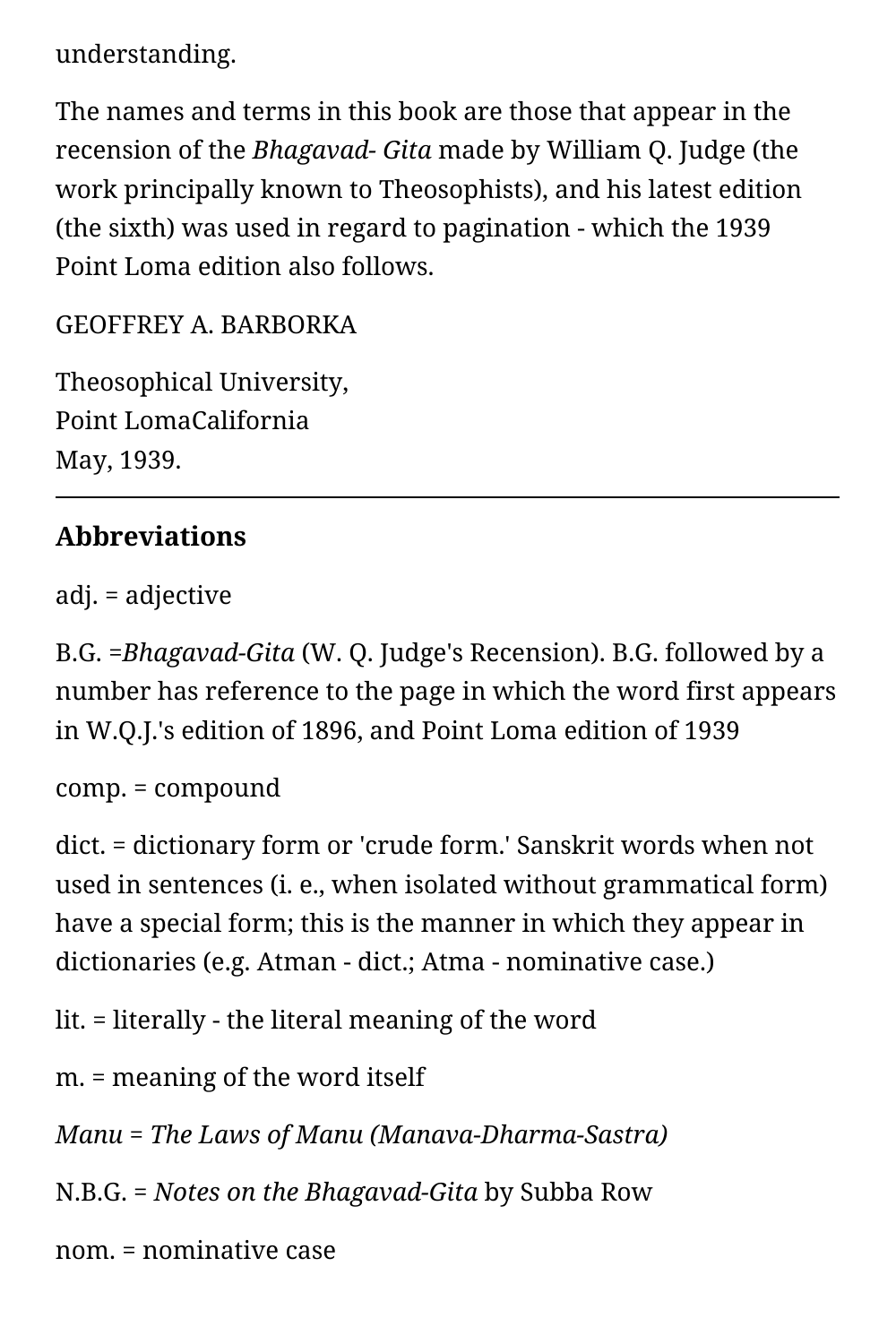understanding.

The names and terms in this book are those that appear in the recension of the *Bhagavad- Gita* made by William Q. Judge (the work principally known to Theosophists), and his latest edition (the sixth) was used in regard to pagination - which the 1939 Point Loma edition also follows.

GEOFFREY A. BARBORKA

Theosophical University,
Point LomaCalifornia
May, 1939.

---

## Abbreviations

adj. = adjective

B.G. =*Bhagavad-Gita* (W. Q. Judge's Recension). B.G. followed by a number has reference to the page in which the word first appears in W.Q.J.'s edition of 1896, and Point Loma edition of 1939

comp. = compound

dict. = dictionary form or 'crude form.' Sanskrit words when not used in sentences (i. e., when isolated without grammatical form) have a special form; this is the manner in which they appear in dictionaries (e.g. Atman - dict.; Atma - nominative case.)

lit. = literally - the literal meaning of the word

m. = meaning of the word itself

*Manu = The Laws of Manu (Manava-Dharma-Sastra)*

N.B.G. = *Notes on the Bhagavad-Gita* by Subba Row

nom. = nominative case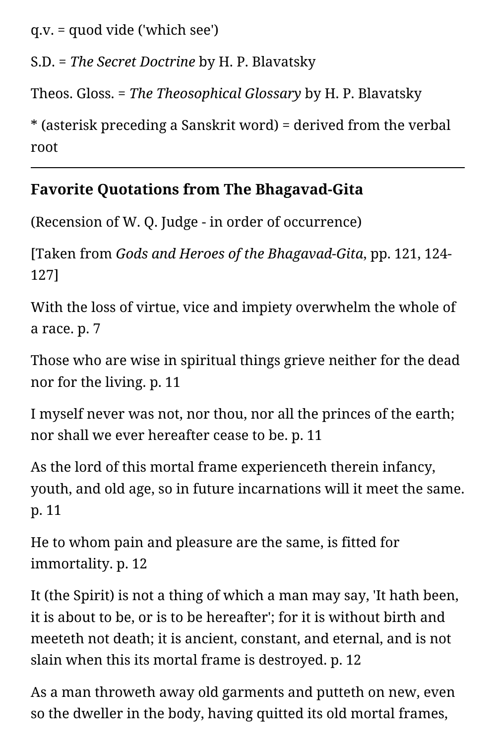q.v. = quod vide ('which see')

S.D. = *The Secret Doctrine* by H. P. Blavatsky

Theos. Gloss. = *The Theosophical Glossary* by H. P. Blavatsky

* (asterisk preceding a Sanskrit word) = derived from the verbal root

---

### Favorite Quotations from The Bhagavad-Gita

(Recension of W. Q. Judge - in order of occurrence)

[Taken from *Gods and Heroes of the Bhagavad-Gita*, pp. 121, 124-127]

With the loss of virtue, vice and impiety overwhelm the whole of a race. p. 7

Those who are wise in spiritual things grieve neither for the dead nor for the living. p. 11

I myself never was not, nor thou, nor all the princes of the earth; nor shall we ever hereafter cease to be. p. 11

As the lord of this mortal frame experienceth therein infancy, youth, and old age, so in future incarnations will it meet the same. p. 11

He to whom pain and pleasure are the same, is fitted for immortality. p. 12

It (the Spirit) is not a thing of which a man may say, 'It hath been, it is about to be, or is to be hereafter'; for it is without birth and meeteth not death; it is ancient, constant, and eternal, and is not slain when this its mortal frame is destroyed. p. 12

As a man throweth away old garments and putteth on new, even so the dweller in the body, having quitted its old mortal frames,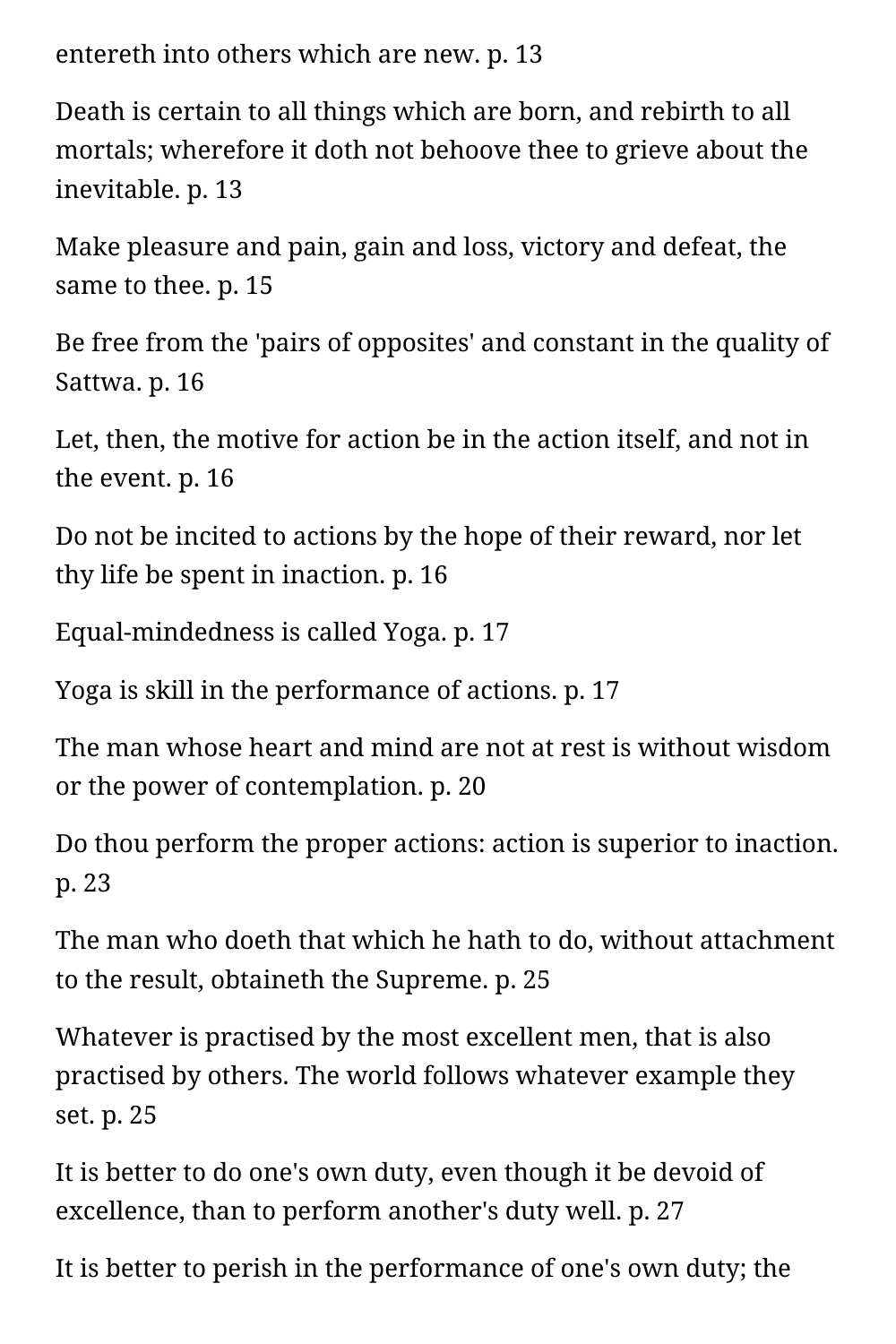entereth into others which are new. p. 13

Death is certain to all things which are born, and rebirth to all mortals; wherefore it doth not behoove thee to grieve about the inevitable. p. 13

Make pleasure and pain, gain and loss, victory and defeat, the same to thee. p. 15

Be free from the 'pairs of opposites' and constant in the quality of Sattwa. p. 16

Let, then, the motive for action be in the action itself, and not in the event. p. 16

Do not be incited to actions by the hope of their reward, nor let thy life be spent in inaction. p. 16

Equal-mindedness is called Yoga. p. 17

Yoga is skill in the performance of actions. p. 17

The man whose heart and mind are not at rest is without wisdom or the power of contemplation. p. 20

Do thou perform the proper actions: action is superior to inaction. p. 23

The man who doeth that which he hath to do, without attachment to the result, obtaineth the Supreme. p. 25

Whatever is practised by the most excellent men, that is also practised by others. The world follows whatever example they set. p. 25

It is better to do one's own duty, even though it be devoid of excellence, than to perform another's duty well. p. 27

It is better to perish in the performance of one's own duty; the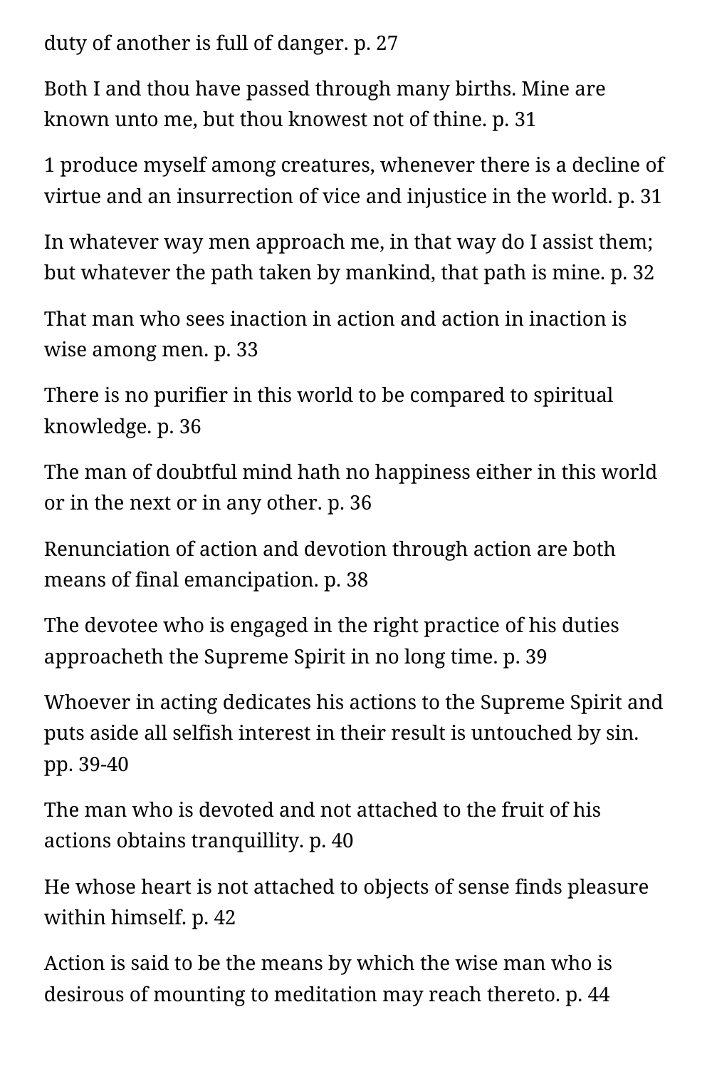duty of another is full of danger. p. 27

Both I and thou have passed through many births. Mine are known unto me, but thou knowest not of thine. p. 31

1 produce myself among creatures, whenever there is a decline of virtue and an insurrection of vice and injustice in the world. p. 31

In whatever way men approach me, in that way do I assist them; but whatever the path taken by mankind, that path is mine. p. 32

That man who sees inaction in action and action in inaction is wise among men. p. 33

There is no purifier in this world to be compared to spiritual knowledge. p. 36

The man of doubtful mind hath no happiness either in this world or in the next or in any other. p. 36

Renunciation of action and devotion through action are both means of final emancipation. p. 38

The devotee who is engaged in the right practice of his duties approacheth the Supreme Spirit in no long time. p. 39

Whoever in acting dedicates his actions to the Supreme Spirit and puts aside all selfish interest in their result is untouched by sin. pp. 39-40

The man who is devoted and not attached to the fruit of his actions obtains tranquillity. p. 40

He whose heart is not attached to objects of sense finds pleasure within himself. p. 42

Action is said to be the means by which the wise man who is desirous of mounting to meditation may reach thereto. p. 44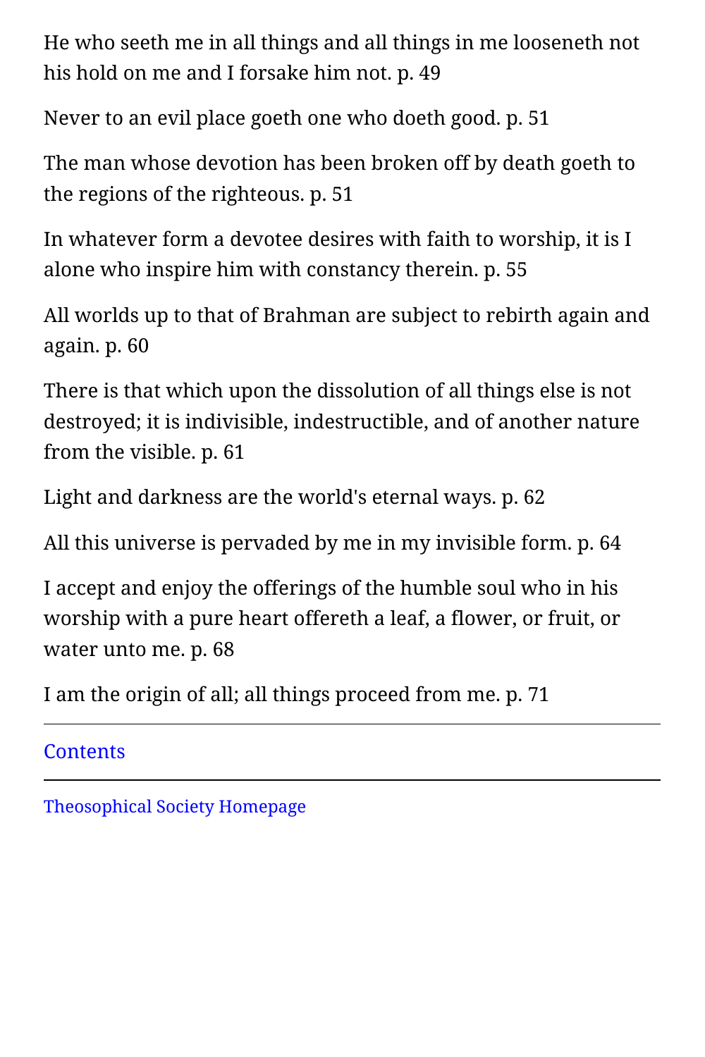He who seeth me in all things and all things in me looseneth not his hold on me and I forsake him not. p. 49

Never to an evil place goeth one who doeth good. p. 51

The man whose devotion has been broken off by death goeth to the regions of the righteous. p. 51

In whatever form a devotee desires with faith to worship, it is I alone who inspire him with constancy therein. p. 55

All worlds up to that of Brahman are subject to rebirth again and again. p. 60

There is that which upon the dissolution of all things else is not destroyed; it is indivisible, indestructible, and of another nature from the visible. p. 61

Light and darkness are the world's eternal ways. p. 62

All this universe is pervaded by me in my invisible form. p. 64

I accept and enjoy the offerings of the humble soul who in his worship with a pure heart offereth a leaf, a flower, or fruit, or water unto me. p. 68

I am the origin of all; all things proceed from me. p. 71

---

Contents

---

Theosophical Society Homepage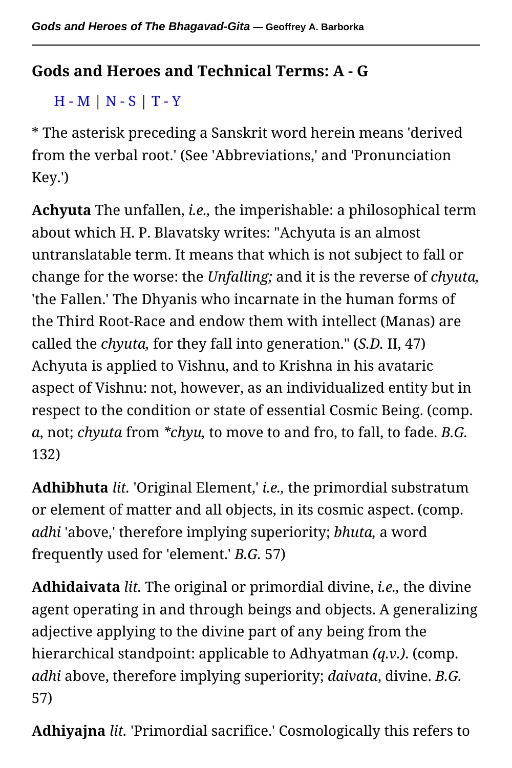## Gods and Heroes and Technical Terms: A - G

H - M | N - S | T - Y

* The asterisk preceding a Sanskrit word herein means 'derived from the verbal root.' (See 'Abbreviations,' and 'Pronunciation Key.')

**Achyuta** The unfallen, *i.e.*, the imperishable: a philosophical term about which H. P. Blavatsky writes: "Achyuta is an almost untranslatable term. It means that which is not subject to fall or change for the worse: the *Unfalling;* and it is the reverse of *chyuta,* 'the Fallen.' The Dhyanis who incarnate in the human forms of the Third Root-Race and endow them with intellect (Manas) are called the *chyuta,* for they fall into generation." (*S.D.* II, 47) Achyuta is applied to Vishnu, and to Krishna in his avataric aspect of Vishnu: not, however, as an individualized entity but in respect to the condition or state of essential Cosmic Being. (comp. *a*, not; *chyuta* from *\*chyu,* to move to and fro, to fall, to fade. *B.G.* 132)

**Adhibhuta** *lit.* 'Original Element,' *i.e.*, the primordial substratum or element of matter and all objects, in its cosmic aspect. (comp. *adhi* 'above,' therefore implying superiority; *bhuta,* a word frequently used for 'element.' *B.G.* 57)

**Adhidaivata** *lit.* The original or primordial divine, *i.e.,* the divine agent operating in and through beings and objects. A generalizing adjective applying to the divine part of any being from the hierarchical standpoint: applicable to Adhyatman *(q.v.)*. (comp. *adhi* above, therefore implying superiority; *daivata*, divine. *B.G.* 57)

**Adhiyajna** *lit.* 'Primordial sacrifice.' Cosmologically this refers to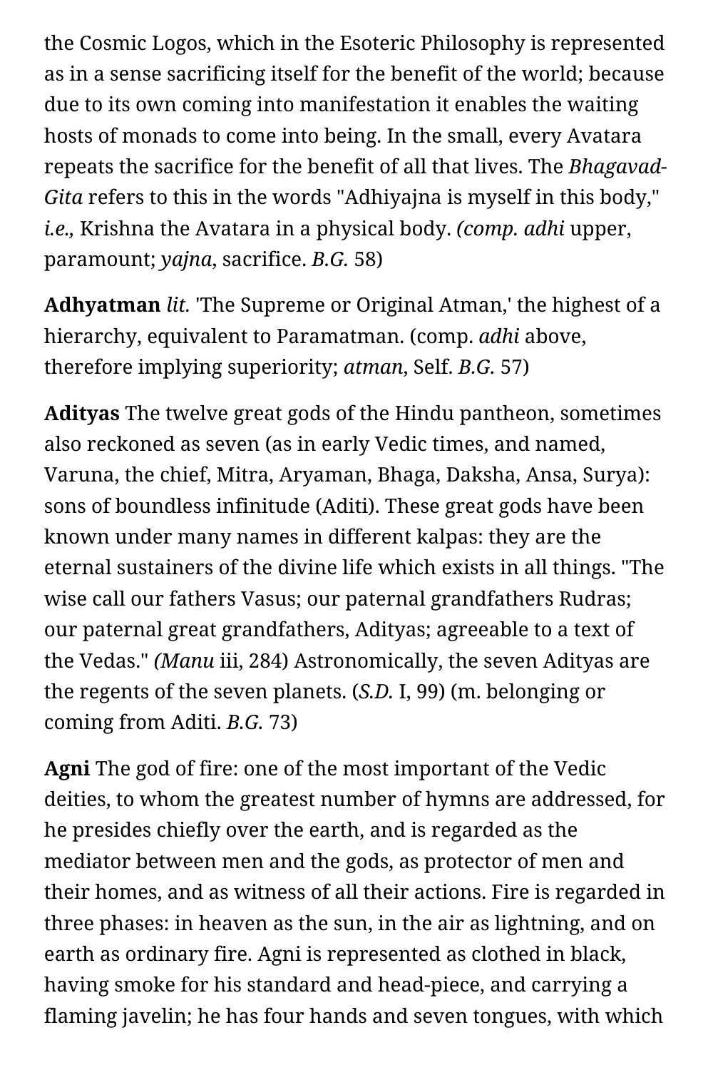the Cosmic Logos, which in the Esoteric Philosophy is represented as in a sense sacrificing itself for the benefit of the world; because due to its own coming into manifestation it enables the waiting hosts of monads to come into being. In the small, every Avatara repeats the sacrifice for the benefit of all that lives. The *Bhagavad-Gita* refers to this in the words "Adhiyajna is myself in this body," *i.e.*, Krishna the Avatara in a physical body. *(comp. adhi* upper, paramount; *yajna*, sacrifice. *B.G.* 58)

**Adhyatman** *lit.* 'The Supreme or Original Atman,' the highest of a hierarchy, equivalent to Paramatman. (comp. *adhi* above, therefore implying superiority; *atman*, Self. *B.G.* 57)

**Adityas** The twelve great gods of the Hindu pantheon, sometimes also reckoned as seven (as in early Vedic times, and named, Varuna, the chief, Mitra, Aryaman, Bhaga, Daksha, Ansa, Surya): sons of boundless infinitude (Aditi). These great gods have been known under many names in different kalpas: they are the eternal sustainers of the divine life which exists in all things. "The wise call our fathers Vasus; our paternal grandfathers Rudras; our paternal great grandfathers, Adityas; agreeable to a text of the Vedas." *(Manu* iii, 284) Astronomically, the seven Adityas are the regents of the seven planets. (*S.D.* I, 99) (m. belonging or coming from Aditi. *B.G.* 73)

**Agni** The god of fire: one of the most important of the Vedic deities, to whom the greatest number of hymns are addressed, for he presides chiefly over the earth, and is regarded as the mediator between men and the gods, as protector of men and their homes, and as witness of all their actions. Fire is regarded in three phases: in heaven as the sun, in the air as lightning, and on earth as ordinary fire. Agni is represented as clothed in black, having smoke for his standard and head-piece, and carrying a flaming javelin; he has four hands and seven tongues, with which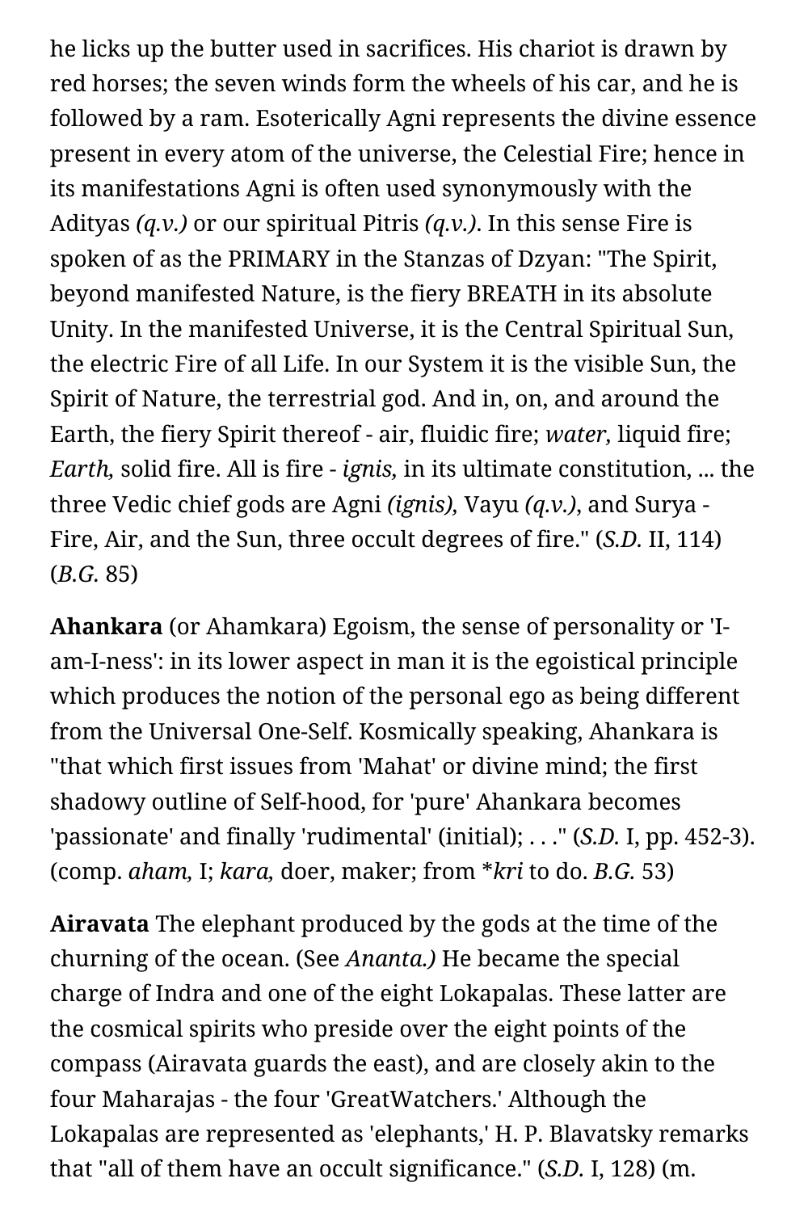he licks up the butter used in sacrifices. His chariot is drawn by red horses; the seven winds form the wheels of his car, and he is followed by a ram. Esoterically Agni represents the divine essence present in every atom of the universe, the Celestial Fire; hence in its manifestations Agni is often used synonymously with the Adityas *(q.v.)* or our spiritual Pitris *(q.v.)*. In this sense Fire is spoken of as the PRIMARY in the Stanzas of Dzyan: "The Spirit, beyond manifested Nature, is the fiery BREATH in its absolute Unity. In the manifested Universe, it is the Central Spiritual Sun, the electric Fire of all Life. In our System it is the visible Sun, the Spirit of Nature, the terrestrial god. And in, on, and around the Earth, the fiery Spirit thereof - air, fluidic fire; *water,* liquid fire; *Earth,* solid fire. All is fire - *ignis,* in its ultimate constitution, ... the three Vedic chief gods are Agni *(ignis),* Vayu *(q.v.)*, and Surya - Fire, Air, and the Sun, three occult degrees of fire." (*S.D.* II, 114) (*B.G.* 85)

**Ahankara** (or Ahamkara) Egoism, the sense of personality or 'I-am-I-ness': in its lower aspect in man it is the egoistical principle which produces the notion of the personal ego as being different from the Universal One-Self. Kosmically speaking, Ahankara is "that which first issues from 'Mahat' or divine mind; the first shadowy outline of Self-hood, for 'pure' Ahankara becomes 'passionate' and finally 'rudimental' (initial); . . ." (*S.D.* I, pp. 452-3). (comp. *aham,* I; *kara,* doer, maker; from **kri* to do. *B.G.* 53)

**Airavata** The elephant produced by the gods at the time of the churning of the ocean. (See *Ananta.)* He became the special charge of Indra and one of the eight Lokapalas. These latter are the cosmical spirits who preside over the eight points of the compass (Airavata guards the east), and are closely akin to the four Maharajas - the four 'GreatWatchers.' Although the Lokapalas are represented as 'elephants,' H. P. Blavatsky remarks that "all of them have an occult significance." (*S.D.* I, 128) (m.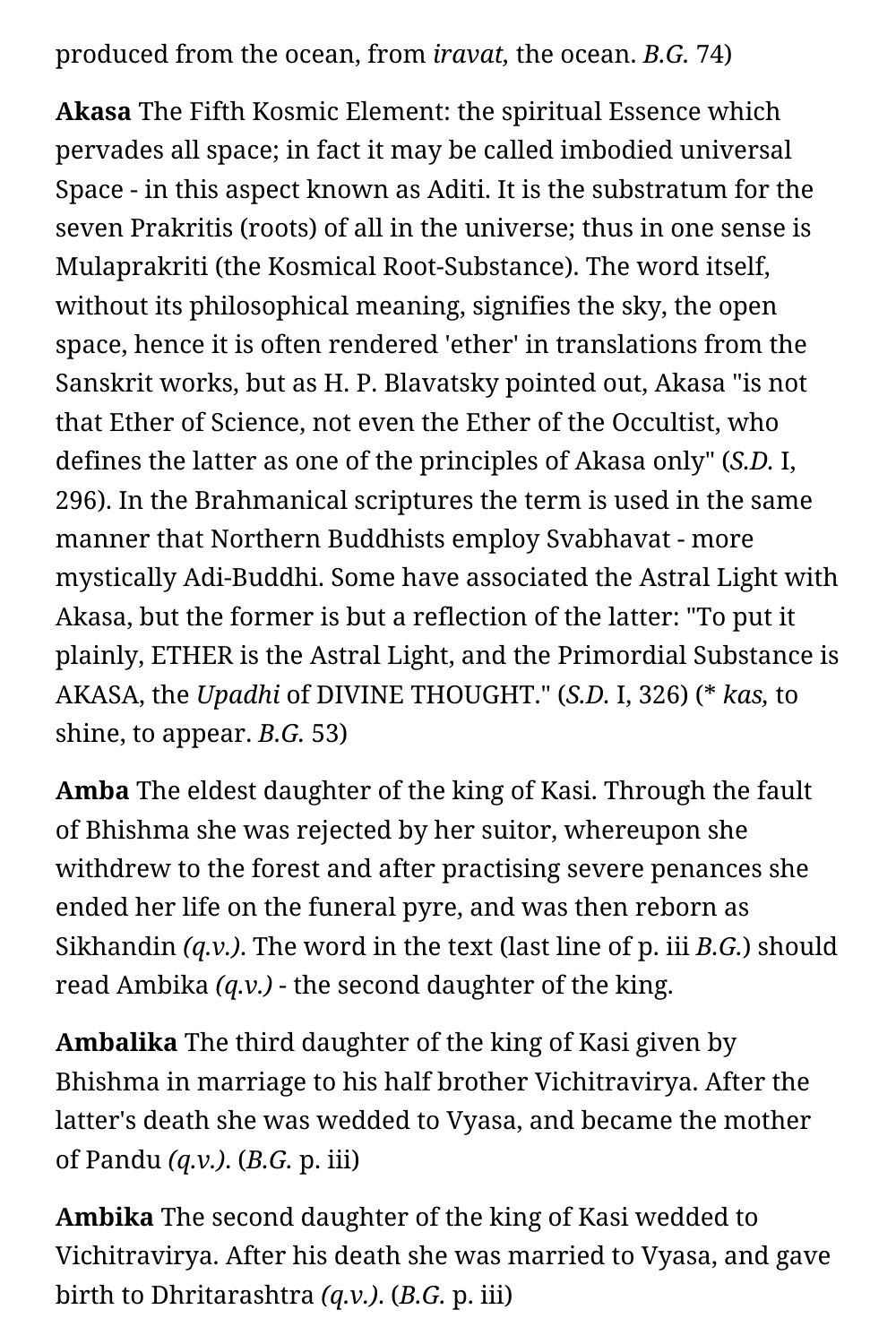produced from the ocean, from *iravat,* the ocean. *B.G.* 74)

**Akasa** The Fifth Kosmic Element: the spiritual Essence which pervades all space; in fact it may be called imbodied universal Space - in this aspect known as Aditi. It is the substratum for the seven Prakritis (roots) of all in the universe; thus in one sense is Mulaprakriti (the Kosmical Root-Substance). The word itself, without its philosophical meaning, signifies the sky, the open space, hence it is often rendered 'ether' in translations from the Sanskrit works, but as H. P. Blavatsky pointed out, Akasa "is not that Ether of Science, not even the Ether of the Occultist, who defines the latter as one of the principles of Akasa only" (*S.D.* I, 296). In the Brahmanical scriptures the term is used in the same manner that Northern Buddhists employ Svabhavat - more mystically Adi-Buddhi. Some have associated the Astral Light with Akasa, but the former is but a reflection of the latter: "To put it plainly, ETHER is the Astral Light, and the Primordial Substance is AKASA, the *Upadhi* of DIVINE THOUGHT." (*S.D.* I, 326) (* *kas,* to shine, to appear. *B.G.* 53)

**Amba** The eldest daughter of the king of Kasi. Through the fault of Bhishma she was rejected by her suitor, whereupon she withdrew to the forest and after practising severe penances she ended her life on the funeral pyre, and was then reborn as Sikhandin *(q.v.)*. The word in the text (last line of p. iii *B.G.*) should read Ambika *(q.v.)* - the second daughter of the king.

**Ambalika** The third daughter of the king of Kasi given by Bhishma in marriage to his half brother Vichitravirya. After the latter's death she was wedded to Vyasa, and became the mother of Pandu *(q.v.)*. (*B.G.* p. iii)

**Ambika** The second daughter of the king of Kasi wedded to Vichitravirya. After his death she was married to Vyasa, and gave birth to Dhritarashtra *(q.v.)*. (*B.G.* p. iii)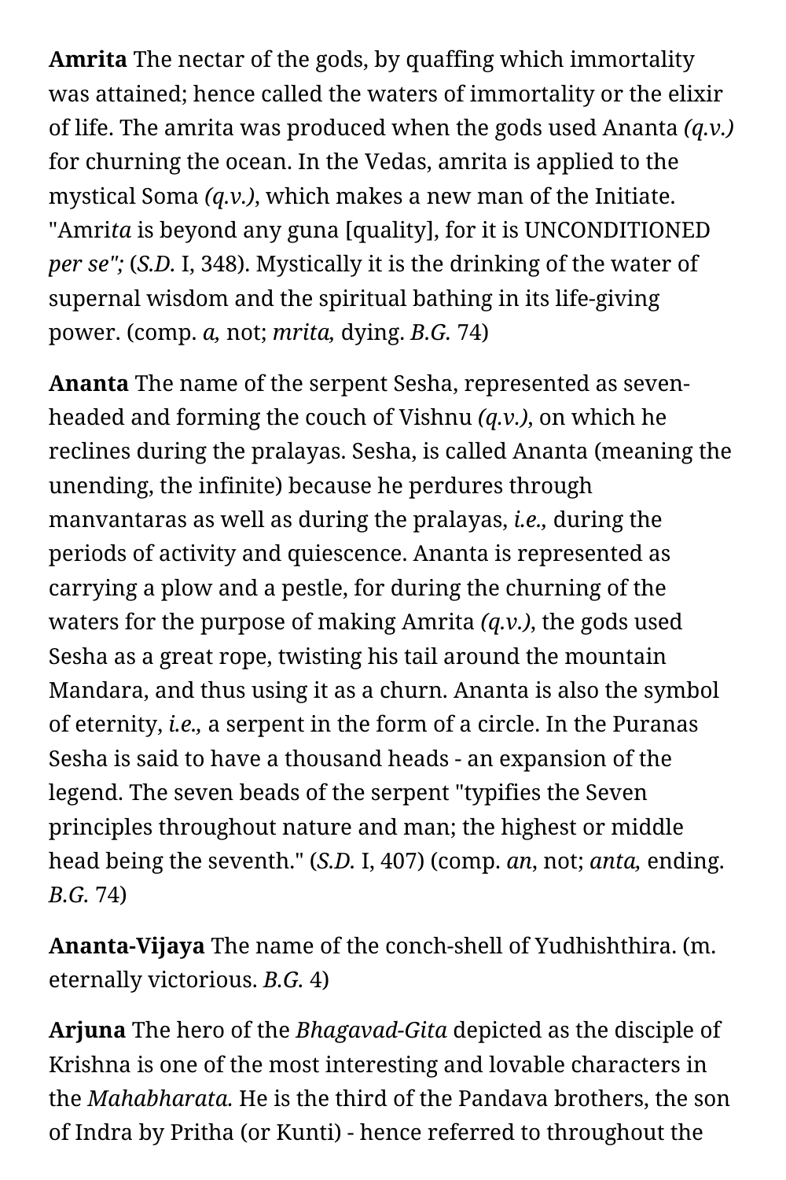**Amrita** The nectar of the gods, by quaffing which immortality was attained; hence called the waters of immortality or the elixir of life. The amrita was produced when the gods used Ananta *(q.v.)* for churning the ocean. In the Vedas, amrita is applied to the mystical Soma *(q.v.)*, which makes a new man of the Initiate. "Amri*ta* is beyond any guna [quality], for it is UNCONDITIONED *per se";* (*S.D.* I, 348). Mystically it is the drinking of the water of supernal wisdom and the spiritual bathing in its life-giving power. (comp. *a,* not; *mrita,* dying. *B.G.* 74)

**Ananta** The name of the serpent Sesha, represented as seven-headed and forming the couch of Vishnu *(q.v.)*, on which he reclines during the pralayas. Sesha, is called Ananta (meaning the unending, the infinite) because he perdures through manvantaras as well as during the pralayas, *i.e.,* during the periods of activity and quiescence. Ananta is represented as carrying a plow and a pestle, for during the churning of the waters for the purpose of making Amrita *(q.v.)*, the gods used Sesha as a great rope, twisting his tail around the mountain Mandara, and thus using it as a churn. Ananta is also the symbol of eternity, *i.e.,* a serpent in the form of a circle. In the Puranas Sesha is said to have a thousand heads - an expansion of the legend. The seven beads of the serpent "typifies the Seven principles throughout nature and man; the highest or middle head being the seventh." (*S.D.* I, 407) (comp. *an*, not; *anta,* ending. *B.G.* 74)

**Ananta-Vijaya** The name of the conch-shell of Yudhishthira. (m. eternally victorious. *B.G.* 4)

**Arjuna** The hero of the *Bhagavad-Gita* depicted as the disciple of Krishna is one of the most interesting and lovable characters in the *Mahabharata.* He is the third of the Pandava brothers, the son of Indra by Pritha (or Kunti) - hence referred to throughout the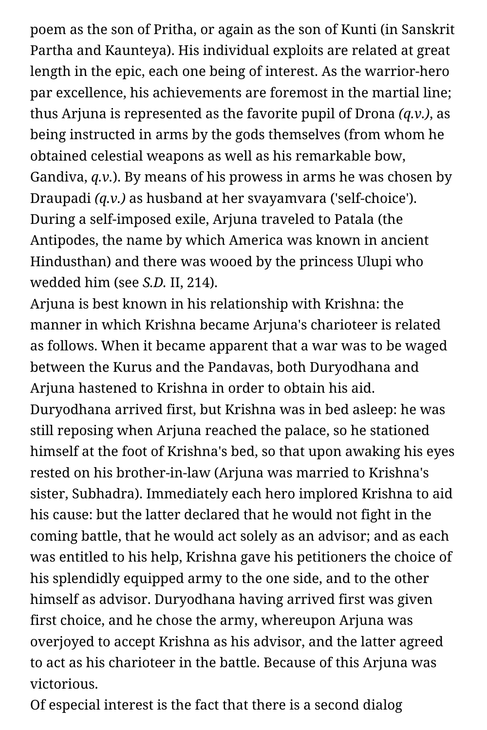poem as the son of Pritha, or again as the son of Kunti (in Sanskrit Partha and Kaunteya). His individual exploits are related at great length in the epic, each one being of interest. As the warrior-hero par excellence, his achievements are foremost in the martial line; thus Arjuna is represented as the favorite pupil of Drona *(q.v.)*, as being instructed in arms by the gods themselves (from whom he obtained celestial weapons as well as his remarkable bow, Gandiva, *q.v.*). By means of his prowess in arms he was chosen by Draupadi *(q.v.)* as husband at her svayamvara ('self-choice'). During a self-imposed exile, Arjuna traveled to Patala (the Antipodes, the name by which America was known in ancient Hindusthan) and there was wooed by the princess Ulupi who wedded him (see *S.D.* II, 214).

Arjuna is best known in his relationship with Krishna: the manner in which Krishna became Arjuna's charioteer is related as follows. When it became apparent that a war was to be waged between the Kurus and the Pandavas, both Duryodhana and Arjuna hastened to Krishna in order to obtain his aid. Duryodhana arrived first, but Krishna was in bed asleep: he was still reposing when Arjuna reached the palace, so he stationed himself at the foot of Krishna's bed, so that upon awaking his eyes rested on his brother-in-law (Arjuna was married to Krishna's sister, Subhadra). Immediately each hero implored Krishna to aid his cause: but the latter declared that he would not fight in the coming battle, that he would act solely as an advisor; and as each was entitled to his help, Krishna gave his petitioners the choice of his splendidly equipped army to the one side, and to the other himself as advisor. Duryodhana having arrived first was given first choice, and he chose the army, whereupon Arjuna was overjoyed to accept Krishna as his advisor, and the latter agreed to act as his charioteer in the battle. Because of this Arjuna was victorious.

Of especial interest is the fact that there is a second dialog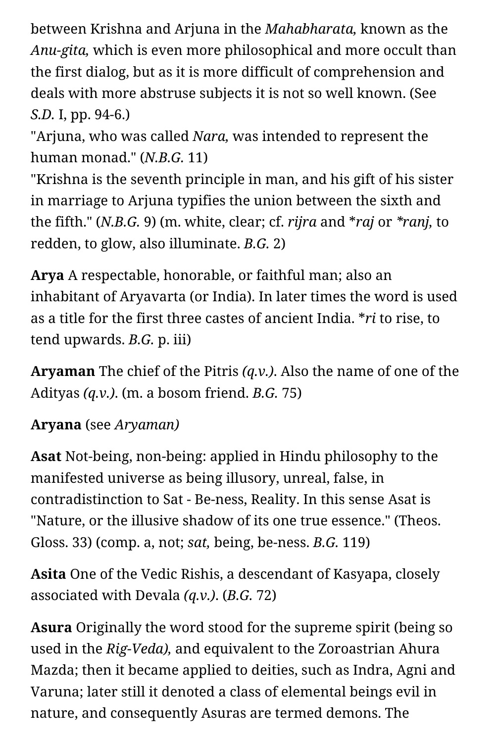between Krishna and Arjuna in the *Mahabharata,* known as the *Anu-gita,* which is even more philosophical and more occult than the first dialog, but as it is more difficult of comprehension and deals with more abstruse subjects it is not so well known. (See *S.D.* I, pp. 94-6.)
"Arjuna, who was called *Nara,* was intended to represent the human monad." (*N.B.G.* 11)
"Krishna is the seventh principle in man, and his gift of his sister in marriage to Arjuna typifies the union between the sixth and the fifth." (*N.B.G.* 9) (m. white, clear; cf. *rijra* and **raj* or **ranj,* to redden, to glow, also illuminate. *B.G.* 2)

**Arya** A respectable, honorable, or faithful man; also an inhabitant of Aryavarta (or India). In later times the word is used as a title for the first three castes of ancient India. **ri* to rise, to tend upwards. *B.G.* p. iii)

**Aryaman** The chief of the Pitris *(q.v.).* Also the name of one of the Adityas *(q.v.).* (m. a bosom friend. *B.G.* 75)

**Aryana** (see *Aryaman)*

**Asat** Not-being, non-being: applied in Hindu philosophy to the manifested universe as being illusory, unreal, false, in contradistinction to Sat - Be-ness, Reality. In this sense Asat is "Nature, or the illusive shadow of its one true essence." (Theos. Gloss. 33) (comp. a, not; *sat,* being, be-ness. *B.G.* 119)

**Asita** One of the Vedic Rishis, a descendant of Kasyapa, closely associated with Devala *(q.v.).* (*B.G.* 72)

**Asura** Originally the word stood for the supreme spirit (being so used in the *Rig-Veda),* and equivalent to the Zoroastrian Ahura Mazda; then it became applied to deities, such as Indra, Agni and Varuna; later still it denoted a class of elemental beings evil in nature, and consequently Asuras are termed demons. The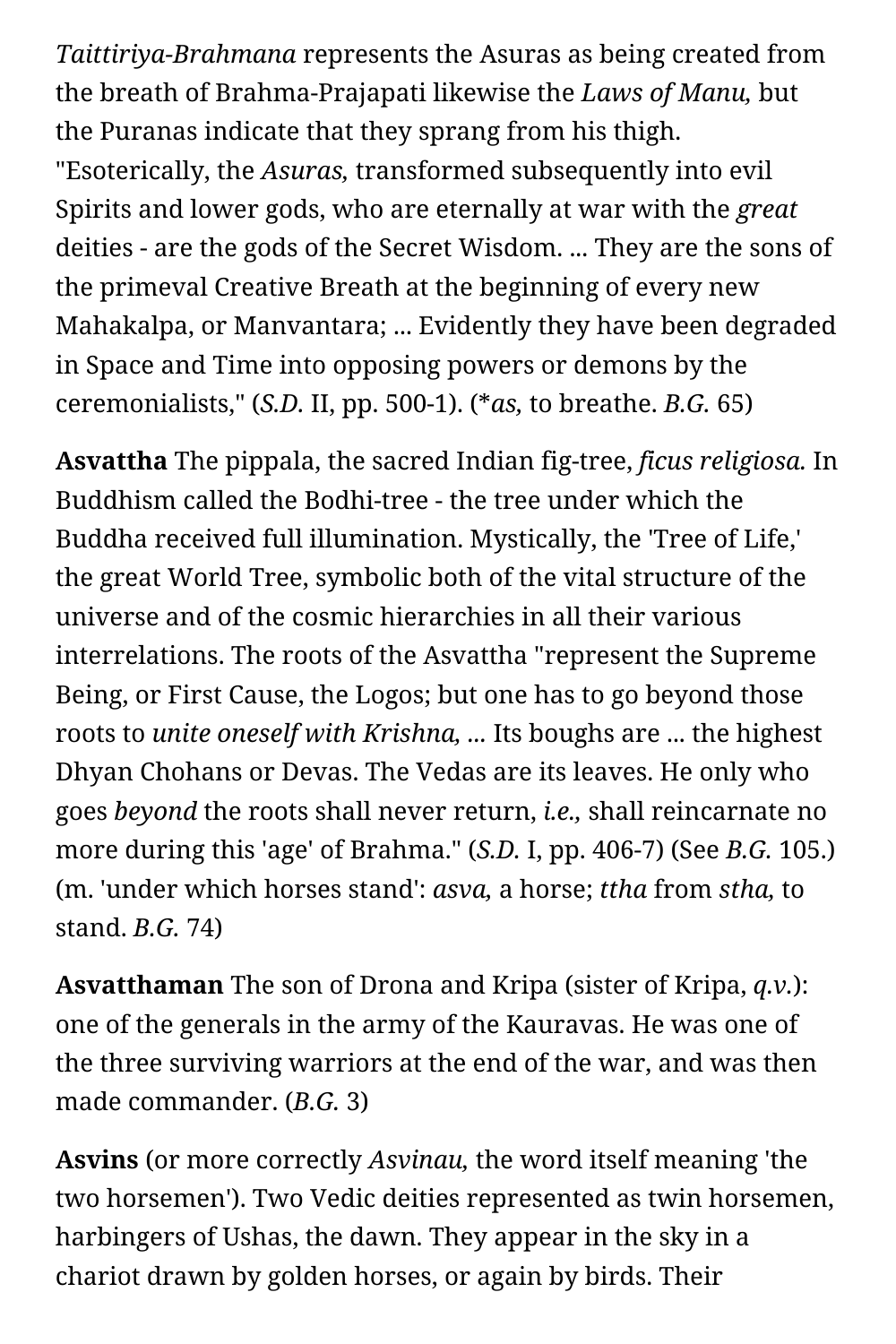*Taittiriya-Brahmana* represents the Asuras as being created from the breath of Brahma-Prajapati likewise the *Laws of Manu,* but the Puranas indicate that they sprang from his thigh. "Esoterically, the *Asuras,* transformed subsequently into evil Spirits and lower gods, who are eternally at war with the *great* deities - are the gods of the Secret Wisdom. ... They are the sons of the primeval Creative Breath at the beginning of every new Mahakalpa, or Manvantara; ... Evidently they have been degraded in Space and Time into opposing powers or demons by the ceremonialists," (*S.D.* II, pp. 500-1). (**as,* to breathe. *B.G.* 65)

**Asvattha** The pippala, the sacred Indian fig-tree, *ficus religiosa.* In Buddhism called the Bodhi-tree - the tree under which the Buddha received full illumination. Mystically, the 'Tree of Life,' the great World Tree, symbolic both of the vital structure of the universe and of the cosmic hierarchies in all their various interrelations. The roots of the Asvattha "represent the Supreme Being, or First Cause, the Logos; but one has to go beyond those roots to *unite oneself with Krishna, ...* Its boughs are ... the highest Dhyan Chohans or Devas. The Vedas are its leaves. He only who goes *beyond* the roots shall never return, *i.e.,* shall reincarnate no more during this 'age' of Brahma." (*S.D.* I, pp. 406-7) (See *B.G.* 105.) (m. 'under which horses stand': *asva,* a horse; *ttha* from *stha,* to stand. *B.G.* 74)

**Asvatthaman** The son of Drona and Kripa (sister of Kripa, *q.v.*): one of the generals in the army of the Kauravas. He was one of the three surviving warriors at the end of the war, and was then made commander. (*B.G.* 3)

**Asvins** (or more correctly *Asvinau,* the word itself meaning 'the two horsemen'). Two Vedic deities represented as twin horsemen, harbingers of Ushas, the dawn. They appear in the sky in a chariot drawn by golden horses, or again by birds. Their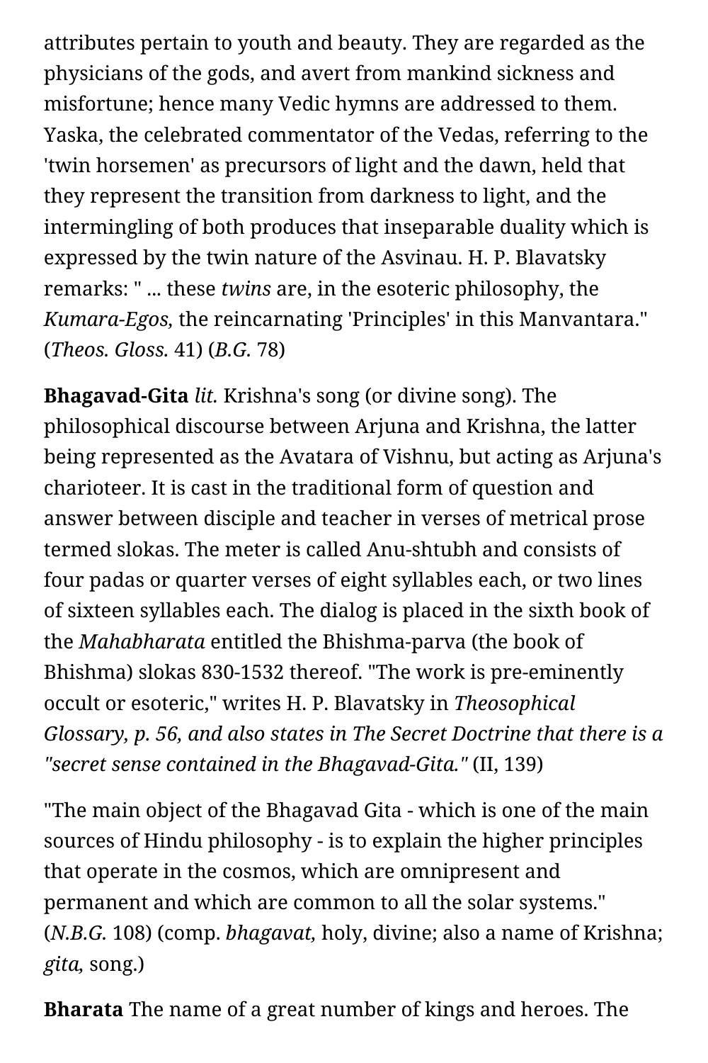attributes pertain to youth and beauty. They are regarded as the physicians of the gods, and avert from mankind sickness and misfortune; hence many Vedic hymns are addressed to them. Yaska, the celebrated commentator of the Vedas, referring to the 'twin horsemen' as precursors of light and the dawn, held that they represent the transition from darkness to light, and the intermingling of both produces that inseparable duality which is expressed by the twin nature of the Asvinau. H. P. Blavatsky remarks: " ... these *twins* are, in the esoteric philosophy, the *Kumara-Egos,* the reincarnating 'Principles' in this Manvantara." (*Theos. Gloss.* 41) (*B.G.* 78)

**Bhagavad-Gita** *lit.* Krishna's song (or divine song). The philosophical discourse between Arjuna and Krishna, the latter being represented as the Avatara of Vishnu, but acting as Arjuna's charioteer. It is cast in the traditional form of question and answer between disciple and teacher in verses of metrical prose termed slokas. The meter is called Anu-shtubh and consists of four padas or quarter verses of eight syllables each, or two lines of sixteen syllables each. The dialog is placed in the sixth book of the *Mahabharata* entitled the Bhishma-parva (the book of Bhishma) slokas 830-1532 thereof. "The work is pre-eminently occult or esoteric," writes H. P. Blavatsky in *Theosophical Glossary, p. 56, and also states in The Secret Doctrine that there is a "secret sense contained in the Bhagavad-Gita."* (II, 139)

"The main object of the Bhagavad Gita - which is one of the main sources of Hindu philosophy - is to explain the higher principles that operate in the cosmos, which are omnipresent and permanent and which are common to all the solar systems." (*N.B.G.* 108) (comp. *bhagavat,* holy, divine; also a name of Krishna; *gita,* song.)

**Bharata** The name of a great number of kings and heroes. The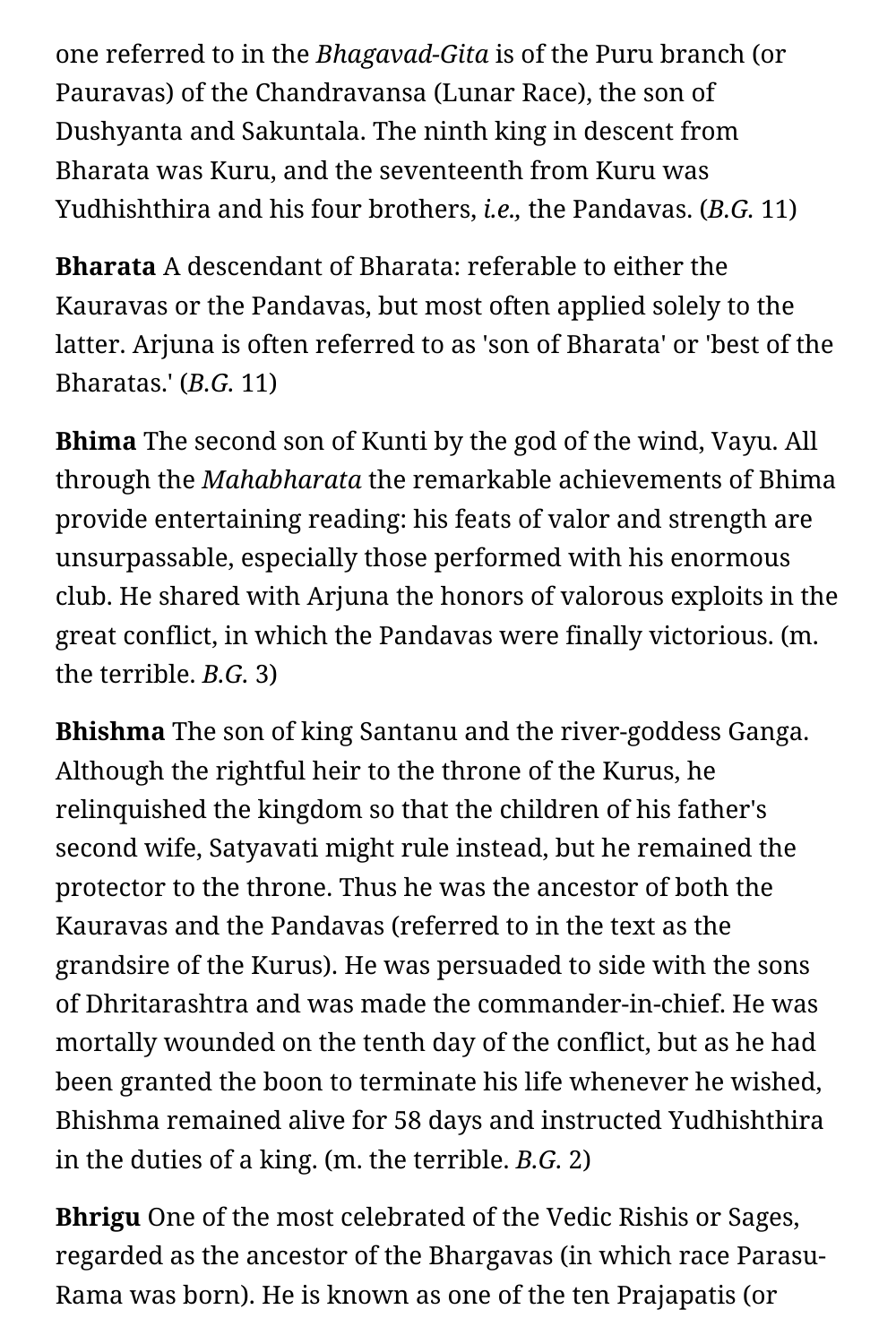one referred to in the *Bhagavad-Gita* is of the Puru branch (or Pauravas) of the Chandravansa (Lunar Race), the son of Dushyanta and Sakuntala. The ninth king in descent from Bharata was Kuru, and the seventeenth from Kuru was Yudhishthira and his four brothers, *i.e.*, the Pandavas. (*B.G.* 11)

**Bharata** A descendant of Bharata: referable to either the Kauravas or the Pandavas, but most often applied solely to the latter. Arjuna is often referred to as 'son of Bharata' or 'best of the Bharatas.' (*B.G.* 11)

**Bhima** The second son of Kunti by the god of the wind, Vayu. All through the *Mahabharata* the remarkable achievements of Bhima provide entertaining reading: his feats of valor and strength are unsurpassable, especially those performed with his enormous club. He shared with Arjuna the honors of valorous exploits in the great conflict, in which the Pandavas were finally victorious. (m. the terrible. *B.G.* 3)

**Bhishma** The son of king Santanu and the river-goddess Ganga. Although the rightful heir to the throne of the Kurus, he relinquished the kingdom so that the children of his father's second wife, Satyavati might rule instead, but he remained the protector to the throne. Thus he was the ancestor of both the Kauravas and the Pandavas (referred to in the text as the grandsire of the Kurus). He was persuaded to side with the sons of Dhritarashtra and was made the commander-in-chief. He was mortally wounded on the tenth day of the conflict, but as he had been granted the boon to terminate his life whenever he wished, Bhishma remained alive for 58 days and instructed Yudhishthira in the duties of a king. (m. the terrible. *B.G.* 2)

**Bhrigu** One of the most celebrated of the Vedic Rishis or Sages, regarded as the ancestor of the Bhargavas (in which race Parasu-Rama was born). He is known as one of the ten Prajapatis (or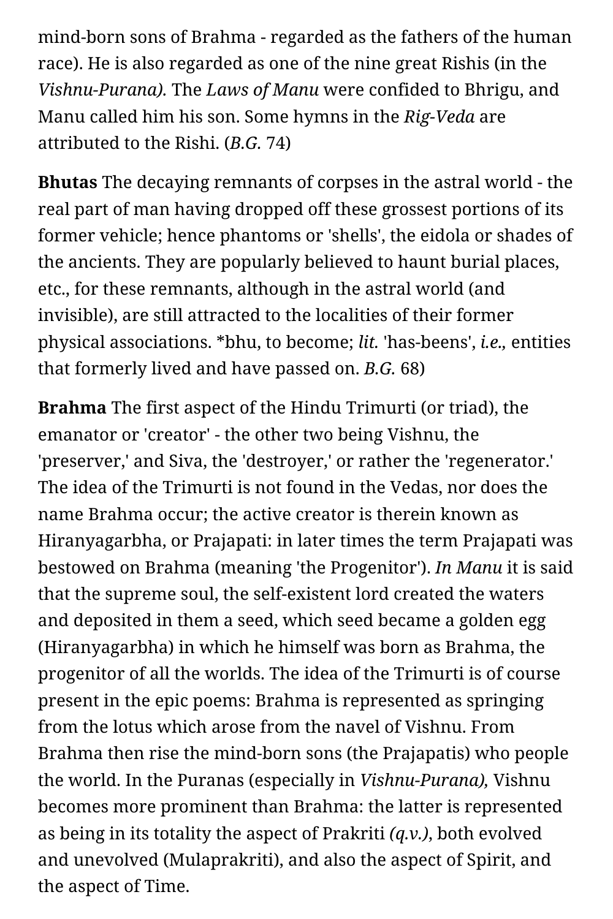mind-born sons of Brahma - regarded as the fathers of the human race). He is also regarded as one of the nine great Rishis (in the *Vishnu-Purana).* The *Laws of Manu* were confided to Bhrigu, and Manu called him his son. Some hymns in the *Rig-Veda* are attributed to the Rishi. (*B.G.* 74)

**Bhutas** The decaying remnants of corpses in the astral world - the real part of man having dropped off these grossest portions of its former vehicle; hence phantoms or 'shells', the eidola or shades of the ancients. They are popularly believed to haunt burial places, etc., for these remnants, although in the astral world (and invisible), are still attracted to the localities of their former physical associations. *bhu, to become; *lit.* 'has-beens', *i.e.,* entities that formerly lived and have passed on. *B.G.* 68)

**Brahma** The first aspect of the Hindu Trimurti (or triad), the emanator or 'creator' - the other two being Vishnu, the 'preserver,' and Siva, the 'destroyer,' or rather the 'regenerator.' The idea of the Trimurti is not found in the Vedas, nor does the name Brahma occur; the active creator is therein known as Hiranyagarbha, or Prajapati: in later times the term Prajapati was bestowed on Brahma (meaning 'the Progenitor'). *In Manu* it is said that the supreme soul, the self-existent lord created the waters and deposited in them a seed, which seed became a golden egg (Hiranyagarbha) in which he himself was born as Brahma, the progenitor of all the worlds. The idea of the Trimurti is of course present in the epic poems: Brahma is represented as springing from the lotus which arose from the navel of Vishnu. From Brahma then rise the mind-born sons (the Prajapatis) who people the world. In the Puranas (especially in *Vishnu-Purana),* Vishnu becomes more prominent than Brahma: the latter is represented as being in its totality the aspect of Prakriti *(q.v.)*, both evolved and unevolved (Mulaprakriti), and also the aspect of Spirit, and the aspect of Time.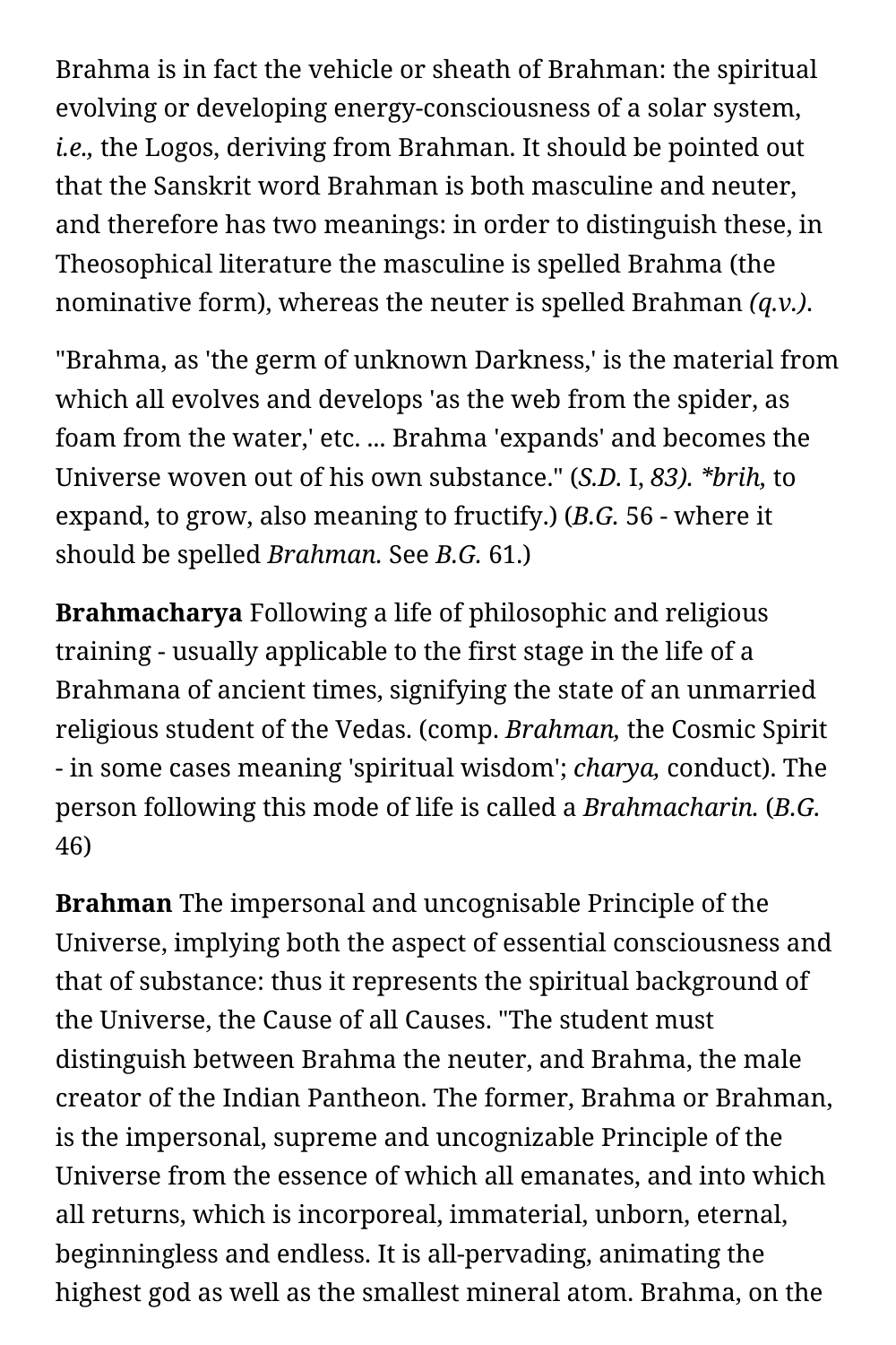Brahma is in fact the vehicle or sheath of Brahman: the spiritual evolving or developing energy-consciousness of a solar system, *i.e.*, the Logos, deriving from Brahman. It should be pointed out that the Sanskrit word Brahman is both masculine and neuter, and therefore has two meanings: in order to distinguish these, in Theosophical literature the masculine is spelled Brahma (the nominative form), whereas the neuter is spelled Brahman *(q.v.)*.

"Brahma, as 'the germ of unknown Darkness,' is the material from which all evolves and develops 'as the web from the spider, as foam from the water,' etc. ... Brahma 'expands' and becomes the Universe woven out of his own substance." (*S.D.* I, *83). *brih,* to expand, to grow, also meaning to fructify.) (*B.G.* 56 - where it should be spelled *Brahman.* See *B.G.* 61.)

**Brahmacharya** Following a life of philosophic and religious training - usually applicable to the first stage in the life of a Brahmana of ancient times, signifying the state of an unmarried religious student of the Vedas. (comp. *Brahman,* the Cosmic Spirit - in some cases meaning 'spiritual wisdom'; *charya,* conduct). The person following this mode of life is called a *Brahmacharin.* (*B.G.* 46)

**Brahman** The impersonal and uncognisable Principle of the Universe, implying both the aspect of essential consciousness and that of substance: thus it represents the spiritual background of the Universe, the Cause of all Causes. "The student must distinguish between Brahma the neuter, and Brahma, the male creator of the Indian Pantheon. The former, Brahma or Brahman, is the impersonal, supreme and uncognizable Principle of the Universe from the essence of which all emanates, and into which all returns, which is incorporeal, immaterial, unborn, eternal, beginningless and endless. It is all-pervading, animating the highest god as well as the smallest mineral atom. Brahma, on the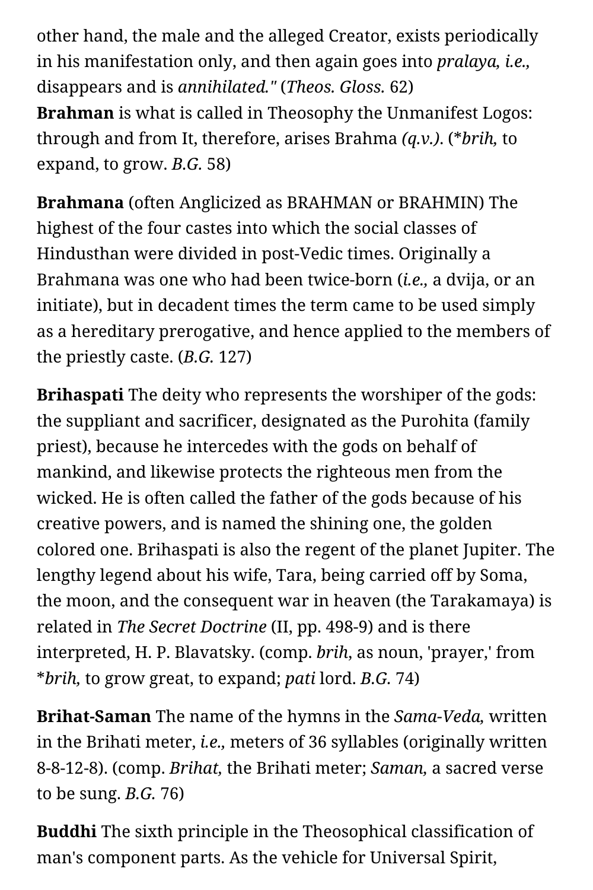other hand, the male and the alleged Creator, exists periodically in his manifestation only, and then again goes into *pralaya, i.e.,* disappears and is *annihilated."* (*Theos. Gloss.* 62)
**Brahman** is what is called in Theosophy the Unmanifest Logos: through and from It, therefore, arises Brahma *(q.v.)*. (**brih,* to expand, to grow. *B.G.* 58)

**Brahmana** (often Anglicized as BRAHMAN or BRAHMIN) The highest of the four castes into which the social classes of Hindusthan were divided in post-Vedic times. Originally a Brahmana was one who had been twice-born (*i.e.,* a dvija, or an initiate), but in decadent times the term came to be used simply as a hereditary prerogative, and hence applied to the members of the priestly caste. (*B.G.* 127)

**Brihaspati** The deity who represents the worshiper of the gods: the suppliant and sacrificer, designated as the Purohita (family priest), because he intercedes with the gods on behalf of mankind, and likewise protects the righteous men from the wicked. He is often called the father of the gods because of his creative powers, and is named the shining one, the golden colored one. Brihaspati is also the regent of the planet Jupiter. The lengthy legend about his wife, Tara, being carried off by Soma, the moon, and the consequent war in heaven (the Tarakamaya) is related in *The Secret Doctrine* (II, pp. 498-9) and is there interpreted, H. P. Blavatsky. (comp. *brih,* as noun, 'prayer,' from **brih,* to grow great, to expand; *pati* lord. *B.G.* 74)

**Brihat-Saman** The name of the hymns in the *Sama-Veda,* written in the Brihati meter, *i.e.,* meters of 36 syllables (originally written 8-8-12-8). (comp. *Brihat,* the Brihati meter; *Saman,* a sacred verse to be sung. *B.G.* 76)

**Buddhi** The sixth principle in the Theosophical classification of man's component parts. As the vehicle for Universal Spirit,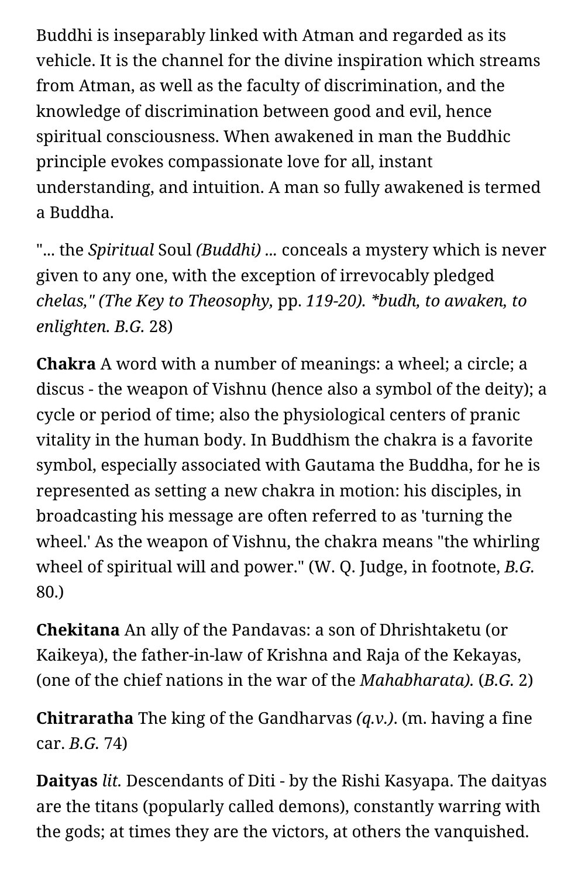Buddhi is inseparably linked with Atman and regarded as its vehicle. It is the channel for the divine inspiration which streams from Atman, as well as the faculty of discrimination, and the knowledge of discrimination between good and evil, hence spiritual consciousness. When awakened in man the Buddhic principle evokes compassionate love for all, instant understanding, and intuition. A man so fully awakened is termed a Buddha.

"... the *Spiritual* Soul *(Buddhi)* ... conceals a mystery which is never given to any one, with the exception of irrevocably pledged *chelas," (The Key to Theosophy,* pp. *119-20). *budh, to awaken, to enlighten. B.G.* 28)

**Chakra** A word with a number of meanings: a wheel; a circle; a discus - the weapon of Vishnu (hence also a symbol of the deity); a cycle or period of time; also the physiological centers of pranic vitality in the human body. In Buddhism the chakra is a favorite symbol, especially associated with Gautama the Buddha, for he is represented as setting a new chakra in motion: his disciples, in broadcasting his message are often referred to as 'turning the wheel.' As the weapon of Vishnu, the chakra means "the whirling wheel of spiritual will and power." (W. Q. Judge, in footnote, *B.G.* 80.)

**Chekitana** An ally of the Pandavas: a son of Dhrishtaketu (or Kaikeya), the father-in-law of Krishna and Raja of the Kekayas, (one of the chief nations in the war of the *Mahabharata).* (*B.G.* 2)

**Chitraratha** The king of the Gandharvas *(q.v.)*. (m. having a fine car. *B.G.* 74)

**Daityas** *lit.* Descendants of Diti - by the Rishi Kasyapa. The daityas are the titans (popularly called demons), constantly warring with the gods; at times they are the victors, at others the vanquished.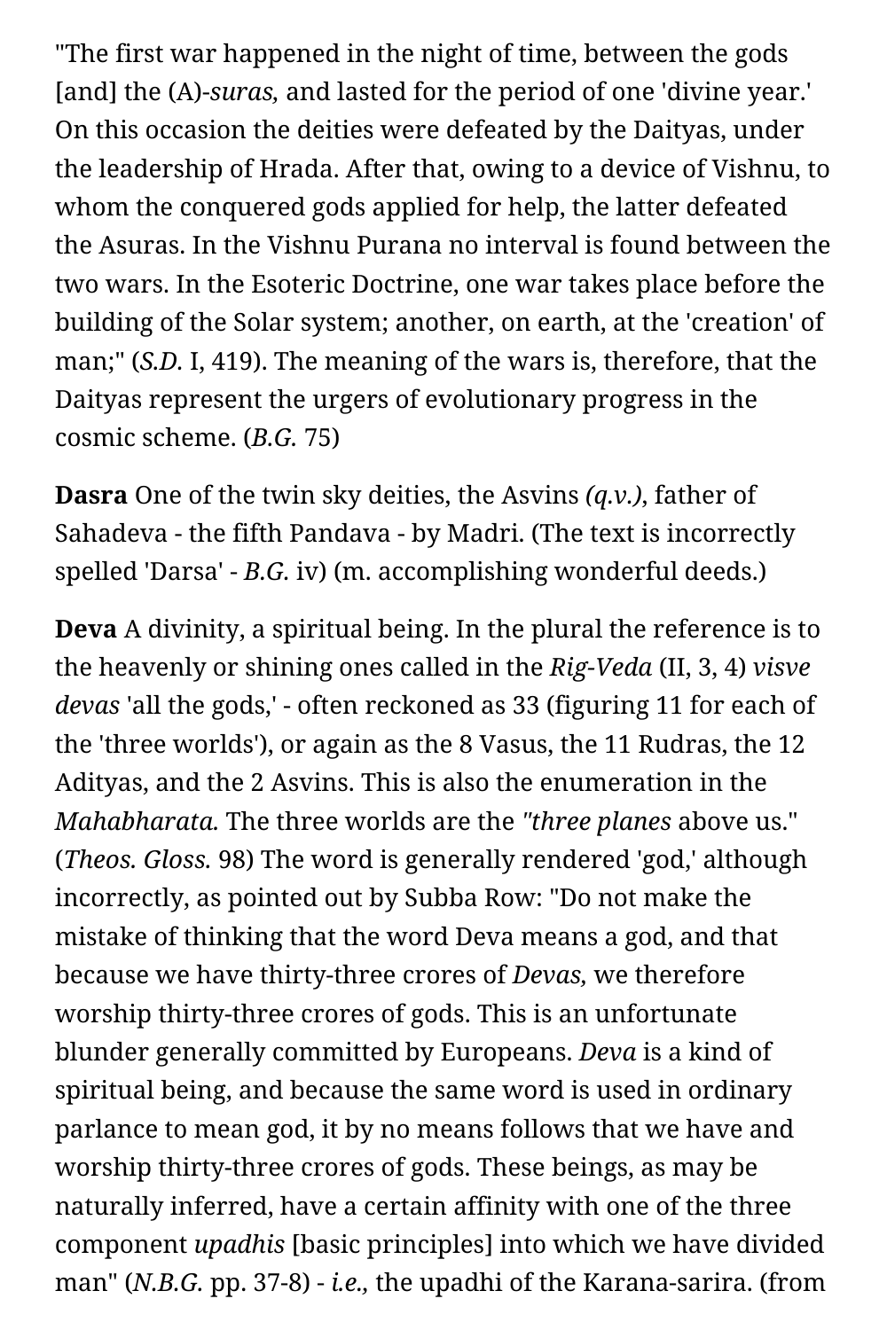"The first war happened in the night of time, between the gods [and] the (A)-*suras,* and lasted for the period of one 'divine year.' On this occasion the deities were defeated by the Daityas, under the leadership of Hrada. After that, owing to a device of Vishnu, to whom the conquered gods applied for help, the latter defeated the Asuras. In the Vishnu Purana no interval is found between the two wars. In the Esoteric Doctrine, one war takes place before the building of the Solar system; another, on earth, at the 'creation' of man;" (*S.D.* I, 419). The meaning of the wars is, therefore, that the Daityas represent the urgers of evolutionary progress in the cosmic scheme. (*B.G.* 75)

**Dasra** One of the twin sky deities, the Asvins *(q.v.),* father of Sahadeva - the fifth Pandava - by Madri. (The text is incorrectly spelled 'Darsa' - *B.G.* iv) (m. accomplishing wonderful deeds.)

**Deva** A divinity, a spiritual being. In the plural the reference is to the heavenly or shining ones called in the *Rig-Veda* (II, 3, 4) *visve devas* 'all the gods,' - often reckoned as 33 (figuring 11 for each of the 'three worlds'), or again as the 8 Vasus, the 11 Rudras, the 12 Adityas, and the 2 Asvins. This is also the enumeration in the *Mahabharata.* The three worlds are the *"three planes* above us." (*Theos. Gloss.* 98) The word is generally rendered 'god,' although incorrectly, as pointed out by Subba Row: "Do not make the mistake of thinking that the word Deva means a god, and that because we have thirty-three crores of *Devas,* we therefore worship thirty-three crores of gods. This is an unfortunate blunder generally committed by Europeans. *Deva* is a kind of spiritual being, and because the same word is used in ordinary parlance to mean god, it by no means follows that we have and worship thirty-three crores of gods. These beings, as may be naturally inferred, have a certain affinity with one of the three component *upadhis* [basic principles] into which we have divided man" (*N.B.G.* pp. 37-8) - *i.e.,* the upadhi of the Karana-sarira. (from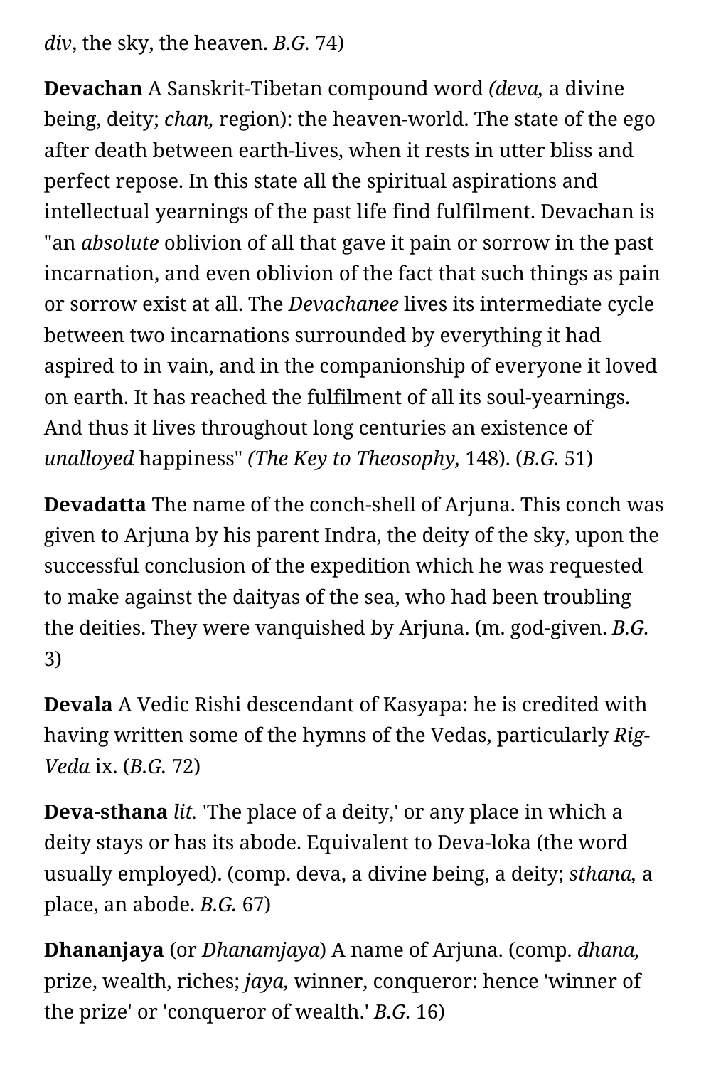*div*, the sky, the heaven. *B.G.* 74)

**Devachan** A Sanskrit-Tibetan compound word *(deva,* a divine being, deity; *chan,* region): the heaven-world. The state of the ego after death between earth-lives, when it rests in utter bliss and perfect repose. In this state all the spiritual aspirations and intellectual yearnings of the past life find fulfilment. Devachan is "an *absolute* oblivion of all that gave it pain or sorrow in the past incarnation, and even oblivion of the fact that such things as pain or sorrow exist at all. The *Devachanee* lives its intermediate cycle between two incarnations surrounded by everything it had aspired to in vain, and in the companionship of everyone it loved on earth. It has reached the fulfilment of all its soul-yearnings. And thus it lives throughout long centuries an existence of *unalloyed* happiness" *(The Key to Theosophy,* 148). (*B.G.* 51)

**Devadatta** The name of the conch-shell of Arjuna. This conch was given to Arjuna by his parent Indra, the deity of the sky, upon the successful conclusion of the expedition which he was requested to make against the daityas of the sea, who had been troubling the deities. They were vanquished by Arjuna. (m. god-given. *B.G.* 3)

**Devala** A Vedic Rishi descendant of Kasyapa: he is credited with having written some of the hymns of the Vedas, particularly *Rig-Veda* ix. (*B.G.* 72)

**Deva-sthana** *lit.* 'The place of a deity,' or any place in which a deity stays or has its abode. Equivalent to Deva-loka (the word usually employed). (comp. deva, a divine being, a deity; *sthana,* a place, an abode. *B.G.* 67)

**Dhananjaya** (or *Dhanamjaya*) A name of Arjuna. (comp. *dhana,* prize, wealth, riches; *jaya,* winner, conqueror: hence 'winner of the prize' or 'conqueror of wealth.' *B.G.* 16)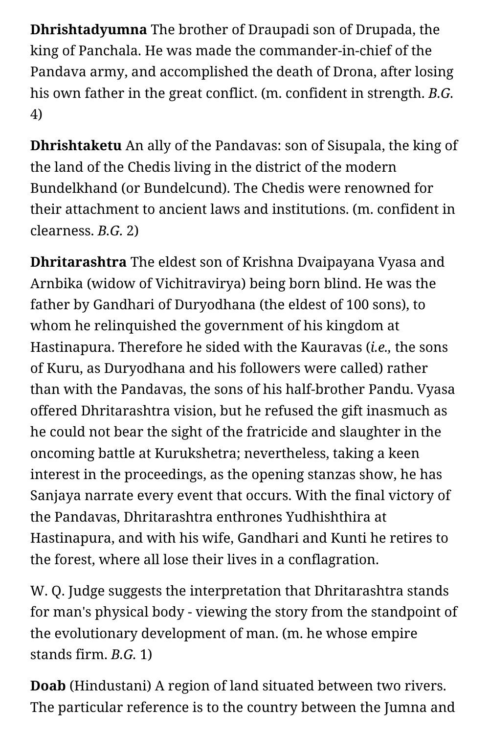**Dhrishtadyumna** The brother of Draupadi son of Drupada, the king of Panchala. He was made the commander-in-chief of the Pandava army, and accomplished the death of Drona, after losing his own father in the great conflict. (m. confident in strength. *B.G.* 4)

**Dhrishtaketu** An ally of the Pandavas: son of Sisupala, the king of the land of the Chedis living in the district of the modern Bundelkhand (or Bundelcund). The Chedis were renowned for their attachment to ancient laws and institutions. (m. confident in clearness. *B.G.* 2)

**Dhritarashtra** The eldest son of Krishna Dvaipayana Vyasa and Arnbika (widow of Vichitravirya) being born blind. He was the father by Gandhari of Duryodhana (the eldest of 100 sons), to whom he relinquished the government of his kingdom at Hastinapura. Therefore he sided with the Kauravas (*i.e.,* the sons of Kuru, as Duryodhana and his followers were called) rather than with the Pandavas, the sons of his half-brother Pandu. Vyasa offered Dhritarashtra vision, but he refused the gift inasmuch as he could not bear the sight of the fratricide and slaughter in the oncoming battle at Kurukshetra; nevertheless, taking a keen interest in the proceedings, as the opening stanzas show, he has Sanjaya narrate every event that occurs. With the final victory of the Pandavas, Dhritarashtra enthrones Yudhishthira at Hastinapura, and with his wife, Gandhari and Kunti he retires to the forest, where all lose their lives in a conflagration.

W. Q. Judge suggests the interpretation that Dhritarashtra stands for man's physical body - viewing the story from the standpoint of the evolutionary development of man. (m. he whose empire stands firm. *B.G.* 1)

**Doab** (Hindustani) A region of land situated between two rivers. The particular reference is to the country between the Jumna and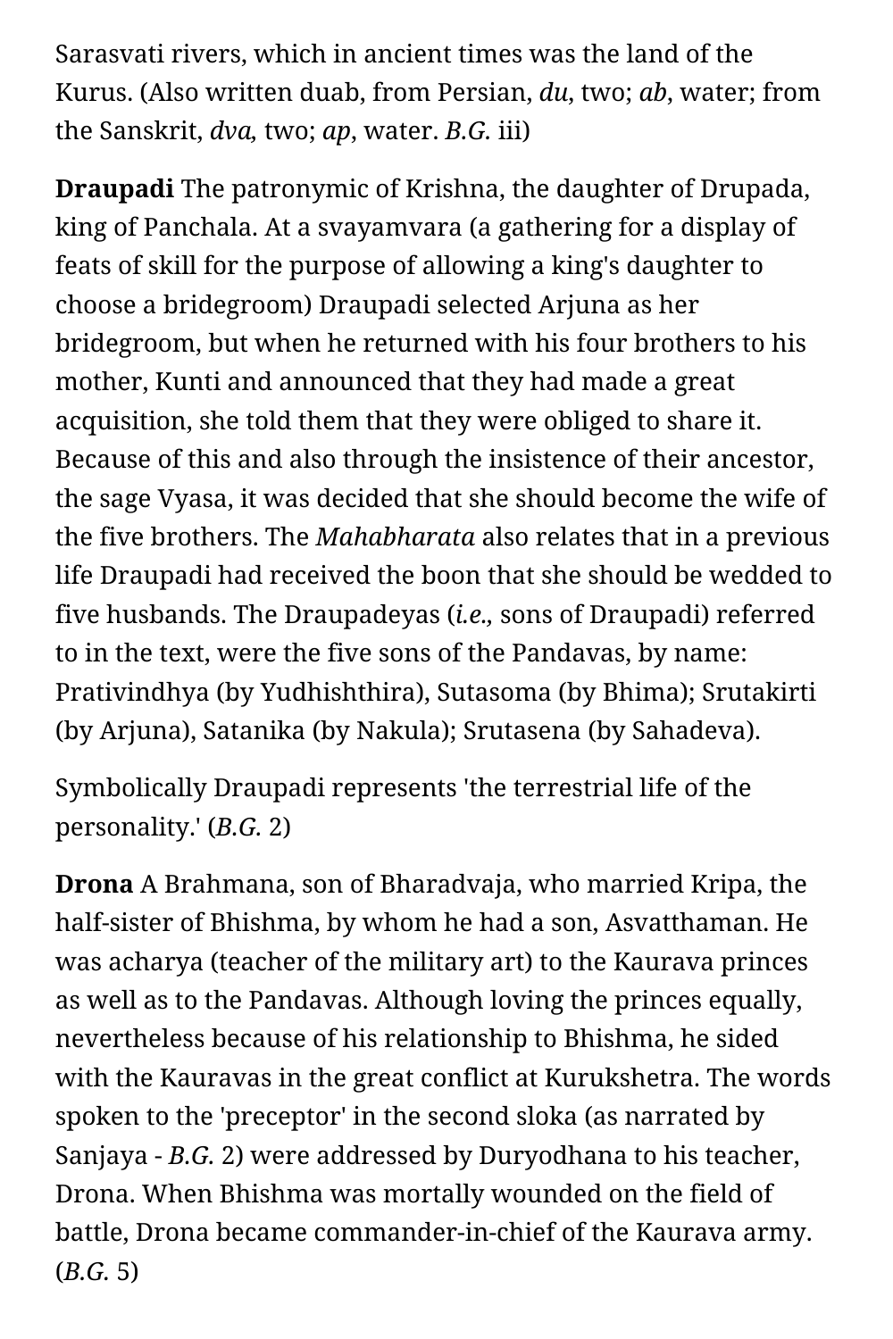Sarasvati rivers, which in ancient times was the land of the Kurus. (Also written duab, from Persian, *du*, two; *ab*, water; from the Sanskrit, *dva*, two; *ap*, water. *B.G.* iii)

**Draupadi** The patronymic of Krishna, the daughter of Drupada, king of Panchala. At a svayamvara (a gathering for a display of feats of skill for the purpose of allowing a king's daughter to choose a bridegroom) Draupadi selected Arjuna as her bridegroom, but when he returned with his four brothers to his mother, Kunti and announced that they had made a great acquisition, she told them that they were obliged to share it. Because of this and also through the insistence of their ancestor, the sage Vyasa, it was decided that she should become the wife of the five brothers. The *Mahabharata* also relates that in a previous life Draupadi had received the boon that she should be wedded to five husbands. The Draupadeyas (*i.e.*, sons of Draupadi) referred to in the text, were the five sons of the Pandavas, by name: Prativindhya (by Yudhishthira), Sutasoma (by Bhima); Srutakirti (by Arjuna), Satanika (by Nakula); Srutasena (by Sahadeva).

Symbolically Draupadi represents 'the terrestrial life of the personality.' (*B.G.* 2)

**Drona** A Brahmana, son of Bharadvaja, who married Kripa, the half-sister of Bhishma, by whom he had a son, Asvatthaman. He was acharya (teacher of the military art) to the Kaurava princes as well as to the Pandavas. Although loving the princes equally, nevertheless because of his relationship to Bhishma, he sided with the Kauravas in the great conflict at Kurukshetra. The words spoken to the 'preceptor' in the second sloka (as narrated by Sanjaya - *B.G.* 2) were addressed by Duryodhana to his teacher, Drona. When Bhishma was mortally wounded on the field of battle, Drona became commander-in-chief of the Kaurava army. (*B.G.* 5)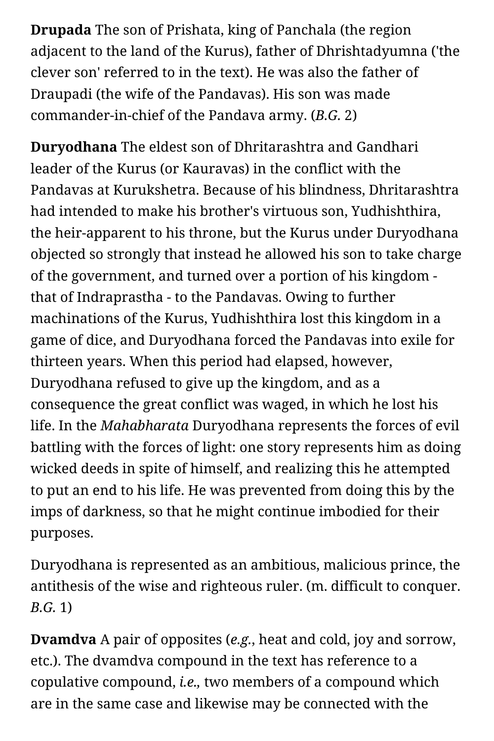**Drupada** The son of Prishata, king of Panchala (the region adjacent to the land of the Kurus), father of Dhrishtadyumna ('the clever son' referred to in the text). He was also the father of Draupadi (the wife of the Pandavas). His son was made commander-in-chief of the Pandava army. (*B.G.* 2)

**Duryodhana** The eldest son of Dhritarashtra and Gandhari leader of the Kurus (or Kauravas) in the conflict with the Pandavas at Kurukshetra. Because of his blindness, Dhritarashtra had intended to make his brother's virtuous son, Yudhishthira, the heir-apparent to his throne, but the Kurus under Duryodhana objected so strongly that instead he allowed his son to take charge of the government, and turned over a portion of his kingdom - that of Indraprastha - to the Pandavas. Owing to further machinations of the Kurus, Yudhishthira lost this kingdom in a game of dice, and Duryodhana forced the Pandavas into exile for thirteen years. When this period had elapsed, however, Duryodhana refused to give up the kingdom, and as a consequence the great conflict was waged, in which he lost his life. In the *Mahabharata* Duryodhana represents the forces of evil battling with the forces of light: one story represents him as doing wicked deeds in spite of himself, and realizing this he attempted to put an end to his life. He was prevented from doing this by the imps of darkness, so that he might continue imbodied for their purposes.

Duryodhana is represented as an ambitious, malicious prince, the antithesis of the wise and righteous ruler. (m. difficult to conquer. *B.G.* 1)

**Dvamdva** A pair of opposites (*e.g.*, heat and cold, joy and sorrow, etc.). The dvamdva compound in the text has reference to a copulative compound, *i.e.,* two members of a compound which are in the same case and likewise may be connected with the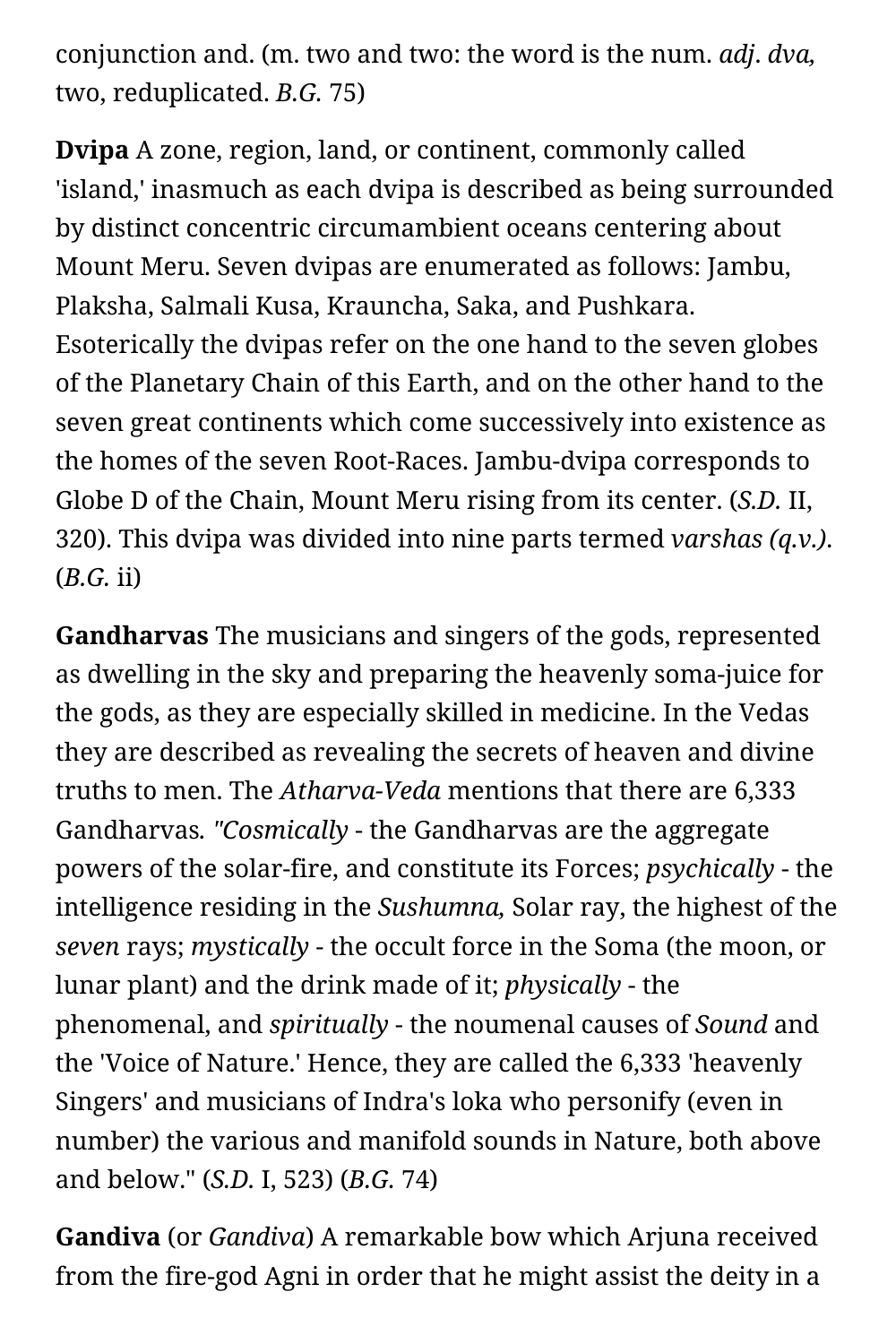conjunction and. (m. two and two: the word is the num. *adj. dva,* two, reduplicated. *B.G.* 75)

**Dvipa** A zone, region, land, or continent, commonly called 'island,' inasmuch as each dvipa is described as being surrounded by distinct concentric circumambient oceans centering about Mount Meru. Seven dvipas are enumerated as follows: Jambu, Plaksha, Salmali Kusa, Krauncha, Saka, and Pushkara. Esoterically the dvipas refer on the one hand to the seven globes of the Planetary Chain of this Earth, and on the other hand to the seven great continents which come successively into existence as the homes of the seven Root-Races. Jambu-dvipa corresponds to Globe D of the Chain, Mount Meru rising from its center. (*S.D.* II, 320). This dvipa was divided into nine parts termed *varshas (q.v.)*. (*B.G.* ii)

**Gandharvas** The musicians and singers of the gods, represented as dwelling in the sky and preparing the heavenly soma-juice for the gods, as they are especially skilled in medicine. In the Vedas they are described as revealing the secrets of heaven and divine truths to men. The *Atharva-Veda* mentions that there are 6,333 Gandharvas. *"Cosmically* - the Gandharvas are the aggregate powers of the solar-fire, and constitute its Forces; *psychically* - the intelligence residing in the *Sushumna,* Solar ray, the highest of the *seven* rays; *mystically* - the occult force in the Soma (the moon, or lunar plant) and the drink made of it; *physically* - the phenomenal, and *spiritually* - the noumenal causes of *Sound* and the 'Voice of Nature.' Hence, they are called the 6,333 'heavenly Singers' and musicians of Indra's loka who personify (even in number) the various and manifold sounds in Nature, both above and below." (*S.D.* I, 523) (*B.G.* 74)

**Gandiva** (or *Gandiva*) A remarkable bow which Arjuna received from the fire-god Agni in order that he might assist the deity in a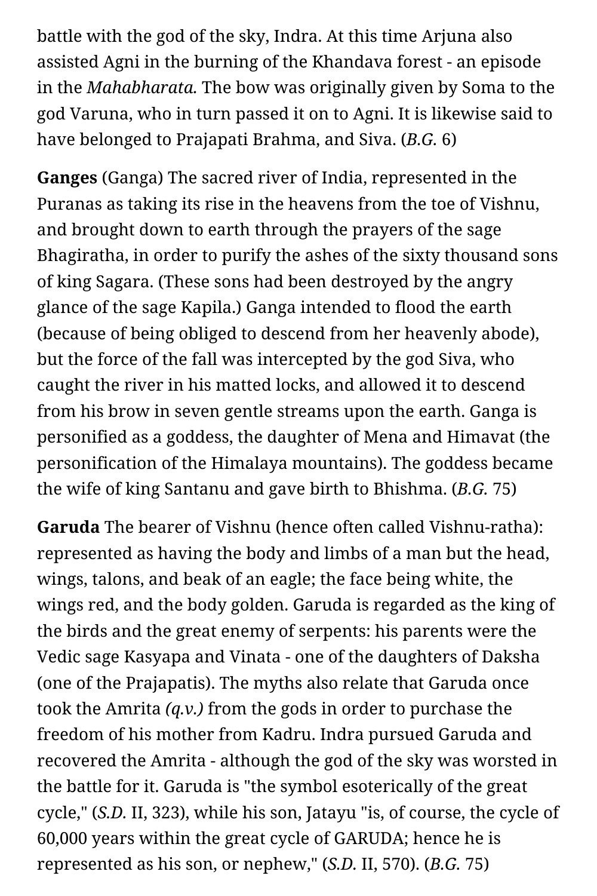battle with the god of the sky, Indra. At this time Arjuna also assisted Agni in the burning of the Khandava forest - an episode in the *Mahabharata.* The bow was originally given by Soma to the god Varuna, who in turn passed it on to Agni. It is likewise said to have belonged to Prajapati Brahma, and Siva. (*B.G.* 6)

**Ganges** (Ganga) The sacred river of India, represented in the Puranas as taking its rise in the heavens from the toe of Vishnu, and brought down to earth through the prayers of the sage Bhagiratha, in order to purify the ashes of the sixty thousand sons of king Sagara. (These sons had been destroyed by the angry glance of the sage Kapila.) Ganga intended to flood the earth (because of being obliged to descend from her heavenly abode), but the force of the fall was intercepted by the god Siva, who caught the river in his matted locks, and allowed it to descend from his brow in seven gentle streams upon the earth. Ganga is personified as a goddess, the daughter of Mena and Himavat (the personification of the Himalaya mountains). The goddess became the wife of king Santanu and gave birth to Bhishma. (*B.G.* 75)

**Garuda** The bearer of Vishnu (hence often called Vishnu-ratha): represented as having the body and limbs of a man but the head, wings, talons, and beak of an eagle; the face being white, the wings red, and the body golden. Garuda is regarded as the king of the birds and the great enemy of serpents: his parents were the Vedic sage Kasyapa and Vinata - one of the daughters of Daksha (one of the Prajapatis). The myths also relate that Garuda once took the Amrita *(q.v.)* from the gods in order to purchase the freedom of his mother from Kadru. Indra pursued Garuda and recovered the Amrita - although the god of the sky was worsted in the battle for it. Garuda is "the symbol esoterically of the great cycle," (*S.D.* II, 323), while his son, Jatayu "is, of course, the cycle of 60,000 years within the great cycle of GARUDA; hence he is represented as his son, or nephew," (*S.D.* II, 570). (*B.G.* 75)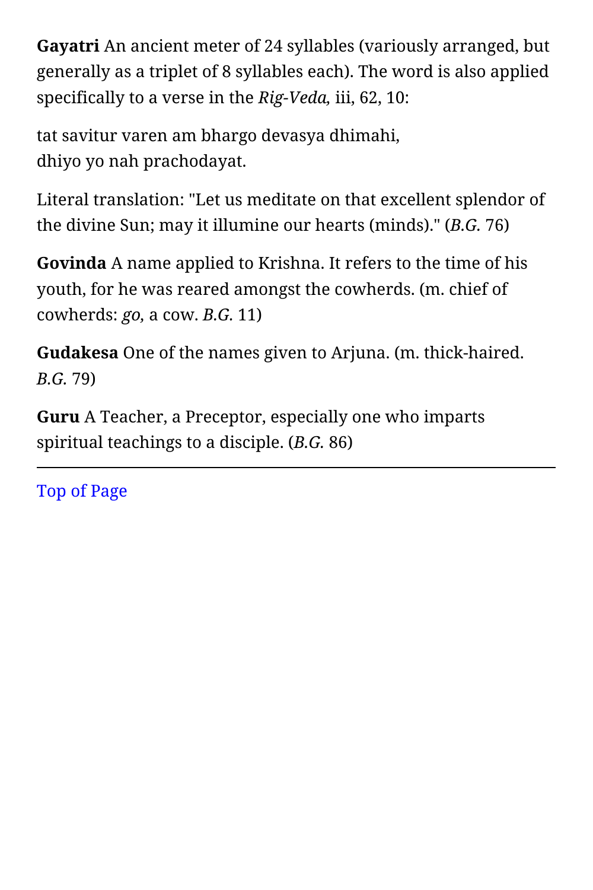**Gayatri** An ancient meter of 24 syllables (variously arranged, but generally as a triplet of 8 syllables each). The word is also applied specifically to a verse in the *Rig-Veda,* iii, 62, 10:

tat savitur varen am bhargo devasya dhimahi,
dhiyo yo nah prachodayat.

Literal translation: "Let us meditate on that excellent splendor of the divine Sun; may it illumine our hearts (minds)." (*B.G.* 76)

**Govinda** A name applied to Krishna. It refers to the time of his youth, for he was reared amongst the cowherds. (m. chief of cowherds: *go,* a cow. *B.G.* 11)

**Gudakesa** One of the names given to Arjuna. (m. thick-haired. *B.G.* 79)

**Guru** A Teacher, a Preceptor, especially one who imparts spiritual teachings to a disciple. (*B.G.* 86)

---

Top of Page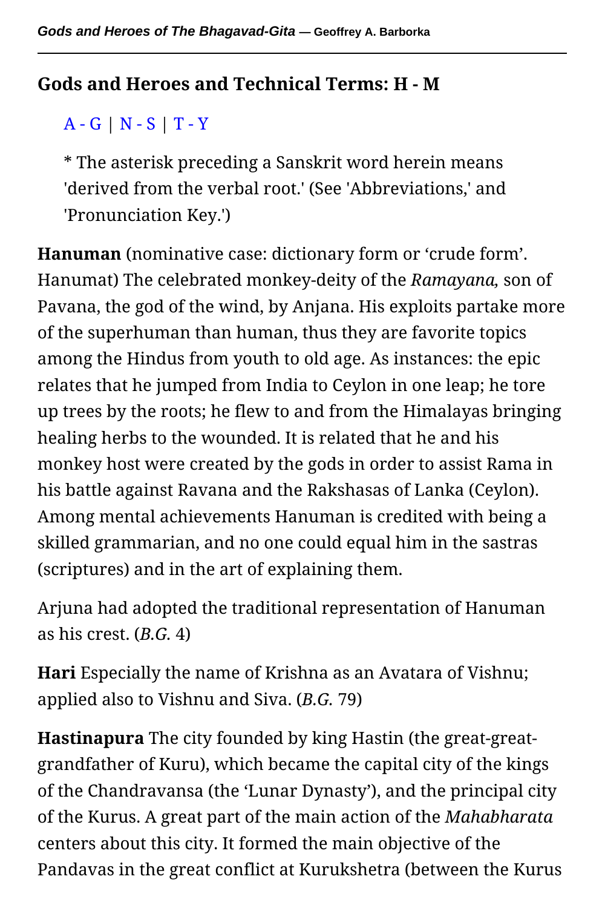## Gods and Heroes and Technical Terms: H - M

A - G | N - S | T - Y

* The asterisk preceding a Sanskrit word herein means 'derived from the verbal root.' (See 'Abbreviations,' and 'Pronunciation Key.')

**Hanuman** (nominative case: dictionary form or ‘crude form’. Hanumat) The celebrated monkey-deity of the *Ramayana,* son of Pavana, the god of the wind, by Anjana. His exploits partake more of the superhuman than human, thus they are favorite topics among the Hindus from youth to old age. As instances: the epic relates that he jumped from India to Ceylon in one leap; he tore up trees by the roots; he flew to and from the Himalayas bringing healing herbs to the wounded. It is related that he and his monkey host were created by the gods in order to assist Rama in his battle against Ravana and the Rakshasas of Lanka (Ceylon). Among mental achievements Hanuman is credited with being a skilled grammarian, and no one could equal him in the sastras (scriptures) and in the art of explaining them.

Arjuna had adopted the traditional representation of Hanuman as his crest. (*B.G.* 4)

**Hari** Especially the name of Krishna as an Avatara of Vishnu; applied also to Vishnu and Siva. (*B.G.* 79)

**Hastinapura** The city founded by king Hastin (the great-great-grandfather of Kuru), which became the capital city of the kings of the Chandravansa (the ‘Lunar Dynasty’), and the principal city of the Kurus. A great part of the main action of the *Mahabharata* centers about this city. It formed the main objective of the Pandavas in the great conflict at Kurukshetra (between the Kurus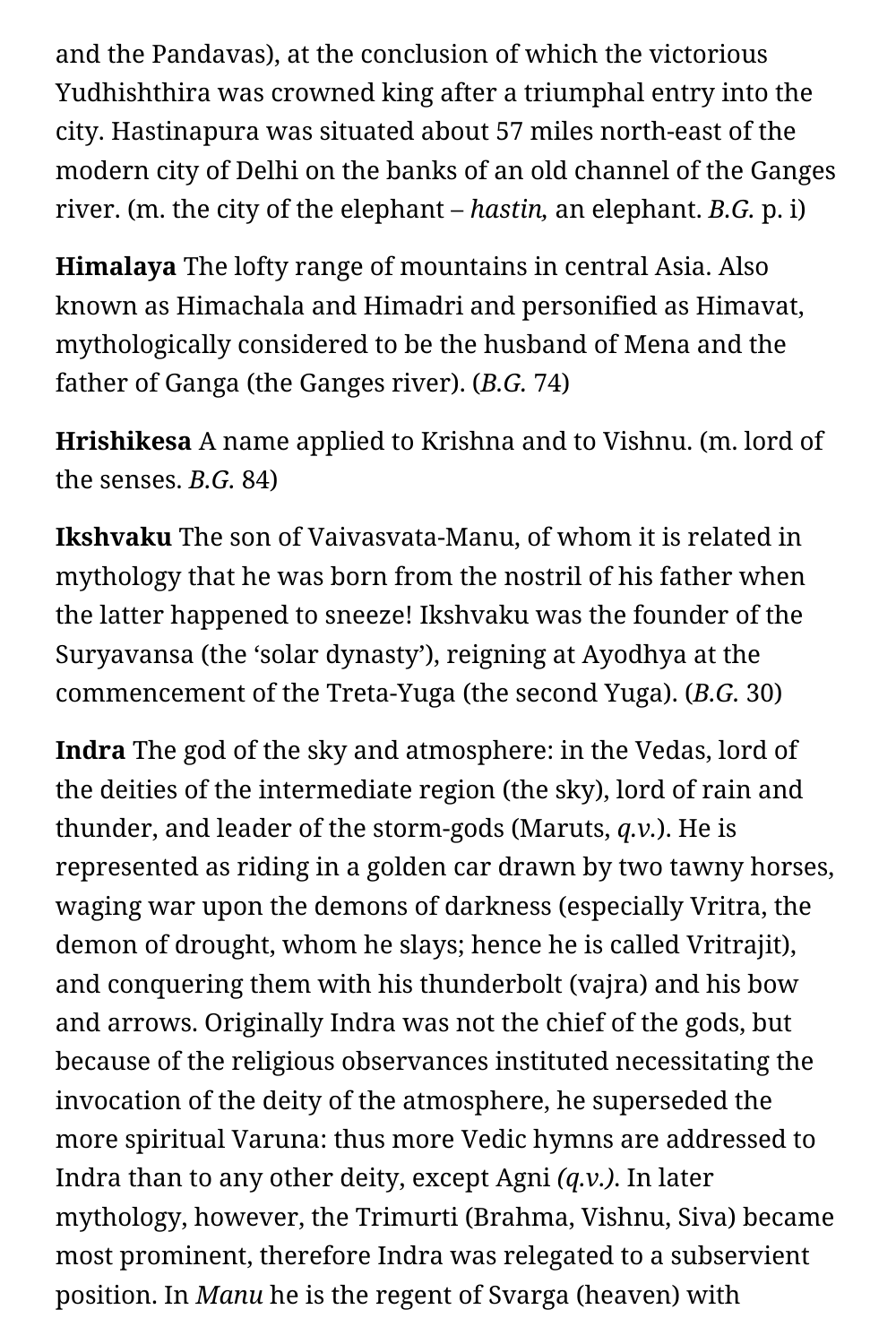and the Pandavas), at the conclusion of which the victorious Yudhishthira was crowned king after a triumphal entry into the city. Hastinapura was situated about 57 miles north-east of the modern city of Delhi on the banks of an old channel of the Ganges river. (m. the city of the elephant – *hastin,* an elephant. *B.G.* p. i)

**Himalaya** The lofty range of mountains in central Asia. Also known as Himachala and Himadri and personified as Himavat, mythologically considered to be the husband of Mena and the father of Ganga (the Ganges river). (*B.G.* 74)

**Hrishikesa** A name applied to Krishna and to Vishnu. (m. lord of the senses. *B.G.* 84)

**Ikshvaku** The son of Vaivasvata-Manu, of whom it is related in mythology that he was born from the nostril of his father when the latter happened to sneeze! Ikshvaku was the founder of the Suryavansa (the 'solar dynasty'), reigning at Ayodhya at the commencement of the Treta-Yuga (the second Yuga). (*B.G.* 30)

**Indra** The god of the sky and atmosphere: in the Vedas, lord of the deities of the intermediate region (the sky), lord of rain and thunder, and leader of the storm-gods (Maruts, *q.v.*). He is represented as riding in a golden car drawn by two tawny horses, waging war upon the demons of darkness (especially Vritra, the demon of drought, whom he slays; hence he is called Vritrajit), and conquering them with his thunderbolt (vajra) and his bow and arrows. Originally Indra was not the chief of the gods, but because of the religious observances instituted necessitating the invocation of the deity of the atmosphere, he superseded the more spiritual Varuna: thus more Vedic hymns are addressed to Indra than to any other deity, except Agni *(q.v.)*. In later mythology, however, the Trimurti (Brahma, Vishnu, Siva) became most prominent, therefore Indra was relegated to a subservient position. In *Manu* he is the regent of Svarga (heaven) with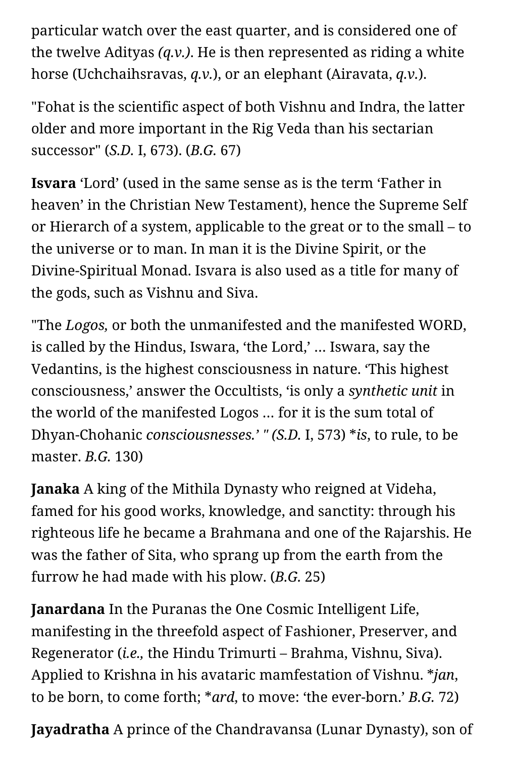particular watch over the east quarter, and is considered one of the twelve Adityas *(q.v.)*. He is then represented as riding a white horse (Uchchaihsravas, *q.v.*), or an elephant (Airavata, *q.v.*).

"Fohat is the scientific aspect of both Vishnu and Indra, the latter older and more important in the Rig Veda than his sectarian successor" (*S.D.* I, 673). (*B.G.* 67)

**Isvara** 'Lord' (used in the same sense as is the term 'Father in heaven' in the Christian New Testament), hence the Supreme Self or Hierarch of a system, applicable to the great or to the small – to the universe or to man. In man it is the Divine Spirit, or the Divine-Spiritual Monad. Isvara is also used as a title for many of the gods, such as Vishnu and Siva.

"The *Logos,* or both the unmanifested and the manifested WORD, is called by the Hindus, Iswara, 'the Lord,' … Iswara, say the Vedantins, is the highest consciousness in nature. 'This highest consciousness,' answer the Occultists, 'is only a *synthetic unit* in the world of the manifested Logos … for it is the sum total of Dhyan-Chohanic *consciousnesses.' " (S.D.* I, 573) **is*, to rule, to be master. *B.G.* 130)

**Janaka** A king of the Mithila Dynasty who reigned at Videha, famed for his good works, knowledge, and sanctity: through his righteous life he became a Brahmana and one of the Rajarshis. He was the father of Sita, who sprang up from the earth from the furrow he had made with his plow. (*B.G.* 25)

**Janardana** In the Puranas the One Cosmic Intelligent Life, manifesting in the threefold aspect of Fashioner, Preserver, and Regenerator (*i.e.*, the Hindu Trimurti – Brahma, Vishnu, Siva). Applied to Krishna in his avataric mamfestation of Vishnu. **jan*, to be born, to come forth; **ard*, to move: 'the ever-born.' *B.G.* 72)

**Jayadratha** A prince of the Chandravansa (Lunar Dynasty), son of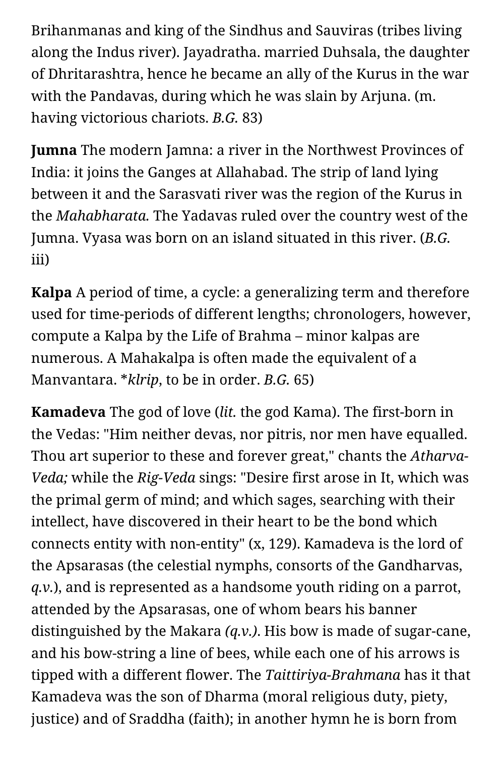Brihanmanas and king of the Sindhus and Sauviras (tribes living along the Indus river). Jayadratha. married Duhsala, the daughter of Dhritarashtra, hence he became an ally of the Kurus in the war with the Pandavas, during which he was slain by Arjuna. (m. having victorious chariots. *B.G.* 83)

**Jumna** The modern Jamna: a river in the Northwest Provinces of India: it joins the Ganges at Allahabad. The strip of land lying between it and the Sarasvati river was the region of the Kurus in the *Mahabharata.* The Yadavas ruled over the country west of the Jumna. Vyasa was born on an island situated in this river. (*B.G.* iii)

**Kalpa** A period of time, a cycle: a generalizing term and therefore used for time-periods of different lengths; chronologers, however, compute a Kalpa by the Life of Brahma – minor kalpas are numerous. A Mahakalpa is often made the equivalent of a Manvantara. **klrip*, to be in order. *B.G.* 65)

**Kamadeva** The god of love (*lit.* the god Kama). The first-born in the Vedas: "Him neither devas, nor pitris, nor men have equalled. Thou art superior to these and forever great," chants the *Atharva-Veda;* while the *Rig-Veda* sings: "Desire first arose in It, which was the primal germ of mind; and which sages, searching with their intellect, have discovered in their heart to be the bond which connects entity with non-entity" (x, 129). Kamadeva is the lord of the Apsarasas (the celestial nymphs, consorts of the Gandharvas, *q.v.*), and is represented as a handsome youth riding on a parrot, attended by the Apsarasas, one of whom bears his banner distinguished by the Makara *(q.v.)*. His bow is made of sugar-cane, and his bow-string a line of bees, while each one of his arrows is tipped with a different flower. The *Taittiriya-Brahmana* has it that Kamadeva was the son of Dharma (moral religious duty, piety, justice) and of Sraddha (faith); in another hymn he is born from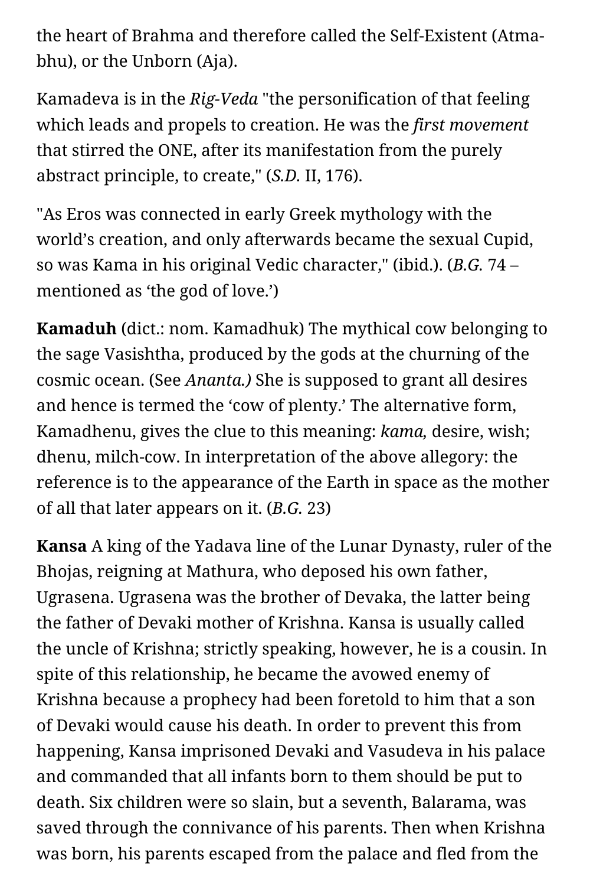the heart of Brahma and therefore called the Self-Existent (Atma-bhu), or the Unborn (Aja).

Kamadeva is in the *Rig-Veda* "the personification of that feeling which leads and propels to creation. He was the *first movement* that stirred the ONE, after its manifestation from the purely abstract principle, to create," (*S.D.* II, 176).

"As Eros was connected in early Greek mythology with the world's creation, and only afterwards became the sexual Cupid, so was Kama in his original Vedic character," (ibid.). (*B.G.* 74 – mentioned as 'the god of love.')

**Kamaduh** (dict.: nom. Kamadhuk) The mythical cow belonging to the sage Vasishtha, produced by the gods at the churning of the cosmic ocean. (See *Ananta.)* She is supposed to grant all desires and hence is termed the 'cow of plenty.' The alternative form, Kamadhenu, gives the clue to this meaning: *kama,* desire, wish; dhenu, milch-cow. In interpretation of the above allegory: the reference is to the appearance of the Earth in space as the mother of all that later appears on it. (*B.G.* 23)

**Kansa** A king of the Yadava line of the Lunar Dynasty, ruler of the Bhojas, reigning at Mathura, who deposed his own father, Ugrasena. Ugrasena was the brother of Devaka, the latter being the father of Devaki mother of Krishna. Kansa is usually called the uncle of Krishna; strictly speaking, however, he is a cousin. In spite of this relationship, he became the avowed enemy of Krishna because a prophecy had been foretold to him that a son of Devaki would cause his death. In order to prevent this from happening, Kansa imprisoned Devaki and Vasudeva in his palace and commanded that all infants born to them should be put to death. Six children were so slain, but a seventh, Balarama, was saved through the connivance of his parents. Then when Krishna was born, his parents escaped from the palace and fled from the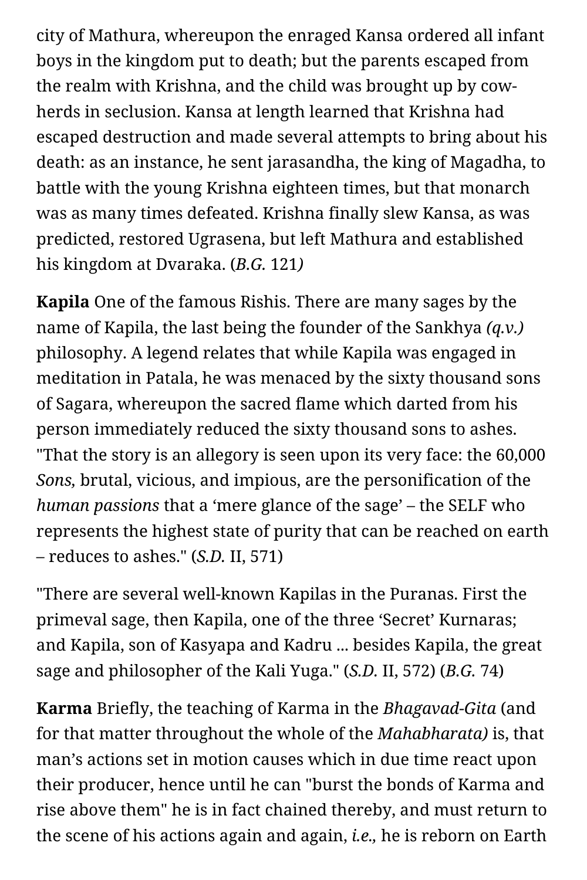city of Mathura, whereupon the enraged Kansa ordered all infant boys in the kingdom put to death; but the parents escaped from the realm with Krishna, and the child was brought up by cow-herds in seclusion. Kansa at length learned that Krishna had escaped destruction and made several attempts to bring about his death: as an instance, he sent jarasandha, the king of Magadha, to battle with the young Krishna eighteen times, but that monarch was as many times defeated. Krishna finally slew Kansa, as was predicted, restored Ugrasena, but left Mathura and established his kingdom at Dvaraka. (*B.G.* 121*)*

**Kapila** One of the famous Rishis. There are many sages by the name of Kapila, the last being the founder of the Sankhya *(q.v.)* philosophy. A legend relates that while Kapila was engaged in meditation in Patala, he was menaced by the sixty thousand sons of Sagara, whereupon the sacred flame which darted from his person immediately reduced the sixty thousand sons to ashes. "That the story is an allegory is seen upon its very face: the 60,000 *Sons,* brutal, vicious, and impious, are the personification of the *human passions* that a 'mere glance of the sage' – the SELF who represents the highest state of purity that can be reached on earth – reduces to ashes." (*S.D.* II, 571)

"There are several well-known Kapilas in the Puranas. First the primeval sage, then Kapila, one of the three 'Secret' Kurnaras; and Kapila, son of Kasyapa and Kadru ... besides Kapila, the great sage and philosopher of the Kali Yuga." (*S.D.* II, 572) (*B.G.* 74)

**Karma** Briefly, the teaching of Karma in the *Bhagavad-Gita* (and for that matter throughout the whole of the *Mahabharata)* is, that man's actions set in motion causes which in due time react upon their producer, hence until he can "burst the bonds of Karma and rise above them" he is in fact chained thereby, and must return to the scene of his actions again and again, *i.e.,* he is reborn on Earth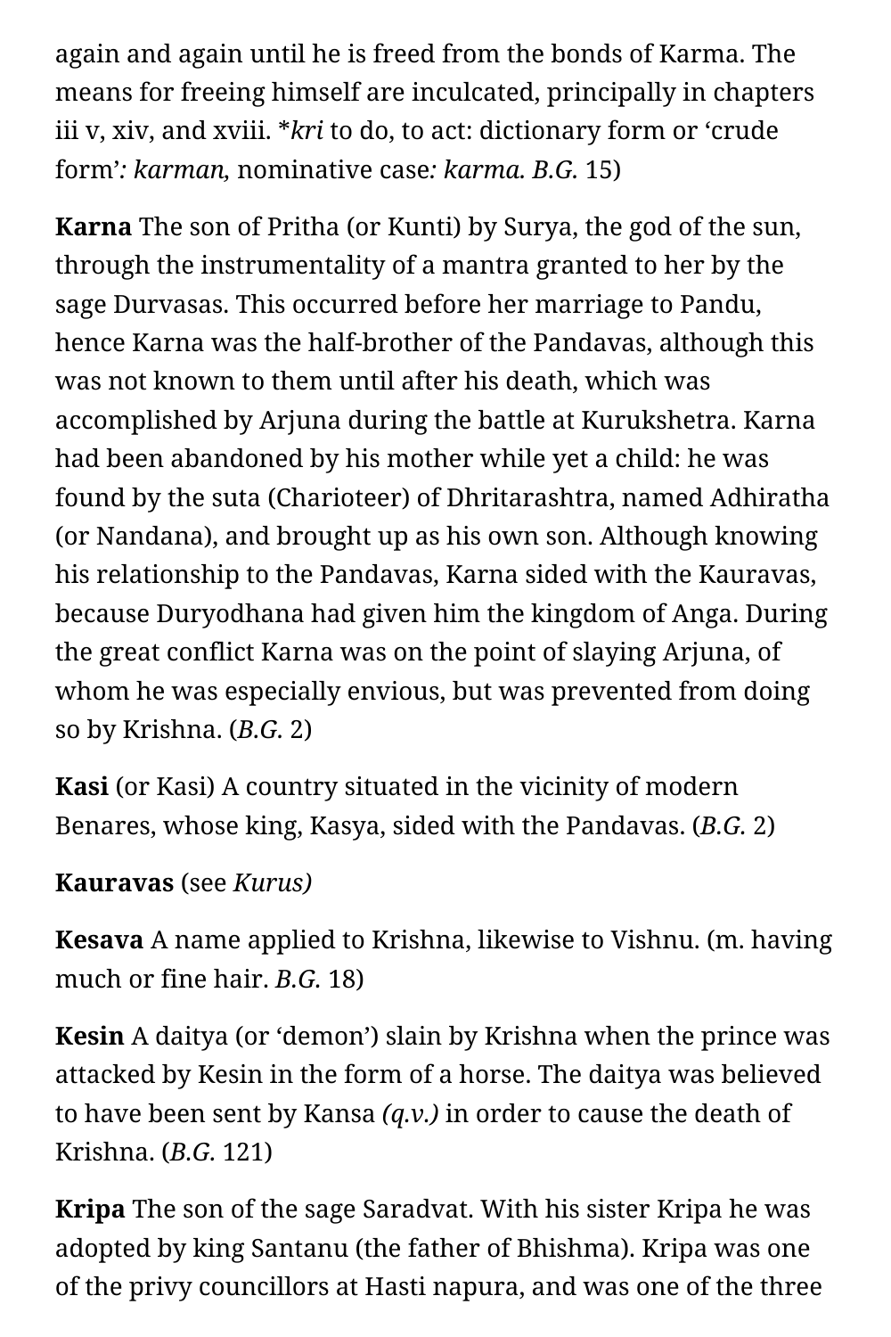again and again until he is freed from the bonds of Karma. The means for freeing himself are inculcated, principally in chapters iii v, xiv, and xviii. **kri* to do, to act: dictionary form or 'crude form'*: karman,* nominative case*: karma. B.G.* 15)

**Karna** The son of Pritha (or Kunti) by Surya, the god of the sun, through the instrumentality of a mantra granted to her by the sage Durvasas. This occurred before her marriage to Pandu, hence Karna was the half-brother of the Pandavas, although this was not known to them until after his death, which was accomplished by Arjuna during the battle at Kurukshetra. Karna had been abandoned by his mother while yet a child: he was found by the suta (Charioteer) of Dhritarashtra, named Adhiratha (or Nandana), and brought up as his own son. Although knowing his relationship to the Pandavas, Karna sided with the Kauravas, because Duryodhana had given him the kingdom of Anga. During the great conflict Karna was on the point of slaying Arjuna, of whom he was especially envious, but was prevented from doing so by Krishna. (*B.G.* 2)

**Kasi** (or Kasi) A country situated in the vicinity of modern Benares, whose king, Kasya, sided with the Pandavas. (*B.G.* 2)

**Kauravas** (see *Kurus)*

**Kesava** A name applied to Krishna, likewise to Vishnu. (m. having much or fine hair. *B.G.* 18)

**Kesin** A daitya (or 'demon') slain by Krishna when the prince was attacked by Kesin in the form of a horse. The daitya was believed to have been sent by Kansa *(q.v.)* in order to cause the death of Krishna. (*B.G.* 121)

**Kripa** The son of the sage Saradvat. With his sister Kripa he was adopted by king Santanu (the father of Bhishma). Kripa was one of the privy councillors at Hasti napura, and was one of the three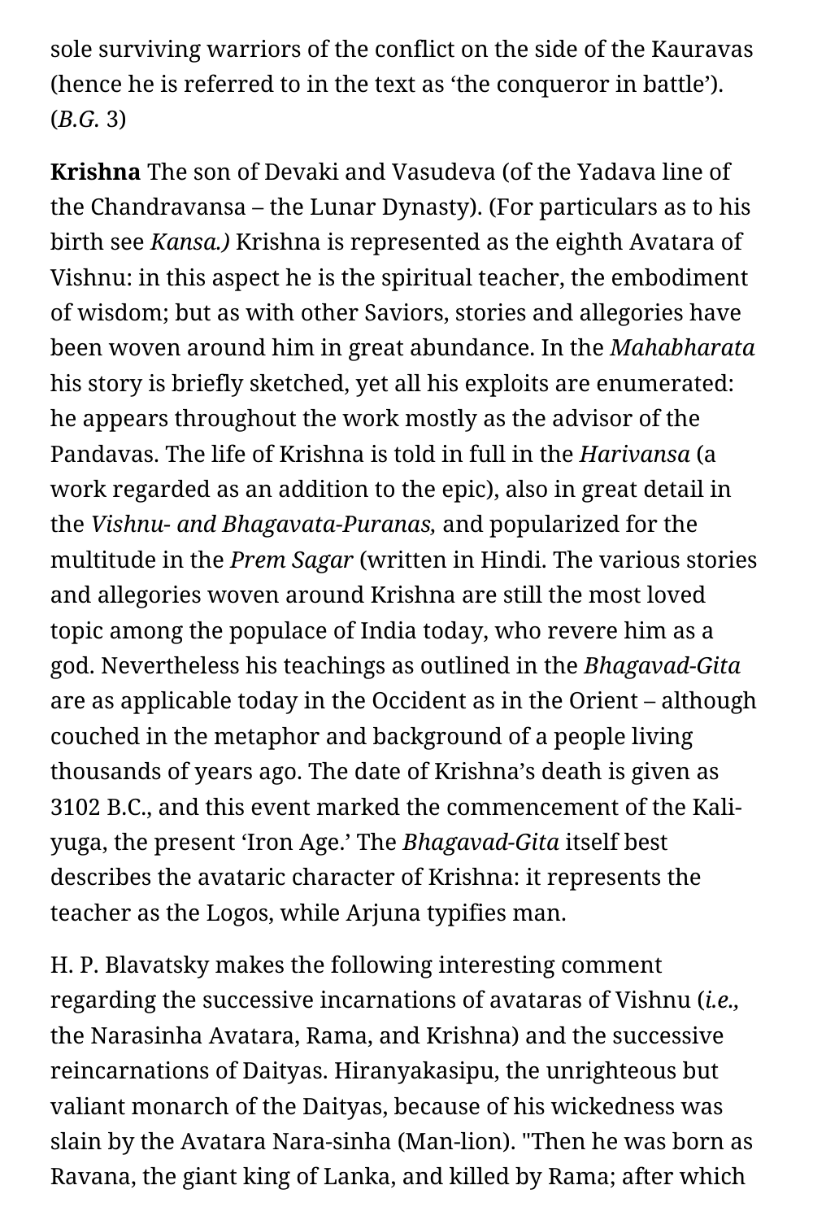sole surviving warriors of the conflict on the side of the Kauravas (hence he is referred to in the text as 'the conqueror in battle'). (*B.G.* 3)

**Krishna** The son of Devaki and Vasudeva (of the Yadava line of the Chandravansa – the Lunar Dynasty). (For particulars as to his birth see *Kansa.)* Krishna is represented as the eighth Avatara of Vishnu: in this aspect he is the spiritual teacher, the embodiment of wisdom; but as with other Saviors, stories and allegories have been woven around him in great abundance. In the *Mahabharata* his story is briefly sketched, yet all his exploits are enumerated: he appears throughout the work mostly as the advisor of the Pandavas. The life of Krishna is told in full in the *Harivansa* (a work regarded as an addition to the epic), also in great detail in the *Vishnu- and Bhagavata-Puranas,* and popularized for the multitude in the *Prem Sagar* (written in Hindi. The various stories and allegories woven around Krishna are still the most loved topic among the populace of India today, who revere him as a god. Nevertheless his teachings as outlined in the *Bhagavad-Gita* are as applicable today in the Occident as in the Orient – although couched in the metaphor and background of a people living thousands of years ago. The date of Krishna's death is given as 3102 B.C., and this event marked the commencement of the Kali-yuga, the present 'Iron Age.' The *Bhagavad-Gita* itself best describes the avataric character of Krishna: it represents the teacher as the Logos, while Arjuna typifies man.

H. P. Blavatsky makes the following interesting comment regarding the successive incarnations of avataras of Vishnu (*i.e.,* the Narasinha Avatara, Rama, and Krishna) and the successive reincarnations of Daityas. Hiranyakasipu, the unrighteous but valiant monarch of the Daityas, because of his wickedness was slain by the Avatara Nara-sinha (Man-lion). "Then he was born as Ravana, the giant king of Lanka, and killed by Rama; after which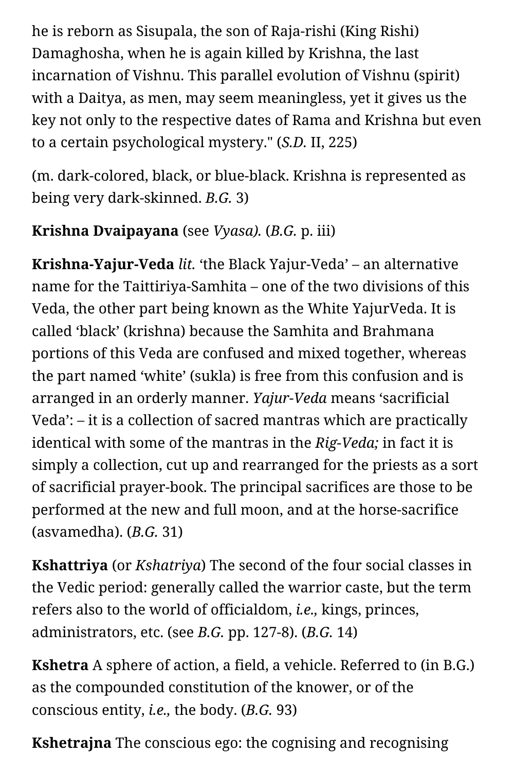he is reborn as Sisupala, the son of Raja-rishi (King Rishi) Damaghosha, when he is again killed by Krishna, the last incarnation of Vishnu. This parallel evolution of Vishnu (spirit) with a Daitya, as men, may seem meaningless, yet it gives us the key not only to the respective dates of Rama and Krishna but even to a certain psychological mystery." (*S.D.* II, 225)

(m. dark-colored, black, or blue-black. Krishna is represented as being very dark-skinned. *B.G.* 3)

**Krishna Dvaipayana** (see *Vyasa).* (*B.G.* p. iii)

**Krishna-Yajur-Veda** *lit.* 'the Black Yajur-Veda' – an alternative name for the Taittiriya-Samhita – one of the two divisions of this Veda, the other part being known as the White YajurVeda. It is called 'black' (krishna) because the Samhita and Brahmana portions of this Veda are confused and mixed together, whereas the part named 'white' (sukla) is free from this confusion and is arranged in an orderly manner. *Yajur-Veda* means 'sacrificial Veda': – it is a collection of sacred mantras which are practically identical with some of the mantras in the *Rig-Veda;* in fact it is simply a collection, cut up and rearranged for the priests as a sort of sacrificial prayer-book. The principal sacrifices are those to be performed at the new and full moon, and at the horse-sacrifice (asvamedha). (*B.G.* 31)

**Kshattriya** (or *Kshatriya*) The second of the four social classes in the Vedic period: generally called the warrior caste, but the term refers also to the world of officialdom, *i.e.,* kings, princes, administrators, etc. (see *B.G.* pp. 127-8). (*B.G.* 14)

**Kshetra** A sphere of action, a field, a vehicle. Referred to (in B.G.) as the compounded constitution of the knower, or of the conscious entity, *i.e.,* the body. (*B.G.* 93)

**Kshetrajna** The conscious ego: the cognising and recognising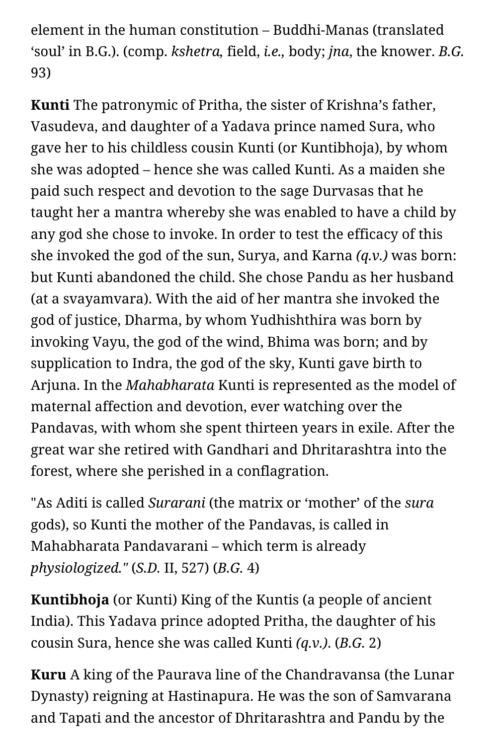element in the human constitution – Buddhi-Manas (translated ‘soul’ in B.G.). (comp. *kshetra,* field, *i.e.,* body; *jna,* the knower. *B.G.* 93)

**Kunti** The patronymic of Pritha, the sister of Krishna’s father, Vasudeva, and daughter of a Yadava prince named Sura, who gave her to his childless cousin Kunti (or Kuntibhoja), by whom she was adopted – hence she was called Kunti. As a maiden she paid such respect and devotion to the sage Durvasas that he taught her a mantra whereby she was enabled to have a child by any god she chose to invoke. In order to test the efficacy of this she invoked the god of the sun, Surya, and Karna *(q.v.)* was born: but Kunti abandoned the child. She chose Pandu as her husband (at a svayamvara). With the aid of her mantra she invoked the god of justice, Dharma, by whom Yudhishthira was born by invoking Vayu, the god of the wind, Bhima was born; and by supplication to Indra, the god of the sky, Kunti gave birth to Arjuna. In the *Mahabharata* Kunti is represented as the model of maternal affection and devotion, ever watching over the Pandavas, with whom she spent thirteen years in exile. After the great war she retired with Gandhari and Dhritarashtra into the forest, where she perished in a conflagration.

"As Aditi is called *Surarani* (the matrix or ‘mother’ of the *sura* gods), so Kunti the mother of the Pandavas, is called in Mahabharata Pandavarani – which term is already *physiologized."* (*S.D.* II, 527) (*B.G.* 4)

**Kuntibhoja** (or Kunti) King of the Kuntis (a people of ancient India). This Yadava prince adopted Pritha, the daughter of his cousin Sura, hence she was called Kunti *(q.v.)*. (*B.G.* 2)

**Kuru** A king of the Paurava line of the Chandravansa (the Lunar Dynasty) reigning at Hastinapura. He was the son of Samvarana and Tapati and the ancestor of Dhritarashtra and Pandu by the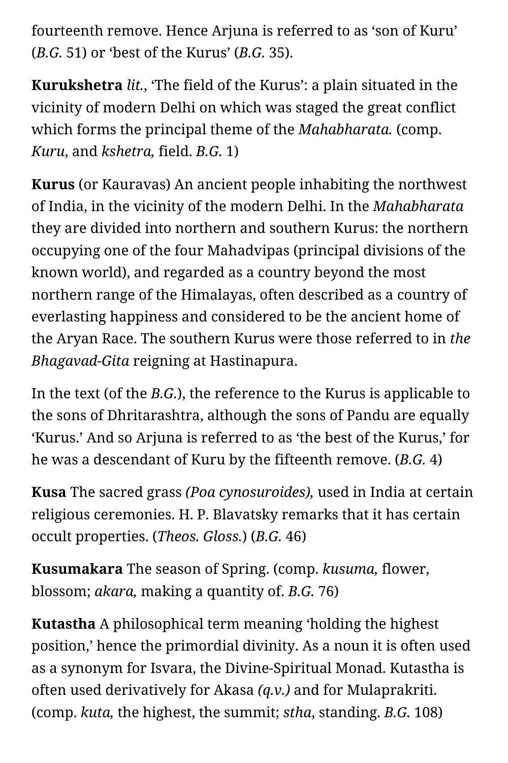fourteenth remove. Hence Arjuna is referred to as 'son of Kuru' (*B.G.* 51) or 'best of the Kurus' (*B.G.* 35).

**Kurukshetra** *lit.*, 'The field of the Kurus': a plain situated in the vicinity of modern Delhi on which was staged the great conflict which forms the principal theme of the *Mahabharata.* (comp. *Kuru,* and *kshetra,* field. *B.G.* 1)

**Kurus** (or Kauravas) An ancient people inhabiting the northwest of India, in the vicinity of the modern Delhi. In the *Mahabharata* they are divided into northern and southern Kurus: the northern occupying one of the four Mahadvipas (principal divisions of the known world), and regarded as a country beyond the most northern range of the Himalayas, often described as a country of everlasting happiness and considered to be the ancient home of the Aryan Race. The southern Kurus were those referred to in *the Bhagavad-Gita* reigning at Hastinapura.

In the text (of the *B.G.*), the reference to the Kurus is applicable to the sons of Dhritarashtra, although the sons of Pandu are equally 'Kurus.' And so Arjuna is referred to as 'the best of the Kurus,' for he was a descendant of Kuru by the fifteenth remove. (*B.G.* 4)

**Kusa** The sacred grass *(Poa cynosuroides),* used in India at certain religious ceremonies. H. P. Blavatsky remarks that it has certain occult properties. (*Theos. Gloss.*) (*B.G.* 46)

**Kusumakara** The season of Spring. (comp. *kusuma,* flower, blossom; *akara,* making a quantity of. *B.G.* 76)

**Kutastha** A philosophical term meaning 'holding the highest position,' hence the primordial divinity. As a noun it is often used as a synonym for Isvara, the Divine-Spiritual Monad. Kutastha is often used derivatively for Akasa *(q.v.)* and for Mulaprakriti. (comp. *kuta,* the highest, the summit; *stha*, standing. *B.G.* 108)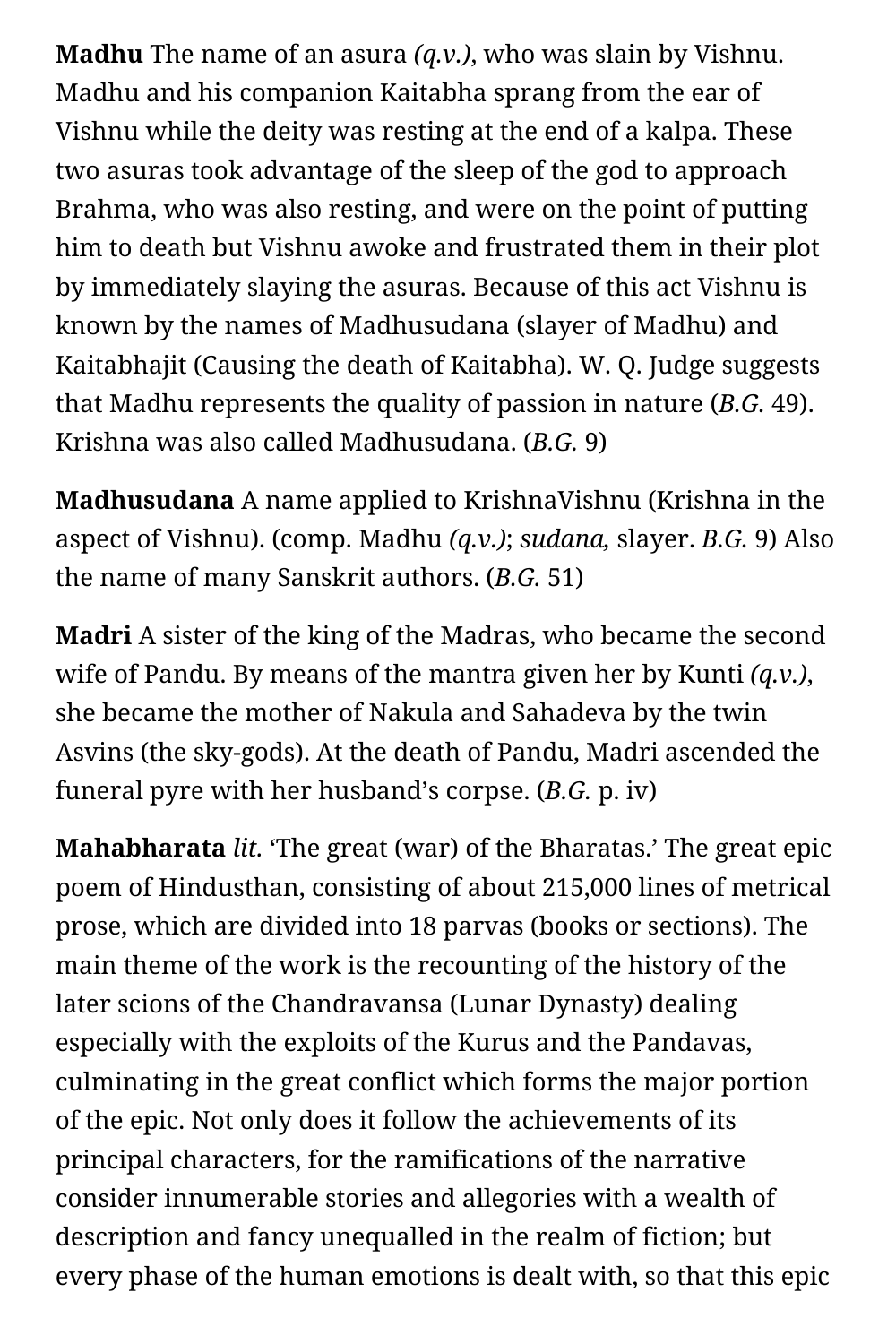**Madhu** The name of an asura *(q.v.)*, who was slain by Vishnu. Madhu and his companion Kaitabha sprang from the ear of Vishnu while the deity was resting at the end of a kalpa. These two asuras took advantage of the sleep of the god to approach Brahma, who was also resting, and were on the point of putting him to death but Vishnu awoke and frustrated them in their plot by immediately slaying the asuras. Because of this act Vishnu is known by the names of Madhusudana (slayer of Madhu) and Kaitabhajit (Causing the death of Kaitabha). W. Q. Judge suggests that Madhu represents the quality of passion in nature (*B.G.* 49). Krishna was also called Madhusudana. (*B.G.* 9)

**Madhusudana** A name applied to KrishnaVishnu (Krishna in the aspect of Vishnu). (comp. Madhu *(q.v.)*; *sudana,* slayer. *B.G.* 9) Also the name of many Sanskrit authors. (*B.G.* 51)

**Madri** A sister of the king of the Madras, who became the second wife of Pandu. By means of the mantra given her by Kunti *(q.v.)*, she became the mother of Nakula and Sahadeva by the twin Asvins (the sky-gods). At the death of Pandu, Madri ascended the funeral pyre with her husband's corpse. (*B.G.* p. iv)

**Mahabharata** *lit.* 'The great (war) of the Bharatas.' The great epic poem of Hindusthan, consisting of about 215,000 lines of metrical prose, which are divided into 18 parvas (books or sections). The main theme of the work is the recounting of the history of the later scions of the Chandravansa (Lunar Dynasty) dealing especially with the exploits of the Kurus and the Pandavas, culminating in the great conflict which forms the major portion of the epic. Not only does it follow the achievements of its principal characters, for the ramifications of the narrative consider innumerable stories and allegories with a wealth of description and fancy unequalled in the realm of fiction; but every phase of the human emotions is dealt with, so that this epic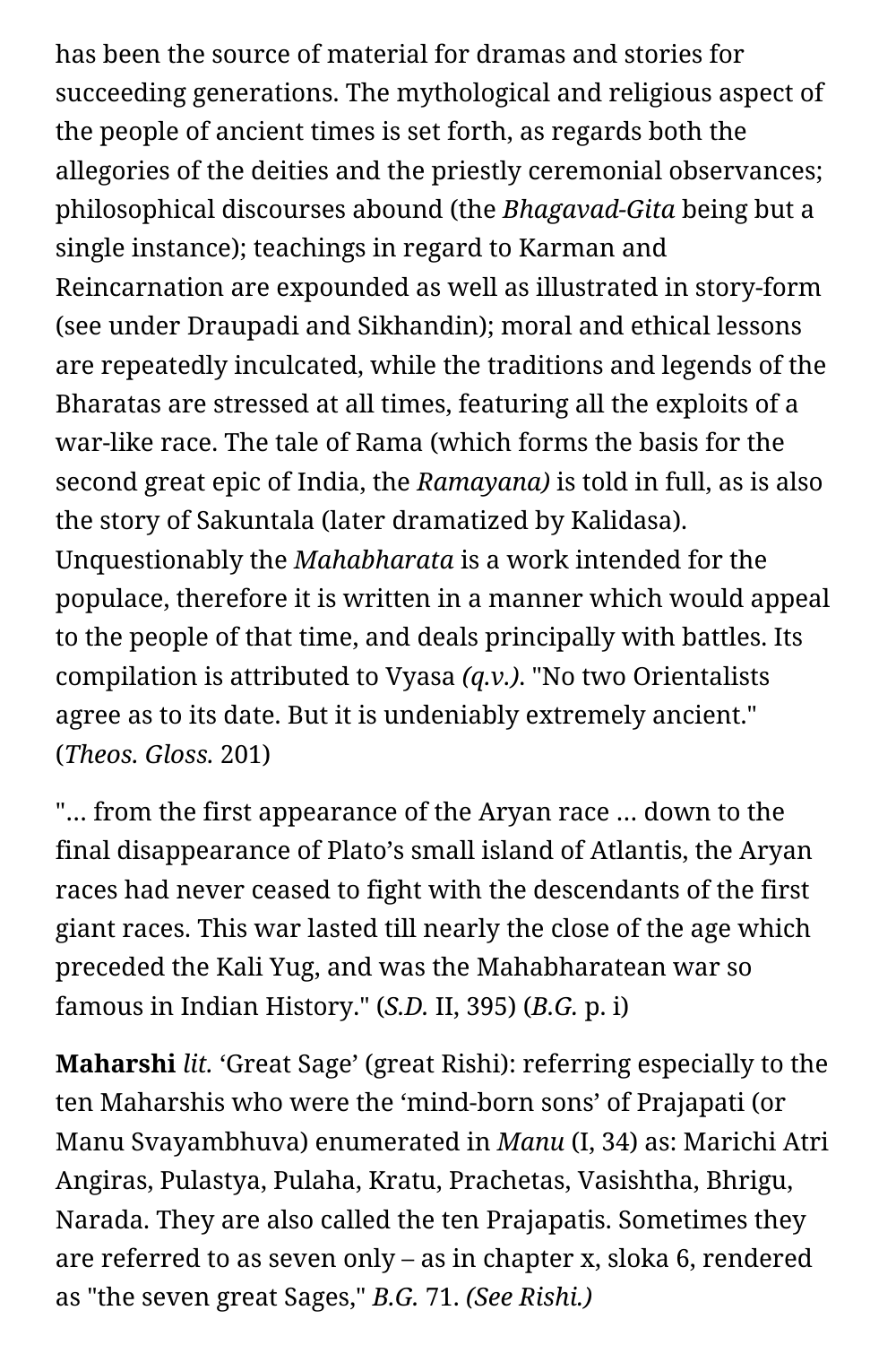has been the source of material for dramas and stories for succeeding generations. The mythological and religious aspect of the people of ancient times is set forth, as regards both the allegories of the deities and the priestly ceremonial observances; philosophical discourses abound (the *Bhagavad-Gita* being but a single instance); teachings in regard to Karman and Reincarnation are expounded as well as illustrated in story-form (see under Draupadi and Sikhandin); moral and ethical lessons are repeatedly inculcated, while the traditions and legends of the Bharatas are stressed at all times, featuring all the exploits of a war-like race. The tale of Rama (which forms the basis for the second great epic of India, the *Ramayana)* is told in full, as is also the story of Sakuntala (later dramatized by Kalidasa). Unquestionably the *Mahabharata* is a work intended for the populace, therefore it is written in a manner which would appeal to the people of that time, and deals principally with battles. Its compilation is attributed to Vyasa *(q.v.)*. "No two Orientalists agree as to its date. But it is undeniably extremely ancient." (*Theos. Gloss.* 201)

"… from the first appearance of the Aryan race … down to the final disappearance of Plato's small island of Atlantis, the Aryan races had never ceased to fight with the descendants of the first giant races. This war lasted till nearly the close of the age which preceded the Kali Yug, and was the Mahabharatean war so famous in Indian History." (*S.D.* II, 395) (*B.G.* p. i)

**Maharshi** *lit.* 'Great Sage' (great Rishi): referring especially to the ten Maharshis who were the 'mind-born sons' of Prajapati (or Manu Svayambhuva) enumerated in *Manu* (I, 34) as: Marichi Atri Angiras, Pulastya, Pulaha, Kratu, Prachetas, Vasishtha, Bhrigu, Narada. They are also called the ten Prajapatis. Sometimes they are referred to as seven only – as in chapter x, sloka 6, rendered as "the seven great Sages," *B.G.* 71. *(See Rishi.)*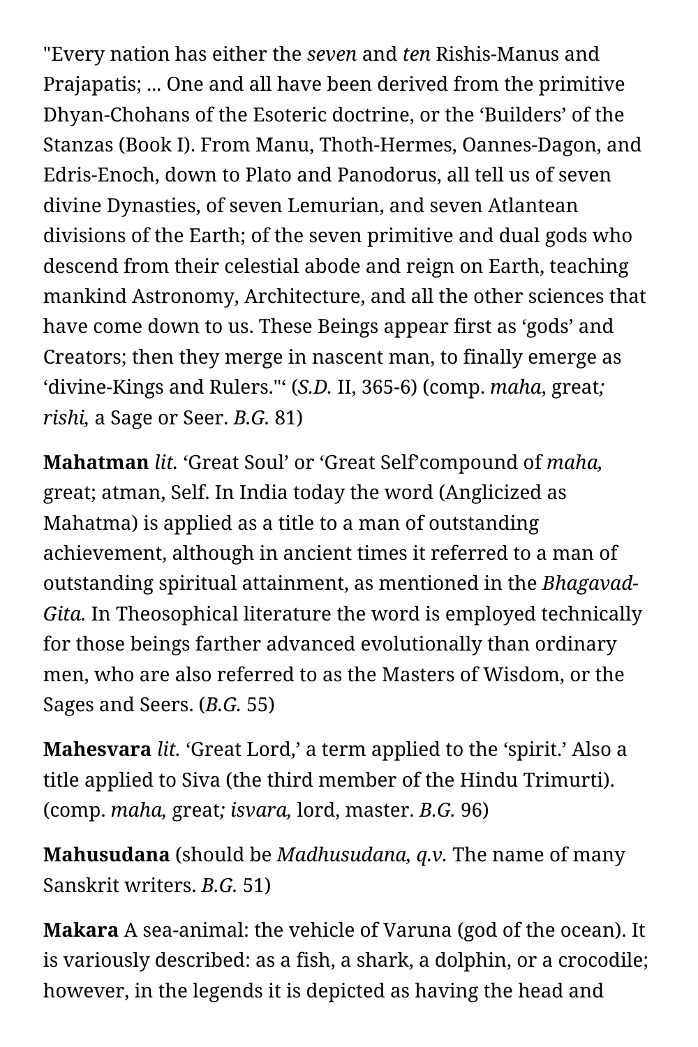"Every nation has either the *seven* and *ten* Rishis-Manus and Prajapatis; ... One and all have been derived from the primitive Dhyan-Chohans of the Esoteric doctrine, or the 'Builders' of the Stanzas (Book I). From Manu, Thoth-Hermes, Oannes-Dagon, and Edris-Enoch, down to Plato and Panodorus, all tell us of seven divine Dynasties, of seven Lemurian, and seven Atlantean divisions of the Earth; of the seven primitive and dual gods who descend from their celestial abode and reign on Earth, teaching mankind Astronomy, Architecture, and all the other sciences that have come down to us. These Beings appear first as 'gods' and Creators; then they merge in nascent man, to finally emerge as 'divine-Kings and Rulers."' (*S.D.* II, 365-6) (comp. *maha,* great*; rishi,* a Sage or Seer. *B.G.* 81)

**Mahatman** *lit.* 'Great Soul' or 'Great Self'compound of *maha,* great; atman, Self. In India today the word (Anglicized as Mahatma) is applied as a title to a man of outstanding achievement, although in ancient times it referred to a man of outstanding spiritual attainment, as mentioned in the *Bhagavad-Gita.* In Theosophical literature the word is employed technically for those beings farther advanced evolutionally than ordinary men, who are also referred to as the Masters of Wisdom, or the Sages and Seers. (*B.G.* 55)

**Mahesvara** *lit.* 'Great Lord,' a term applied to the 'spirit.' Also a title applied to Siva (the third member of the Hindu Trimurti). (comp. *maha,* great*; isvara,* lord, master. *B.G.* 96)

**Mahusudana** (should be *Madhusudana, q.v.* The name of many Sanskrit writers. *B.G.* 51)

**Makara** A sea-animal: the vehicle of Varuna (god of the ocean). It is variously described: as a fish, a shark, a dolphin, or a crocodile; however, in the legends it is depicted as having the head and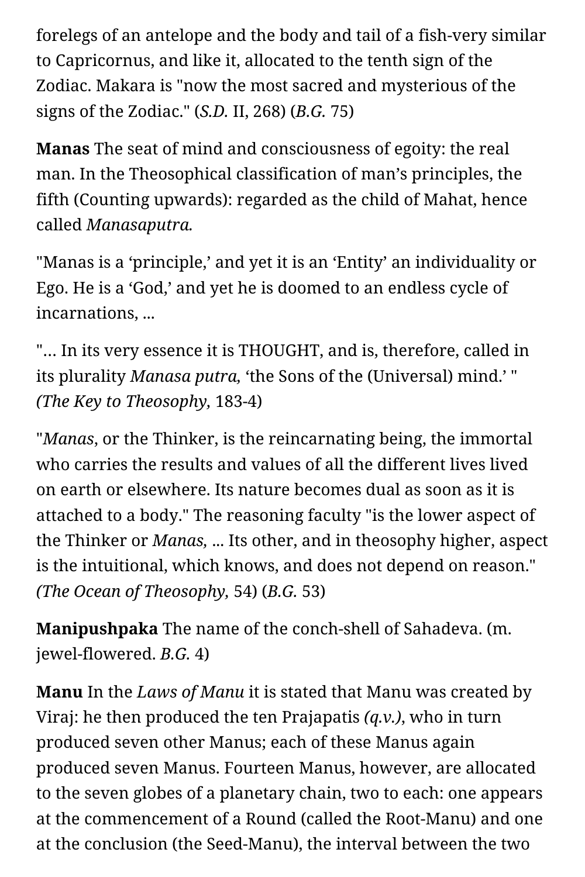forelegs of an antelope and the body and tail of a fish-very similar to Capricornus, and like it, allocated to the tenth sign of the Zodiac. Makara is "now the most sacred and mysterious of the signs of the Zodiac." (*S.D.* II, 268) (*B.G.* 75)

**Manas** The seat of mind and consciousness of egoity: the real man. In the Theosophical classification of man's principles, the fifth (Counting upwards): regarded as the child of Mahat, hence called *Manasaputra.*

"Manas is a 'principle,' and yet it is an 'Entity' an individuality or Ego. He is a 'God,' and yet he is doomed to an endless cycle of incarnations, ...

"... In its very essence it is THOUGHT, and is, therefore, called in its plurality *Manasa putra,* 'the Sons of the (Universal) mind.' " *(The Key to Theosophy,* 183-4)

"*Manas*, or the Thinker, is the reincarnating being, the immortal who carries the results and values of all the different lives lived on earth or elsewhere. Its nature becomes dual as soon as it is attached to a body." The reasoning faculty "is the lower aspect of the Thinker or *Manas,* ... Its other, and in theosophy higher, aspect is the intuitional, which knows, and does not depend on reason." *(The Ocean of Theosophy,* 54) (*B.G.* 53)

**Manipushpaka** The name of the conch-shell of Sahadeva. (m. jewel-flowered. *B.G.* 4)

**Manu** In the *Laws of Manu* it is stated that Manu was created by Viraj: he then produced the ten Prajapatis *(q.v.)*, who in turn produced seven other Manus; each of these Manus again produced seven Manus. Fourteen Manus, however, are allocated to the seven globes of a planetary chain, two to each: one appears at the commencement of a Round (called the Root-Manu) and one at the conclusion (the Seed-Manu), the interval between the two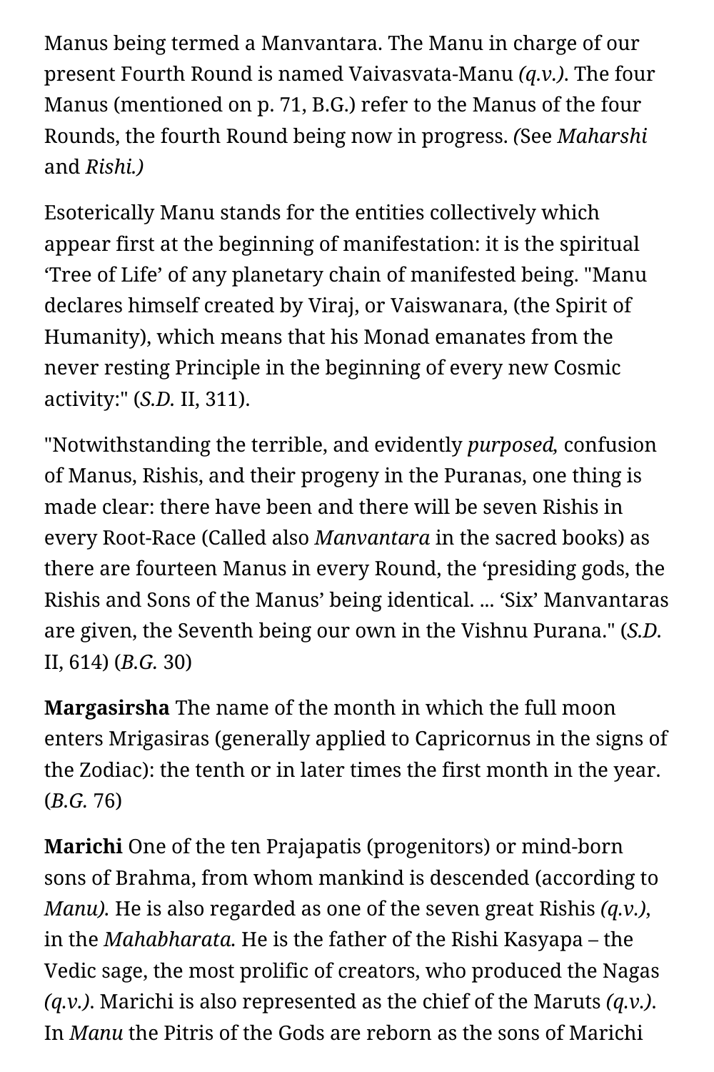Manus being termed a Manvantara. The Manu in charge of our present Fourth Round is named Vaivasvata-Manu *(q.v.)*. The four Manus (mentioned on p. 71, B.G.) refer to the Manus of the four Rounds, the fourth Round being now in progress. *(*See *Maharshi* and *Rishi.)*

Esoterically Manu stands for the entities collectively which appear first at the beginning of manifestation: it is the spiritual 'Tree of Life' of any planetary chain of manifested being. "Manu declares himself created by Viraj, or Vaiswanara, (the Spirit of Humanity), which means that his Monad emanates from the never resting Principle in the beginning of every new Cosmic activity:" (*S.D.* II, 311).

"Notwithstanding the terrible, and evidently *purposed,* confusion of Manus, Rishis, and their progeny in the Puranas, one thing is made clear: there have been and there will be seven Rishis in every Root-Race (Called also *Manvantara* in the sacred books) as there are fourteen Manus in every Round, the 'presiding gods, the Rishis and Sons of the Manus' being identical. ... 'Six' Manvantaras are given, the Seventh being our own in the Vishnu Purana." (*S.D.* II, 614) (*B.G.* 30)

**Margasirsha** The name of the month in which the full moon enters Mrigasiras (generally applied to Capricornus in the signs of the Zodiac): the tenth or in later times the first month in the year. (*B.G.* 76)

**Marichi** One of the ten Prajapatis (progenitors) or mind-born sons of Brahma, from whom mankind is descended (according to *Manu).* He is also regarded as one of the seven great Rishis *(q.v.),* in the *Mahabharata.* He is the father of the Rishi Kasyapa – the Vedic sage, the most prolific of creators, who produced the Nagas *(q.v.)*. Marichi is also represented as the chief of the Maruts *(q.v.)*. In *Manu* the Pitris of the Gods are reborn as the sons of Marichi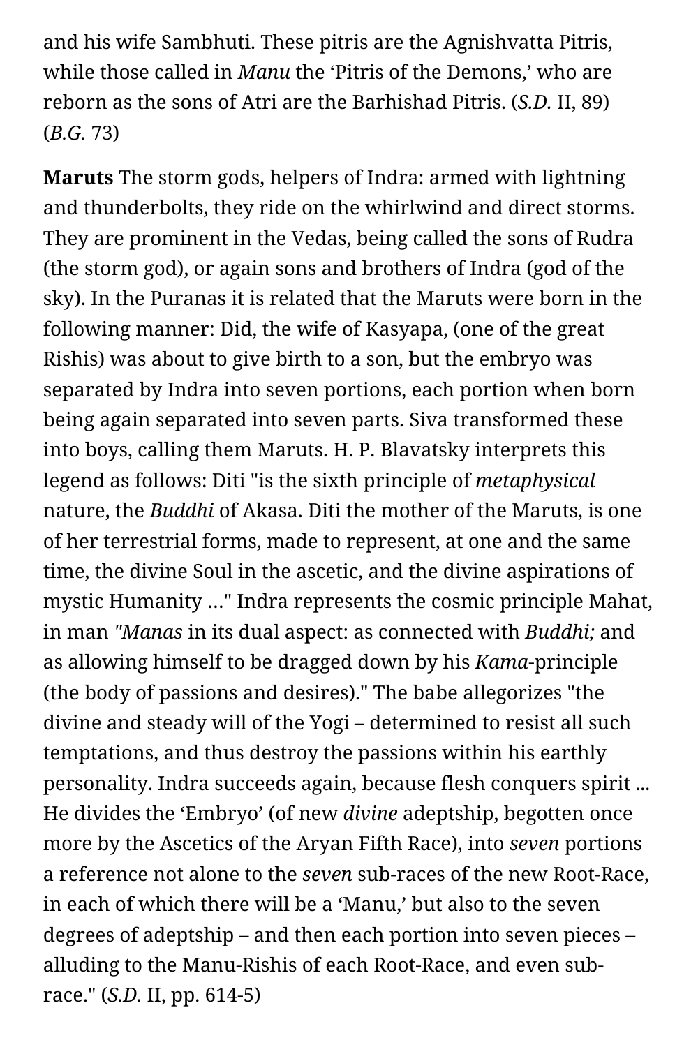and his wife Sambhuti. These pitris are the Agnishvatta Pitris, while those called in *Manu* the 'Pitris of the Demons,' who are reborn as the sons of Atri are the Barhishad Pitris. (*S.D.* II, 89) (*B.G.* 73)

**Maruts** The storm gods, helpers of Indra: armed with lightning and thunderbolts, they ride on the whirlwind and direct storms. They are prominent in the Vedas, being called the sons of Rudra (the storm god), or again sons and brothers of Indra (god of the sky). In the Puranas it is related that the Maruts were born in the following manner: Did, the wife of Kasyapa, (one of the great Rishis) was about to give birth to a son, but the embryo was separated by Indra into seven portions, each portion when born being again separated into seven parts. Siva transformed these into boys, calling them Maruts. H. P. Blavatsky interprets this legend as follows: Diti "is the sixth principle of *metaphysical* nature, the *Buddhi* of Akasa. Diti the mother of the Maruts, is one of her terrestrial forms, made to represent, at one and the same time, the divine Soul in the ascetic, and the divine aspirations of mystic Humanity …" Indra represents the cosmic principle Mahat, in man *"Manas* in its dual aspect: as connected with *Buddhi;* and as allowing himself to be dragged down by his *Kama*-principle (the body of passions and desires)." The babe allegorizes "the divine and steady will of the Yogi – determined to resist all such temptations, and thus destroy the passions within his earthly personality. Indra succeeds again, because flesh conquers spirit ... He divides the 'Embryo' (of new *divine* adeptship, begotten once more by the Ascetics of the Aryan Fifth Race), into *seven* portions a reference not alone to the *seven* sub-races of the new Root-Race, in each of which there will be a 'Manu,' but also to the seven degrees of adeptship – and then each portion into seven pieces – alluding to the Manu-Rishis of each Root-Race, and even sub-race." (*S.D.* II, pp. 614-5)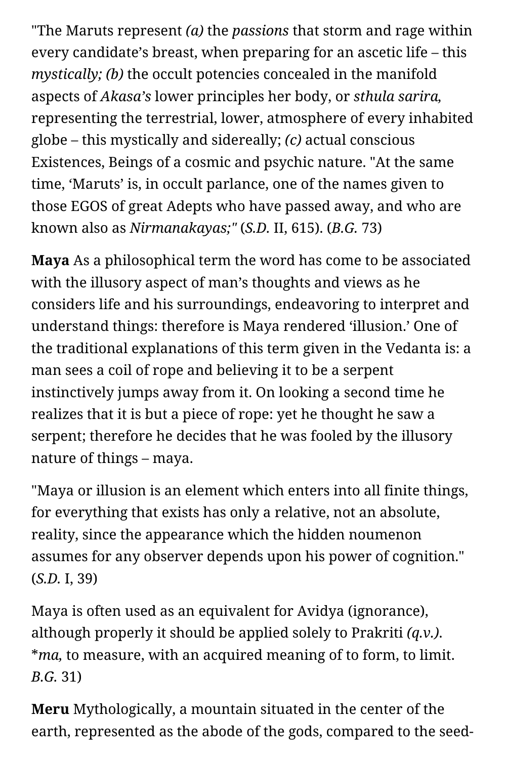"The Maruts represent *(a)* the *passions* that storm and rage within every candidate's breast, when preparing for an ascetic life – this *mystically; (b)* the occult potencies concealed in the manifold aspects of *Akasa's* lower principles her body, or *sthula sarira,* representing the terrestrial, lower, atmosphere of every inhabited globe – this mystically and sidereally; *(c)* actual conscious Existences, Beings of a cosmic and psychic nature. "At the same time, 'Maruts' is, in occult parlance, one of the names given to those EGOS of great Adepts who have passed away, and who are known also as *Nirmanakayas;"* (*S.D.* II, 615). (*B.G.* 73)

**Maya** As a philosophical term the word has come to be associated with the illusory aspect of man's thoughts and views as he considers life and his surroundings, endeavoring to interpret and understand things: therefore is Maya rendered 'illusion.' One of the traditional explanations of this term given in the Vedanta is: a man sees a coil of rope and believing it to be a serpent instinctively jumps away from it. On looking a second time he realizes that it is but a piece of rope: yet he thought he saw a serpent; therefore he decides that he was fooled by the illusory nature of things – maya.

"Maya or illusion is an element which enters into all finite things, for everything that exists has only a relative, not an absolute, reality, since the appearance which the hidden noumenon assumes for any observer depends upon his power of cognition." (*S.D.* I, 39)

Maya is often used as an equivalent for Avidya (ignorance), although properly it should be applied solely to Prakriti *(q.v.)*. **ma,* to measure, with an acquired meaning of to form, to limit. *B.G.* 31)

**Meru** Mythologically, a mountain situated in the center of the earth, represented as the abode of the gods, compared to the seed-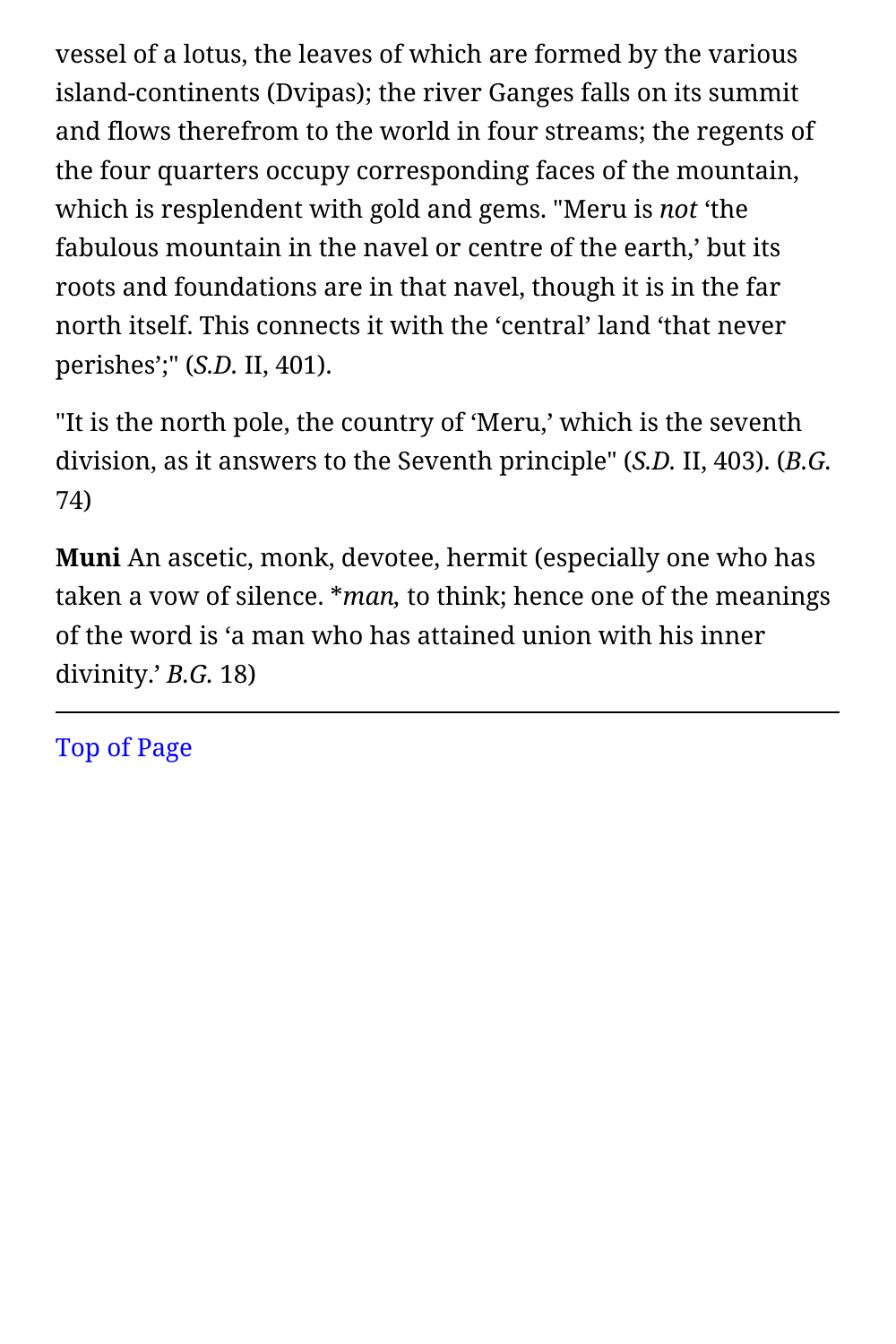vessel of a lotus, the leaves of which are formed by the various island-continents (Dvipas); the river Ganges falls on its summit and flows therefrom to the world in four streams; the regents of the four quarters occupy corresponding faces of the mountain, which is resplendent with gold and gems. "Meru is *not* ‘the fabulous mountain in the navel or centre of the earth,’ but its roots and foundations are in that navel, though it is in the far north itself. This connects it with the ‘central’ land ‘that never perishes’;" (*S.D.* II, 401).

"It is the north pole, the country of ‘Meru,’ which is the seventh division, as it answers to the Seventh principle" (*S.D.* II, 403). (*B.G.* 74)

**Muni** An ascetic, monk, devotee, hermit (especially one who has taken a vow of silence. **man*, to think; hence one of the meanings of the word is ‘a man who has attained union with his inner divinity.’ *B.G.* 18)

---

Top of Page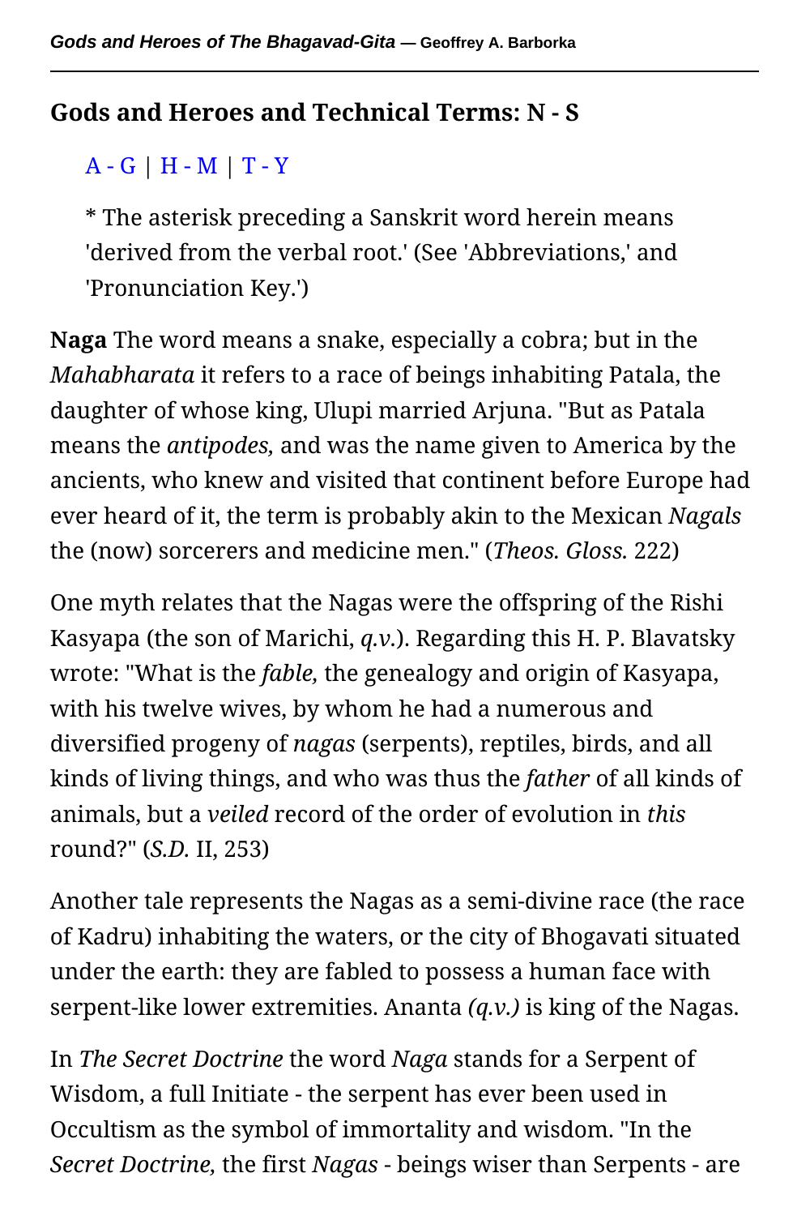## Gods and Heroes and Technical Terms: N - S

A - G | H - M | T - Y

* The asterisk preceding a Sanskrit word herein means 'derived from the verbal root.' (See 'Abbreviations,' and 'Pronunciation Key.')

**Naga** The word means a snake, especially a cobra; but in the *Mahabharata* it refers to a race of beings inhabiting Patala, the daughter of whose king, Ulupi married Arjuna. "But as Patala means the *antipodes,* and was the name given to America by the ancients, who knew and visited that continent before Europe had ever heard of it, the term is probably akin to the Mexican *Nagals* the (now) sorcerers and medicine men." (*Theos. Gloss.* 222)

One myth relates that the Nagas were the offspring of the Rishi Kasyapa (the son of Marichi, *q.v.*). Regarding this H. P. Blavatsky wrote: "What is the *fable,* the genealogy and origin of Kasyapa, with his twelve wives, by whom he had a numerous and diversified progeny of *nagas* (serpents), reptiles, birds, and all kinds of living things, and who was thus the *father* of all kinds of animals, but a *veiled* record of the order of evolution in *this* round?" (*S.D.* II, 253)

Another tale represents the Nagas as a semi-divine race (the race of Kadru) inhabiting the waters, or the city of Bhogavati situated under the earth: they are fabled to possess a human face with serpent-like lower extremities. Ananta *(q.v.)* is king of the Nagas.

In *The Secret Doctrine* the word *Naga* stands for a Serpent of Wisdom, a full Initiate - the serpent has ever been used in Occultism as the symbol of immortality and wisdom. "In the *Secret Doctrine,* the first *Nagas* - beings wiser than Serpents - are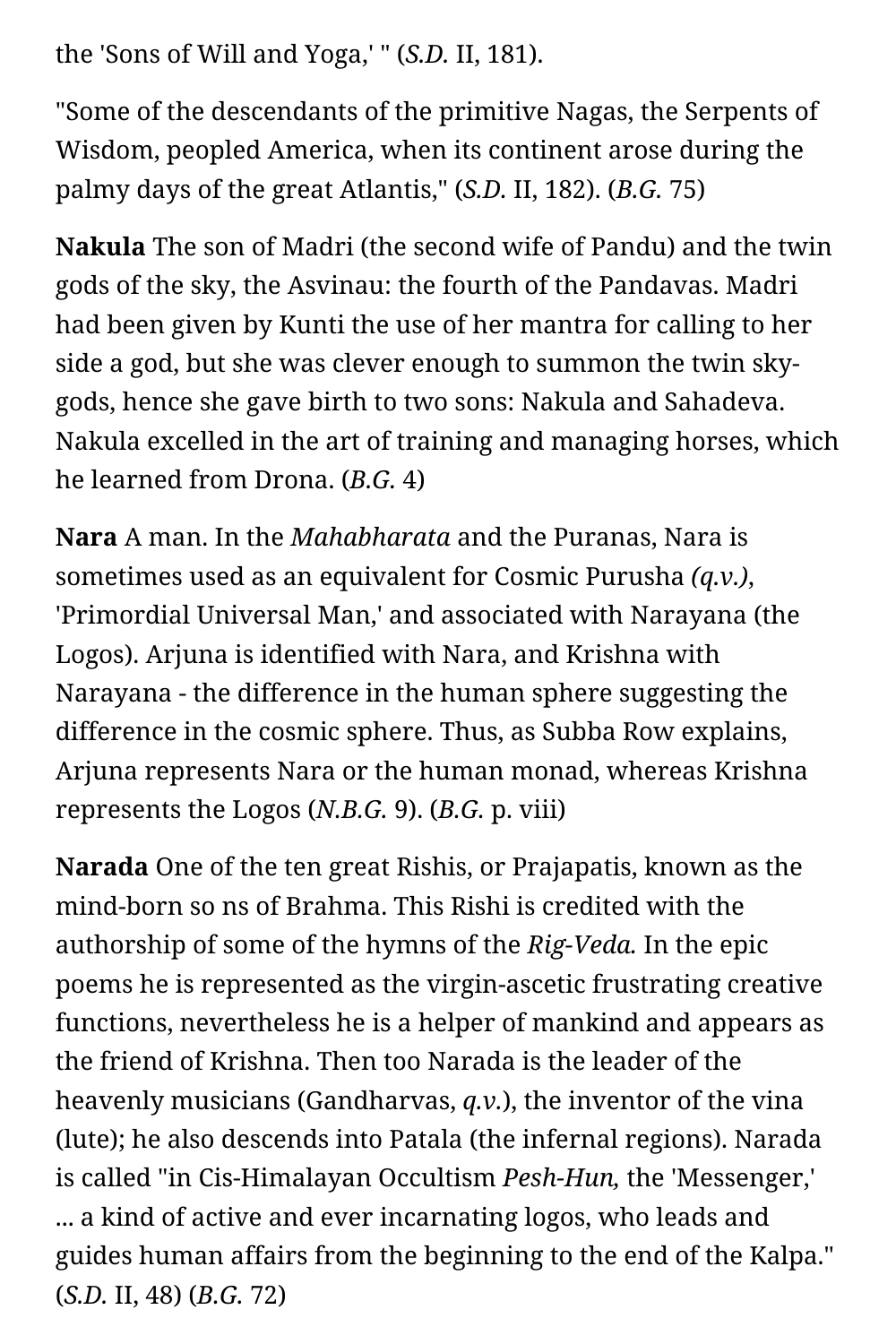the 'Sons of Will and Yoga,' " (*S.D.* II, 181).

"Some of the descendants of the primitive Nagas, the Serpents of Wisdom, peopled America, when its continent arose during the palmy days of the great Atlantis," (*S.D.* II, 182). (*B.G.* 75)

**Nakula** The son of Madri (the second wife of Pandu) and the twin gods of the sky, the Asvinau: the fourth of the Pandavas. Madri had been given by Kunti the use of her mantra for calling to her side a god, but she was clever enough to summon the twin sky-gods, hence she gave birth to two sons: Nakula and Sahadeva. Nakula excelled in the art of training and managing horses, which he learned from Drona. (*B.G.* 4)

**Nara** A man. In the *Mahabharata* and the Puranas, Nara is sometimes used as an equivalent for Cosmic Purusha *(q.v.)*, 'Primordial Universal Man,' and associated with Narayana (the Logos). Arjuna is identified with Nara, and Krishna with Narayana - the difference in the human sphere suggesting the difference in the cosmic sphere. Thus, as Subba Row explains, Arjuna represents Nara or the human monad, whereas Krishna represents the Logos (*N.B.G.* 9). (*B.G.* p. viii)

**Narada** One of the ten great Rishis, or Prajapatis, known as the mind-born so ns of Brahma. This Rishi is credited with the authorship of some of the hymns of the *Rig-Veda.* In the epic poems he is represented as the virgin-ascetic frustrating creative functions, nevertheless he is a helper of mankind and appears as the friend of Krishna. Then too Narada is the leader of the heavenly musicians (Gandharvas, *q.v.*), the inventor of the vina (lute); he also descends into Patala (the infernal regions). Narada is called "in Cis-Himalayan Occultism *Pesh-Hun,* the 'Messenger,' ... a kind of active and ever incarnating logos, who leads and guides human affairs from the beginning to the end of the Kalpa." (*S.D.* II, 48) (*B.G.* 72)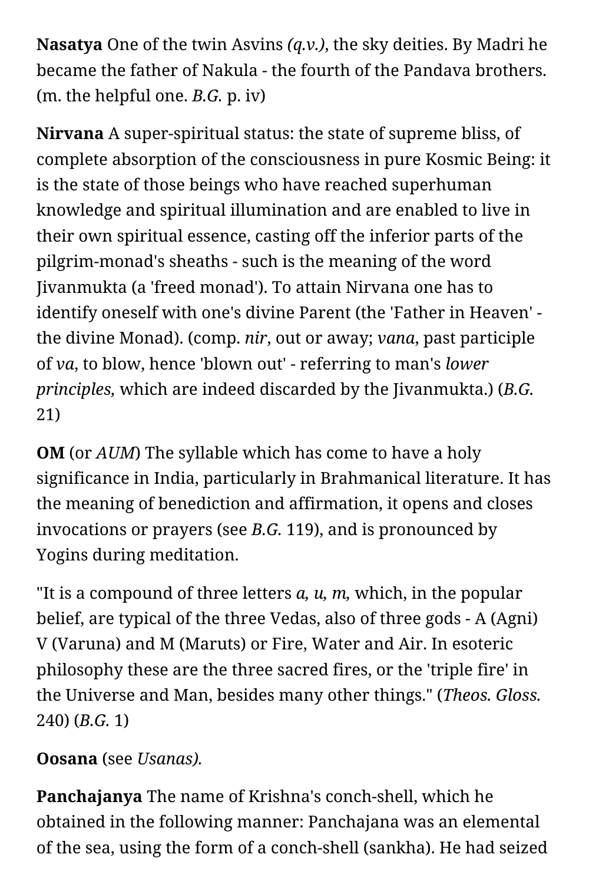**Nasatya** One of the twin Asvins *(q.v.)*, the sky deities. By Madri he became the father of Nakula - the fourth of the Pandava brothers. (m. the helpful one. *B.G.* p. iv)

**Nirvana** A super-spiritual status: the state of supreme bliss, of complete absorption of the consciousness in pure Kosmic Being: it is the state of those beings who have reached superhuman knowledge and spiritual illumination and are enabled to live in their own spiritual essence, casting off the inferior parts of the pilgrim-monad's sheaths - such is the meaning of the word Jivanmukta (a 'freed monad'). To attain Nirvana one has to identify oneself with one's divine Parent (the 'Father in Heaven' - the divine Monad). (comp. *nir*, out or away; *vana*, past participle of *va*, to blow, hence 'blown out' - referring to man's *lower principles,* which are indeed discarded by the Jivanmukta.) (*B.G.* 21)

**OM** (or *AUM*) The syllable which has come to have a holy significance in India, particularly in Brahmanical literature. It has the meaning of benediction and affirmation, it opens and closes invocations or prayers (see *B.G.* 119), and is pronounced by Yogins during meditation.

"It is a compound of three letters *a, u, m,* which, in the popular belief, are typical of the three Vedas, also of three gods - A (Agni) V (Varuna) and M (Maruts) or Fire, Water and Air. In esoteric philosophy these are the three sacred fires, or the 'triple fire' in the Universe and Man, besides many other things." (*Theos. Gloss.* 240) (*B.G.* 1)

**Oosana** (see *Usanas).*

**Panchajanya** The name of Krishna's conch-shell, which he obtained in the following manner: Panchajana was an elemental of the sea, using the form of a conch-shell (sankha). He had seized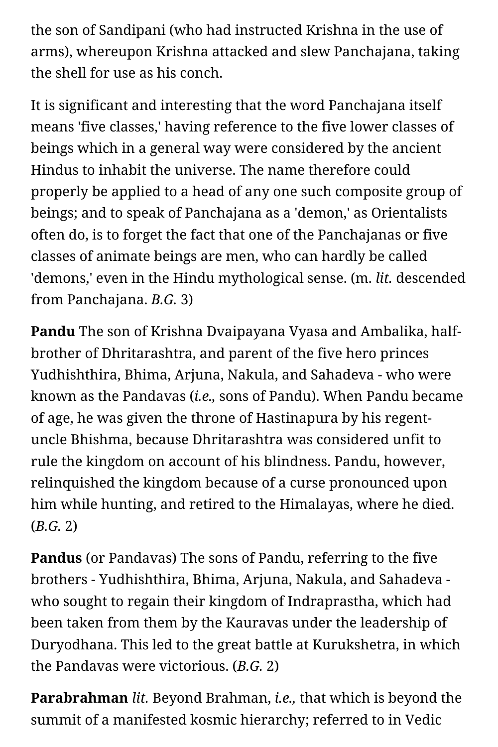the son of Sandipani (who had instructed Krishna in the use of arms), whereupon Krishna attacked and slew Panchajana, taking the shell for use as his conch.

It is significant and interesting that the word Panchajana itself means 'five classes,' having reference to the five lower classes of beings which in a general way were considered by the ancient Hindus to inhabit the universe. The name therefore could properly be applied to a head of any one such composite group of beings; and to speak of Panchajana as a 'demon,' as Orientalists often do, is to forget the fact that one of the Panchajanas or five classes of animate beings are men, who can hardly be called 'demons,' even in the Hindu mythological sense. (m. *lit.* descended from Panchajana. *B.G.* 3)

**Pandu** The son of Krishna Dvaipayana Vyasa and Ambalika, half-brother of Dhritarashtra, and parent of the five hero princes Yudhishthira, Bhima, Arjuna, Nakula, and Sahadeva - who were known as the Pandavas (*i.e.,* sons of Pandu). When Pandu became of age, he was given the throne of Hastinapura by his regent-uncle Bhishma, because Dhritarashtra was considered unfit to rule the kingdom on account of his blindness. Pandu, however, relinquished the kingdom because of a curse pronounced upon him while hunting, and retired to the Himalayas, where he died. (*B.G.* 2)

**Pandus** (or Pandavas) The sons of Pandu, referring to the five brothers - Yudhishthira, Bhima, Arjuna, Nakula, and Sahadeva - who sought to regain their kingdom of Indraprastha, which had been taken from them by the Kauravas under the leadership of Duryodhana. This led to the great battle at Kurukshetra, in which the Pandavas were victorious. (*B.G.* 2)

**Parabrahman** *lit.* Beyond Brahman, *i.e.*, that which is beyond the summit of a manifested kosmic hierarchy; referred to in Vedic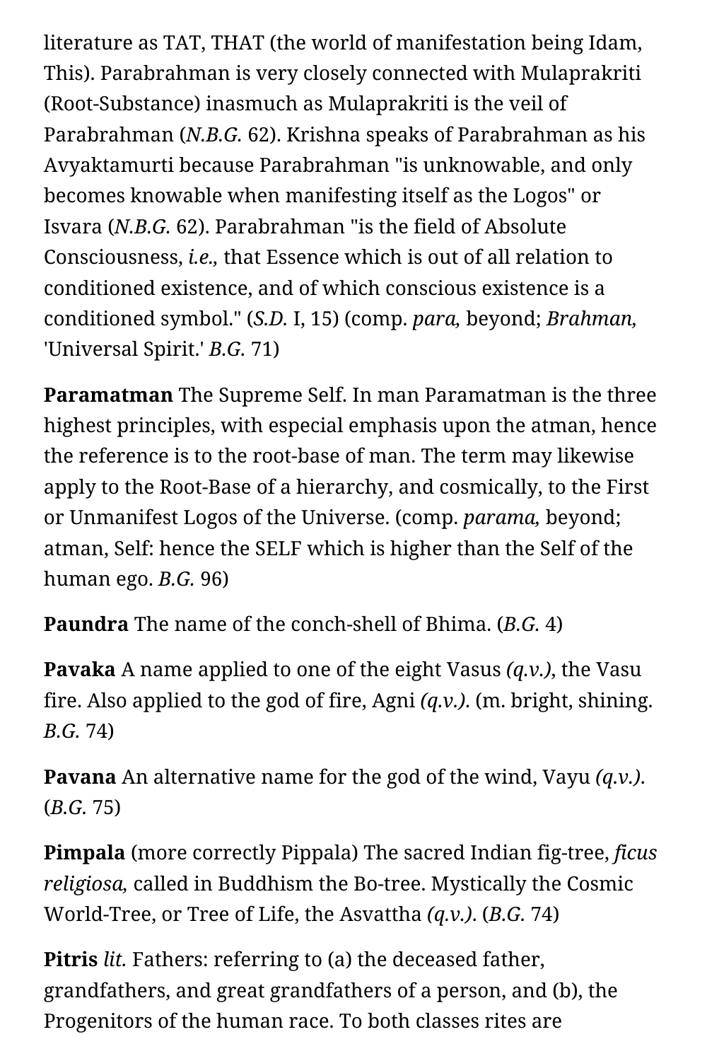literature as TAT, THAT (the world of manifestation being Idam, This). Parabrahman is very closely connected with Mulaprakriti (Root-Substance) inasmuch as Mulaprakriti is the veil of Parabrahman (*N.B.G.* 62). Krishna speaks of Parabrahman as his Avyaktamurti because Parabrahman "is unknowable, and only becomes knowable when manifesting itself as the Logos" or Isvara (*N.B.G.* 62). Parabrahman "is the field of Absolute Consciousness, *i.e.,* that Essence which is out of all relation to conditioned existence, and of which conscious existence is a conditioned symbol." (*S.D.* I, 15) (comp. *para,* beyond; *Brahman,* 'Universal Spirit.' *B.G.* 71)

**Paramatman** The Supreme Self. In man Paramatman is the three highest principles, with especial emphasis upon the atman, hence the reference is to the root-base of man. The term may likewise apply to the Root-Base of a hierarchy, and cosmically, to the First or Unmanifest Logos of the Universe. (comp. *parama,* beyond; atman, Self: hence the SELF which is higher than the Self of the human ego. *B.G.* 96)

**Paundra** The name of the conch-shell of Bhima. (*B.G.* 4)

**Pavaka** A name applied to one of the eight Vasus *(q.v.),* the Vasu fire. Also applied to the god of fire, Agni *(q.v.).* (m. bright, shining. *B.G.* 74)

**Pavana** An alternative name for the god of the wind, Vayu *(q.v.).* (*B.G.* 75)

**Pimpala** (more correctly Pippala) The sacred Indian fig-tree, *ficus religiosa,* called in Buddhism the Bo-tree. Mystically the Cosmic World-Tree, or Tree of Life, the Asvattha *(q.v.).* (*B.G.* 74)

**Pitris** *lit.* Fathers: referring to (a) the deceased father, grandfathers, and great grandfathers of a person, and (b), the Progenitors of the human race. To both classes rites are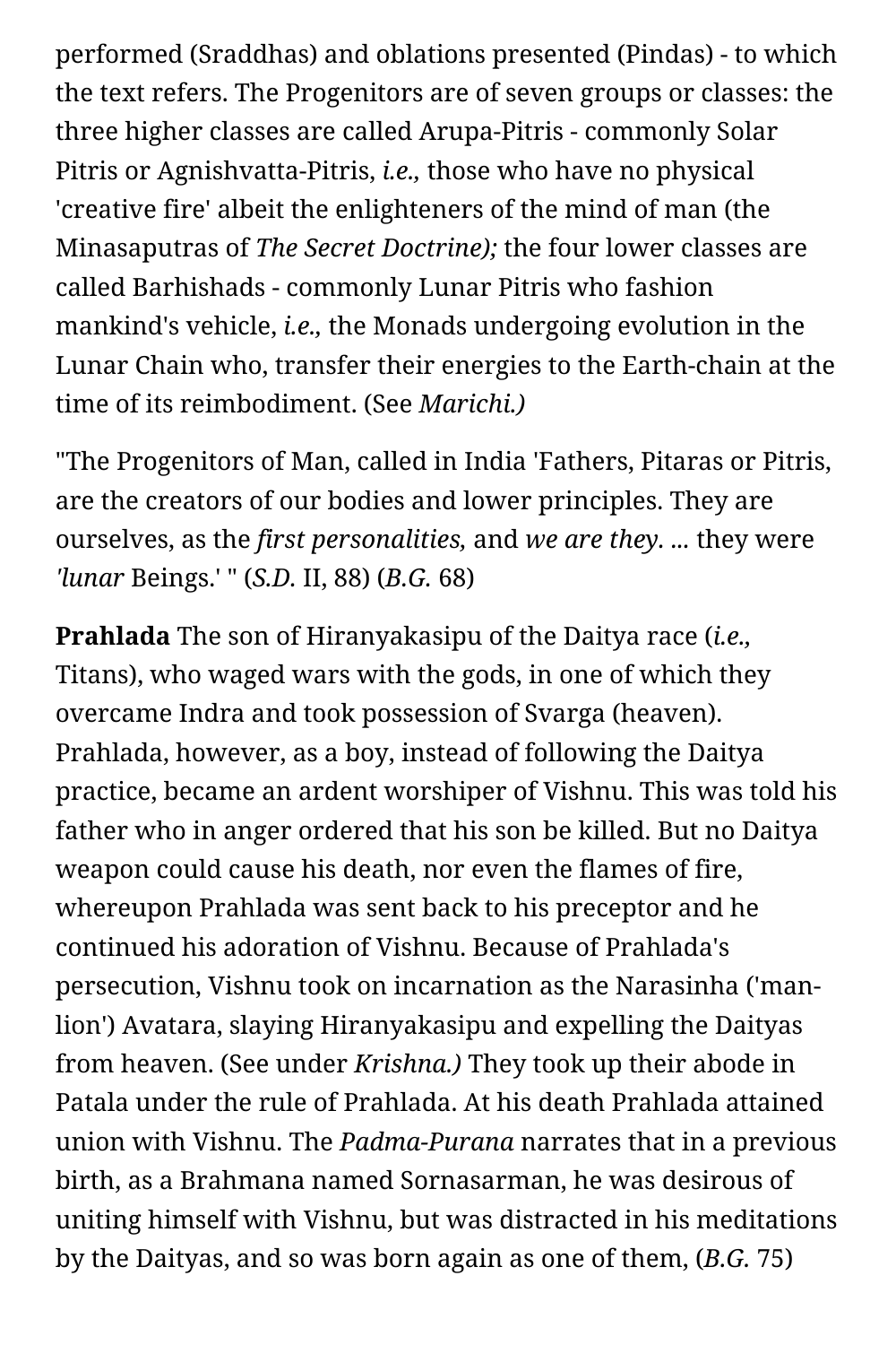performed (Sraddhas) and oblations presented (Pindas) - to which the text refers. The Progenitors are of seven groups or classes: the three higher classes are called Arupa-Pitris - commonly Solar Pitris or Agnishvatta-Pitris, *i.e.,* those who have no physical 'creative fire' albeit the enlighteners of the mind of man (the Minasaputras of *The Secret Doctrine);* the four lower classes are called Barhishads - commonly Lunar Pitris who fashion mankind's vehicle, *i.e.,* the Monads undergoing evolution in the Lunar Chain who, transfer their energies to the Earth-chain at the time of its reimbodiment. (See *Marichi.)*

"The Progenitors of Man, called in India 'Fathers, Pitaras or Pitris, are the creators of our bodies and lower principles. They are ourselves, as the *first personalities,* and *we are they.* ... they were *'lunar* Beings.' " (*S.D.* II, 88) (*B.G.* 68)

**Prahlada** The son of Hiranyakasipu of the Daitya race (*i.e.,* Titans), who waged wars with the gods, in one of which they overcame Indra and took possession of Svarga (heaven). Prahlada, however, as a boy, instead of following the Daitya practice, became an ardent worshiper of Vishnu. This was told his father who in anger ordered that his son be killed. But no Daitya weapon could cause his death, nor even the flames of fire, whereupon Prahlada was sent back to his preceptor and he continued his adoration of Vishnu. Because of Prahlada's persecution, Vishnu took on incarnation as the Narasinha ('man-lion') Avatara, slaying Hiranyakasipu and expelling the Daityas from heaven. (See under *Krishna.)* They took up their abode in Patala under the rule of Prahlada. At his death Prahlada attained union with Vishnu. The *Padma-Purana* narrates that in a previous birth, as a Brahmana named Sornasarman, he was desirous of uniting himself with Vishnu, but was distracted in his meditations by the Daityas, and so was born again as one of them, (*B.G.* 75)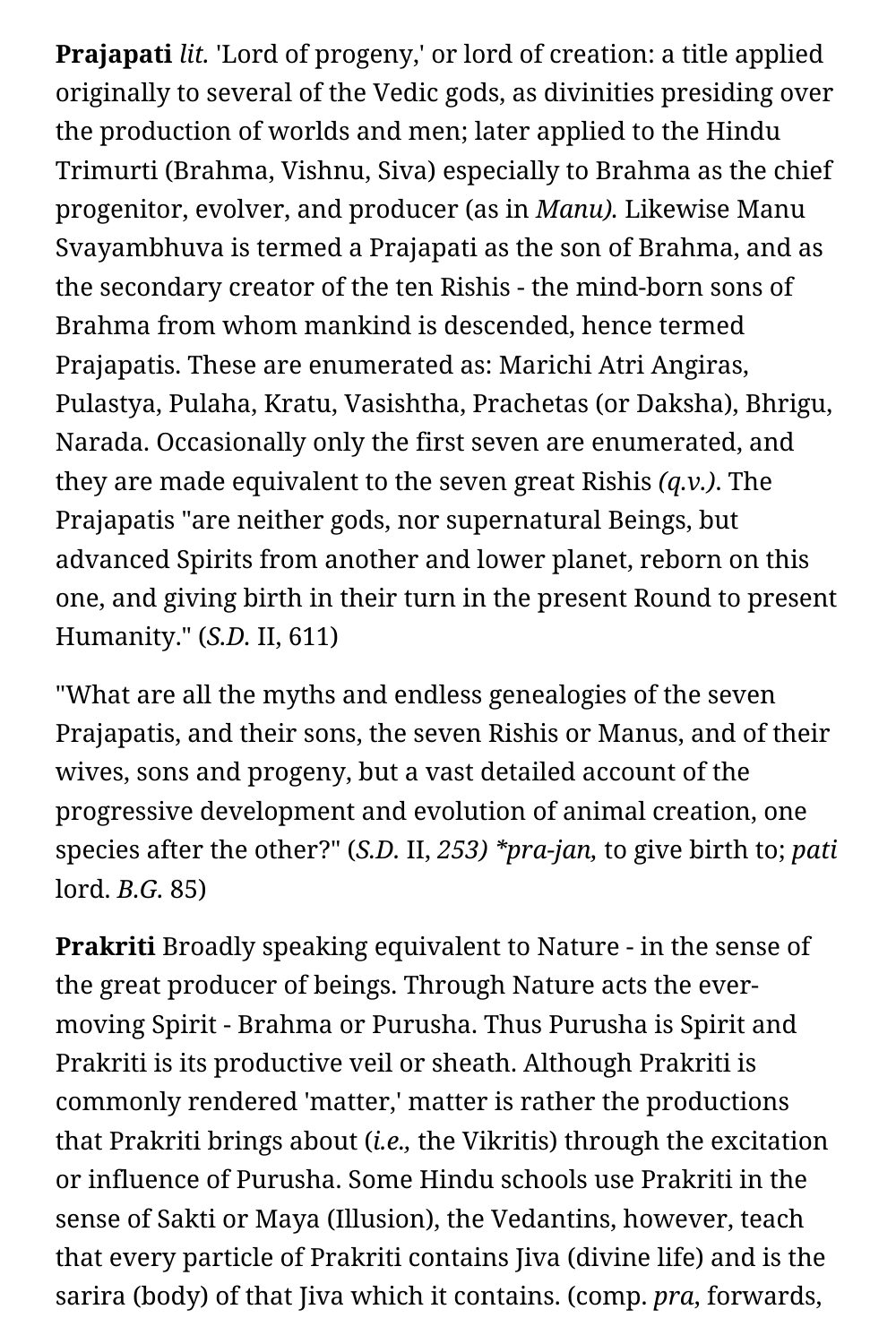**Prajapati** *lit.* 'Lord of progeny,' or lord of creation: a title applied originally to several of the Vedic gods, as divinities presiding over the production of worlds and men; later applied to the Hindu Trimurti (Brahma, Vishnu, Siva) especially to Brahma as the chief progenitor, evolver, and producer (as in *Manu).* Likewise Manu Svayambhuva is termed a Prajapati as the son of Brahma, and as the secondary creator of the ten Rishis - the mind-born sons of Brahma from whom mankind is descended, hence termed Prajapatis. These are enumerated as: Marichi Atri Angiras, Pulastya, Pulaha, Kratu, Vasishtha, Prachetas (or Daksha), Bhrigu, Narada. Occasionally only the first seven are enumerated, and they are made equivalent to the seven great Rishis *(q.v.)*. The Prajapatis "are neither gods, nor supernatural Beings, but advanced Spirits from another and lower planet, reborn on this one, and giving birth in their turn in the present Round to present Humanity." (*S.D.* II, 611)

"What are all the myths and endless genealogies of the seven Prajapatis, and their sons, the seven Rishis or Manus, and of their wives, sons and progeny, but a vast detailed account of the progressive development and evolution of animal creation, one species after the other?" (*S.D.* II, *253) *pra-jan,* to give birth to; *pati* lord. *B.G.* 85)

**Prakriti** Broadly speaking equivalent to Nature - in the sense of the great producer of beings. Through Nature acts the ever-moving Spirit - Brahma or Purusha. Thus Purusha is Spirit and Prakriti is its productive veil or sheath. Although Prakriti is commonly rendered 'matter,' matter is rather the productions that Prakriti brings about (*i.e.,* the Vikritis) through the excitation or influence of Purusha. Some Hindu schools use Prakriti in the sense of Sakti or Maya (Illusion), the Vedantins, however, teach that every particle of Prakriti contains Jiva (divine life) and is the sarira (body) of that Jiva which it contains. (comp. *pra,* forwards,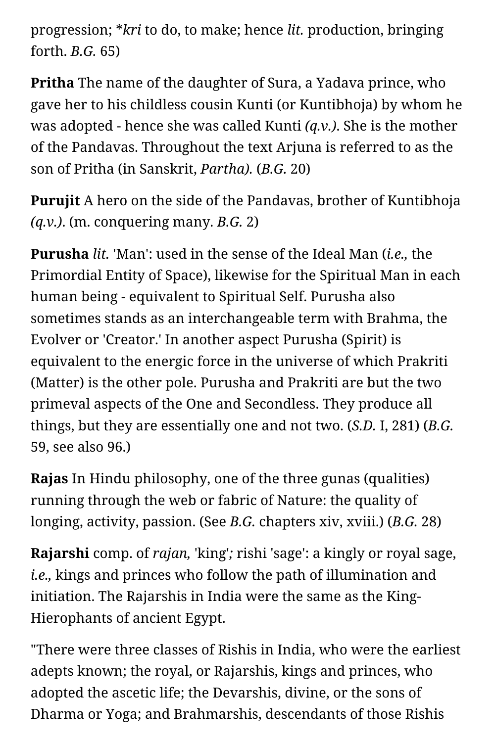progression; *kri to do, to make; hence *lit.* production, bringing forth. *B.G.* 65)

**Pritha** The name of the daughter of Sura, a Yadava prince, who gave her to his childless cousin Kunti (or Kuntibhoja) by whom he was adopted - hence she was called Kunti *(q.v.)*. She is the mother of the Pandavas. Throughout the text Arjuna is referred to as the son of Pritha (in Sanskrit, *Partha).* (*B.G.* 20)

**Purujit** A hero on the side of the Pandavas, brother of Kuntibhoja *(q.v.)*. (m. conquering many. *B.G.* 2)

**Purusha** *lit.* 'Man': used in the sense of the Ideal Man (*i.e.,* the Primordial Entity of Space), likewise for the Spiritual Man in each human being - equivalent to Spiritual Self. Purusha also sometimes stands as an interchangeable term with Brahma, the Evolver or 'Creator.' In another aspect Purusha (Spirit) is equivalent to the energic force in the universe of which Prakriti (Matter) is the other pole. Purusha and Prakriti are but the two primeval aspects of the One and Secondless. They produce all things, but they are essentially one and not two. (*S.D.* I, 281) (*B.G.* 59, see also 96.)

**Rajas** In Hindu philosophy, one of the three gunas (qualities) running through the web or fabric of Nature: the quality of longing, activity, passion. (See *B.G.* chapters xiv, xviii.) (*B.G.* 28)

**Rajarshi** comp. of *rajan,* 'king'*;* rishi 'sage': a kingly or royal sage, *i.e.,* kings and princes who follow the path of illumination and initiation. The Rajarshis in India were the same as the King-Hierophants of ancient Egypt.

"There were three classes of Rishis in India, who were the earliest adepts known; the royal, or Rajarshis, kings and princes, who adopted the ascetic life; the Devarshis, divine, or the sons of Dharma or Yoga; and Brahmarshis, descendants of those Rishis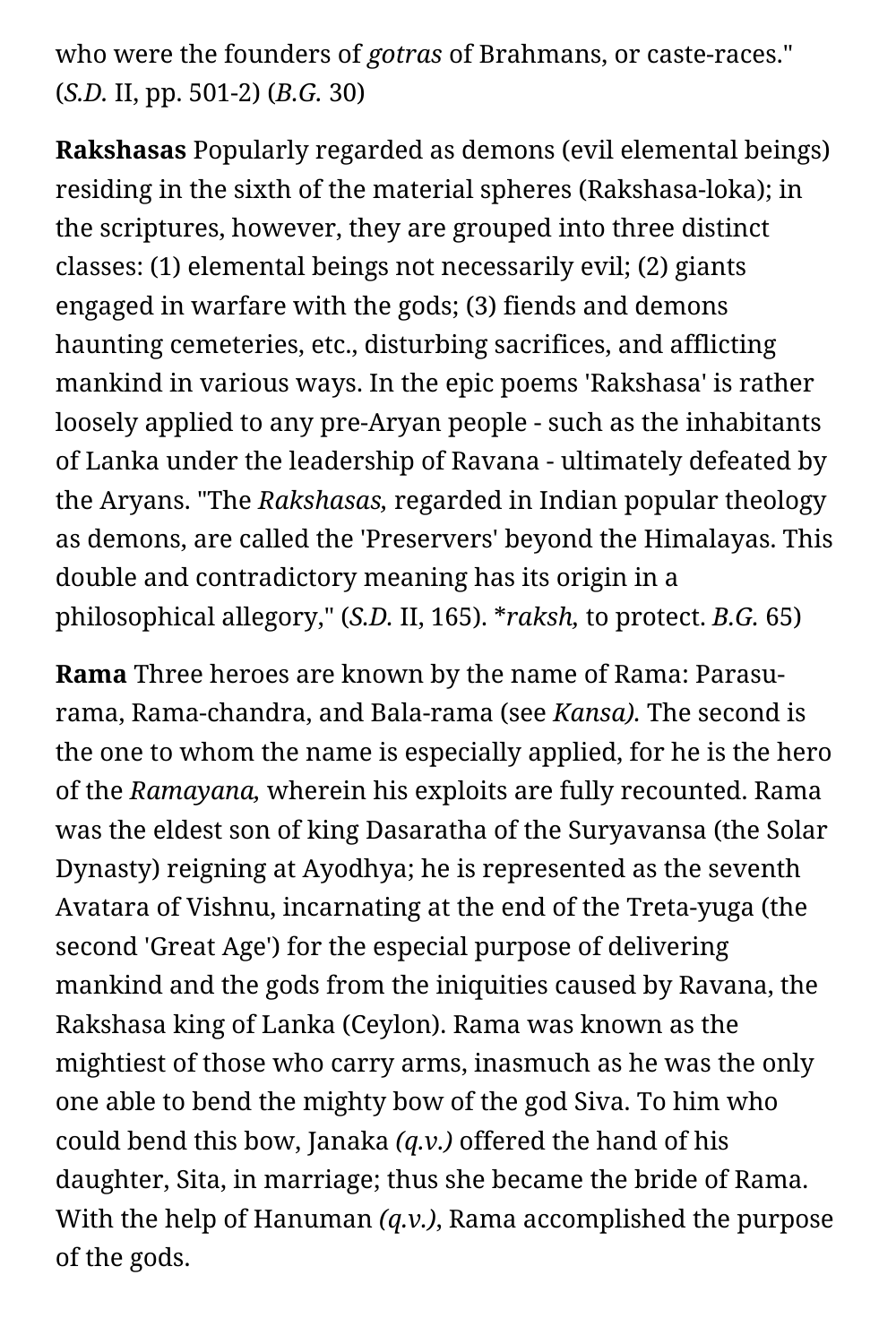who were the founders of *gotras* of Brahmans, or caste-races." (*S.D.* II, pp. 501-2) (*B.G.* 30)

**Rakshasas** Popularly regarded as demons (evil elemental beings) residing in the sixth of the material spheres (Rakshasa-loka); in the scriptures, however, they are grouped into three distinct classes: (1) elemental beings not necessarily evil; (2) giants engaged in warfare with the gods; (3) fiends and demons haunting cemeteries, etc., disturbing sacrifices, and afflicting mankind in various ways. In the epic poems 'Rakshasa' is rather loosely applied to any pre-Aryan people - such as the inhabitants of Lanka under the leadership of Ravana - ultimately defeated by the Aryans. "The *Rakshasas,* regarded in Indian popular theology as demons, are called the 'Preservers' beyond the Himalayas. This double and contradictory meaning has its origin in a philosophical allegory," (*S.D.* II, 165). **raksh,* to protect. *B.G.* 65)

**Rama** Three heroes are known by the name of Rama: Parasu-rama, Rama-chandra, and Bala-rama (see *Kansa).* The second is the one to whom the name is especially applied, for he is the hero of the *Ramayana,* wherein his exploits are fully recounted. Rama was the eldest son of king Dasaratha of the Suryavansa (the Solar Dynasty) reigning at Ayodhya; he is represented as the seventh Avatara of Vishnu, incarnating at the end of the Treta-yuga (the second 'Great Age') for the especial purpose of delivering mankind and the gods from the iniquities caused by Ravana, the Rakshasa king of Lanka (Ceylon). Rama was known as the mightiest of those who carry arms, inasmuch as he was the only one able to bend the mighty bow of the god Siva. To him who could bend this bow, Janaka *(q.v.)* offered the hand of his daughter, Sita, in marriage; thus she became the bride of Rama. With the help of Hanuman *(q.v.),* Rama accomplished the purpose of the gods.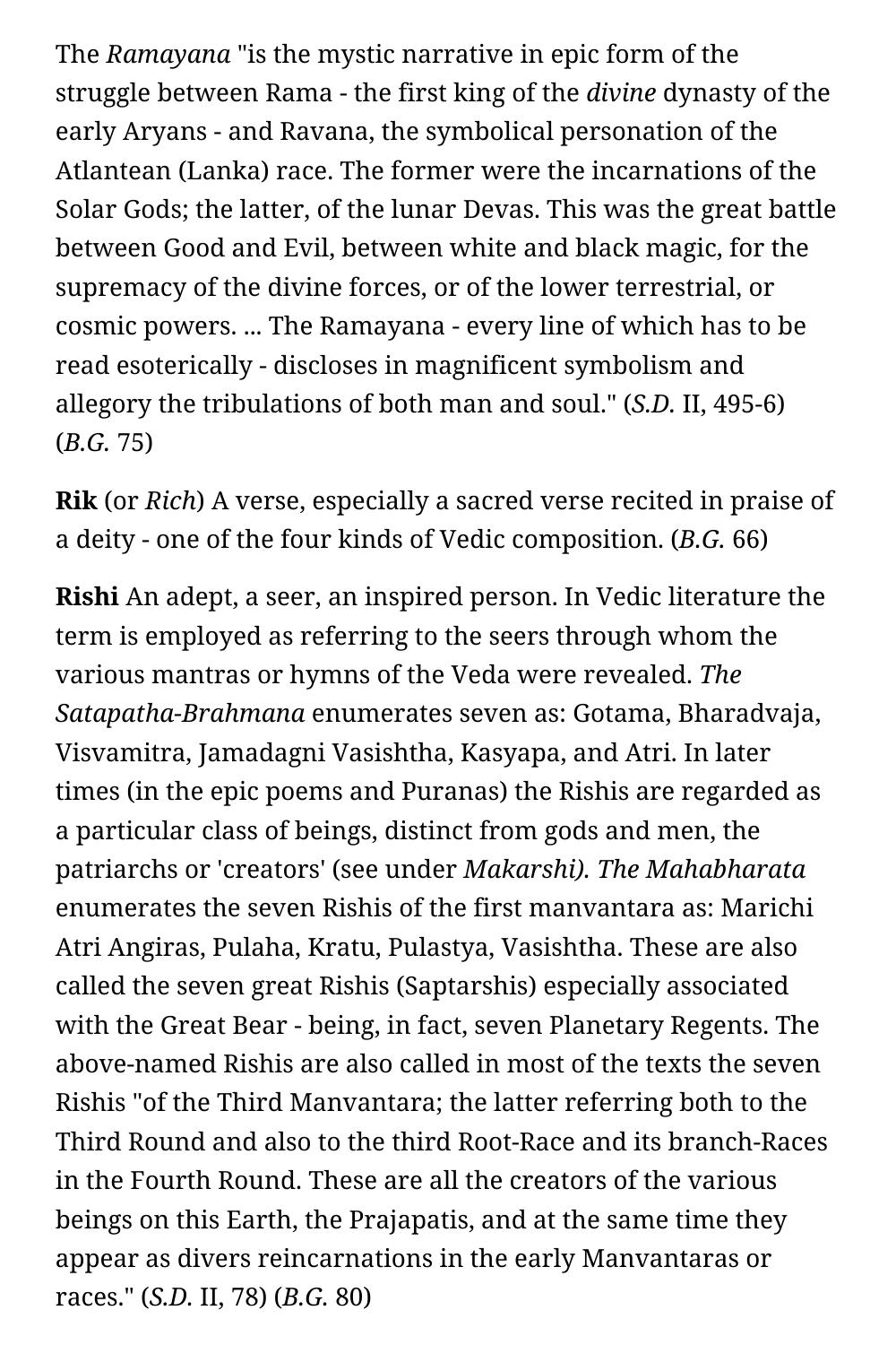The *Ramayana* "is the mystic narrative in epic form of the struggle between Rama - the first king of the *divine* dynasty of the early Aryans - and Ravana, the symbolical personation of the Atlantean (Lanka) race. The former were the incarnations of the Solar Gods; the latter, of the lunar Devas. This was the great battle between Good and Evil, between white and black magic, for the supremacy of the divine forces, or of the lower terrestrial, or cosmic powers. ... The Ramayana - every line of which has to be read esoterically - discloses in magnificent symbolism and allegory the tribulations of both man and soul." (*S.D.* II, 495-6) (*B.G.* 75)

**Rik** (or *Rich*) A verse, especially a sacred verse recited in praise of a deity - one of the four kinds of Vedic composition. (*B.G.* 66)

**Rishi** An adept, a seer, an inspired person. In Vedic literature the term is employed as referring to the seers through whom the various mantras or hymns of the Veda were revealed. *The Satapatha-Brahmana* enumerates seven as: Gotama, Bharadvaja, Visvamitra, Jamadagni Vasishtha, Kasyapa, and Atri. In later times (in the epic poems and Puranas) the Rishis are regarded as a particular class of beings, distinct from gods and men, the patriarchs or 'creators' (see under *Makarshi). The Mahabharata* enumerates the seven Rishis of the first manvantara as: Marichi Atri Angiras, Pulaha, Kratu, Pulastya, Vasishtha. These are also called the seven great Rishis (Saptarshis) especially associated with the Great Bear - being, in fact, seven Planetary Regents. The above-named Rishis are also called in most of the texts the seven Rishis "of the Third Manvantara; the latter referring both to the Third Round and also to the third Root-Race and its branch-Races in the Fourth Round. These are all the creators of the various beings on this Earth, the Prajapatis, and at the same time they appear as divers reincarnations in the early Manvantaras or races." (*S.D.* II, 78) (*B.G.* 80)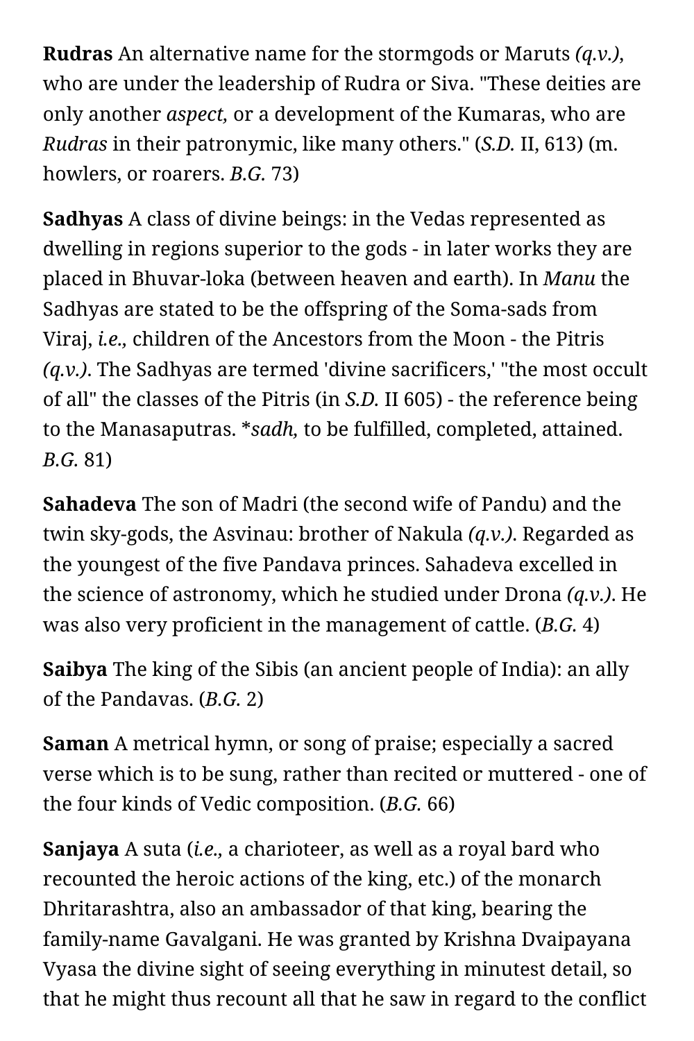**Rudras** An alternative name for the stormgods or Maruts *(q.v.),* who are under the leadership of Rudra or Siva. "These deities are only another *aspect,* or a development of the Kumaras, who are *Rudras* in their patronymic, like many others." (*S.D.* II, 613) (m. howlers, or roarers. *B.G.* 73)

**Sadhyas** A class of divine beings: in the Vedas represented as dwelling in regions superior to the gods - in later works they are placed in Bhuvar-loka (between heaven and earth). In *Manu* the Sadhyas are stated to be the offspring of the Soma-sads from Viraj, *i.e.,* children of the Ancestors from the Moon - the Pitris *(q.v.)*. The Sadhyas are termed 'divine sacrificers,' "the most occult of all" the classes of the Pitris (in *S.D.* II 605) - the reference being to the Manasaputras. **sadh,* to be fulfilled, completed, attained. *B.G.* 81)

**Sahadeva** The son of Madri (the second wife of Pandu) and the twin sky-gods, the Asvinau: brother of Nakula *(q.v.)*. Regarded as the youngest of the five Pandava princes. Sahadeva excelled in the science of astronomy, which he studied under Drona *(q.v.)*. He was also very proficient in the management of cattle. (*B.G.* 4)

**Saibya** The king of the Sibis (an ancient people of India): an ally of the Pandavas. (*B.G.* 2)

**Saman** A metrical hymn, or song of praise; especially a sacred verse which is to be sung, rather than recited or muttered - one of the four kinds of Vedic composition. (*B.G.* 66)

**Sanjaya** A suta (*i.e.,* a charioteer, as well as a royal bard who recounted the heroic actions of the king, etc.) of the monarch Dhritarashtra, also an ambassador of that king, bearing the family-name Gavalgani. He was granted by Krishna Dvaipayana Vyasa the divine sight of seeing everything in minutest detail, so that he might thus recount all that he saw in regard to the conflict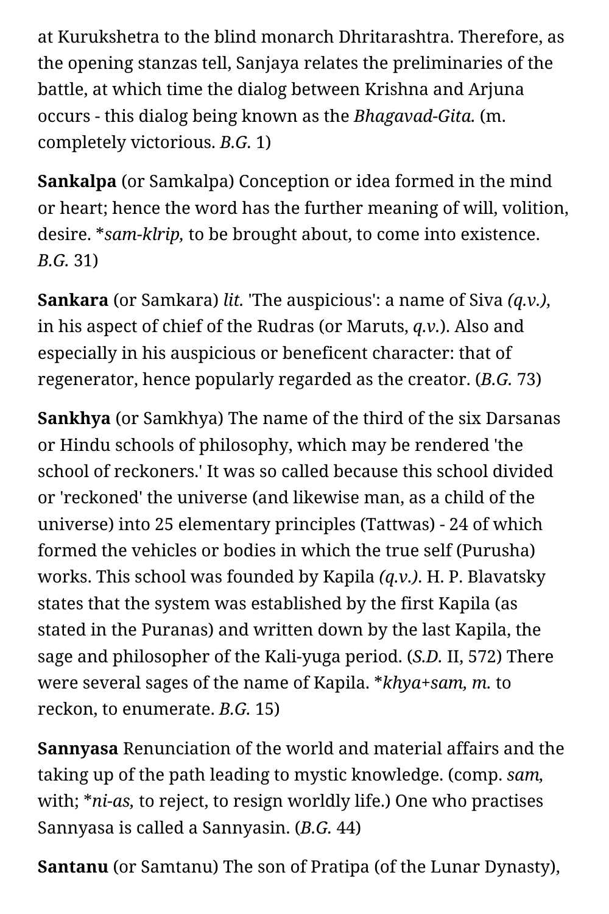at Kurukshetra to the blind monarch Dhritarashtra. Therefore, as the opening stanzas tell, Sanjaya relates the preliminaries of the battle, at which time the dialog between Krishna and Arjuna occurs - this dialog being known as the *Bhagavad-Gita.* (m. completely victorious. *B.G.* 1)

**Sankalpa** (or Samkalpa) Conception or idea formed in the mind or heart; hence the word has the further meaning of will, volition, desire. *\*sam-klrip,* to be brought about, to come into existence. *B.G.* 31)

**Sankara** (or Samkara) *lit.* 'The auspicious': a name of Siva *(q.v.)*, in his aspect of chief of the Rudras (or Maruts, *q.v.*). Also and especially in his auspicious or beneficent character: that of regenerator, hence popularly regarded as the creator. (*B.G.* 73)

**Sankhya** (or Samkhya) The name of the third of the six Darsanas or Hindu schools of philosophy, which may be rendered 'the school of reckoners.' It was so called because this school divided or 'reckoned' the universe (and likewise man, as a child of the universe) into 25 elementary principles (Tattwas) - 24 of which formed the vehicles or bodies in which the true self (Purusha) works. This school was founded by Kapila *(q.v.)*. H. P. Blavatsky states that the system was established by the first Kapila (as stated in the Puranas) and written down by the last Kapila, the sage and philosopher of the Kali-yuga period. (*S.D.* II, 572) There were several sages of the name of Kapila. *\*khya+sam, m.* to reckon, to enumerate. *B.G.* 15)

**Sannyasa** Renunciation of the world and material affairs and the taking up of the path leading to mystic knowledge. (comp. *sam,* with; *\*ni-as,* to reject, to resign worldly life.) One who practises Sannyasa is called a Sannyasin. (*B.G.* 44)

**Santanu** (or Samtanu) The son of Pratipa (of the Lunar Dynasty),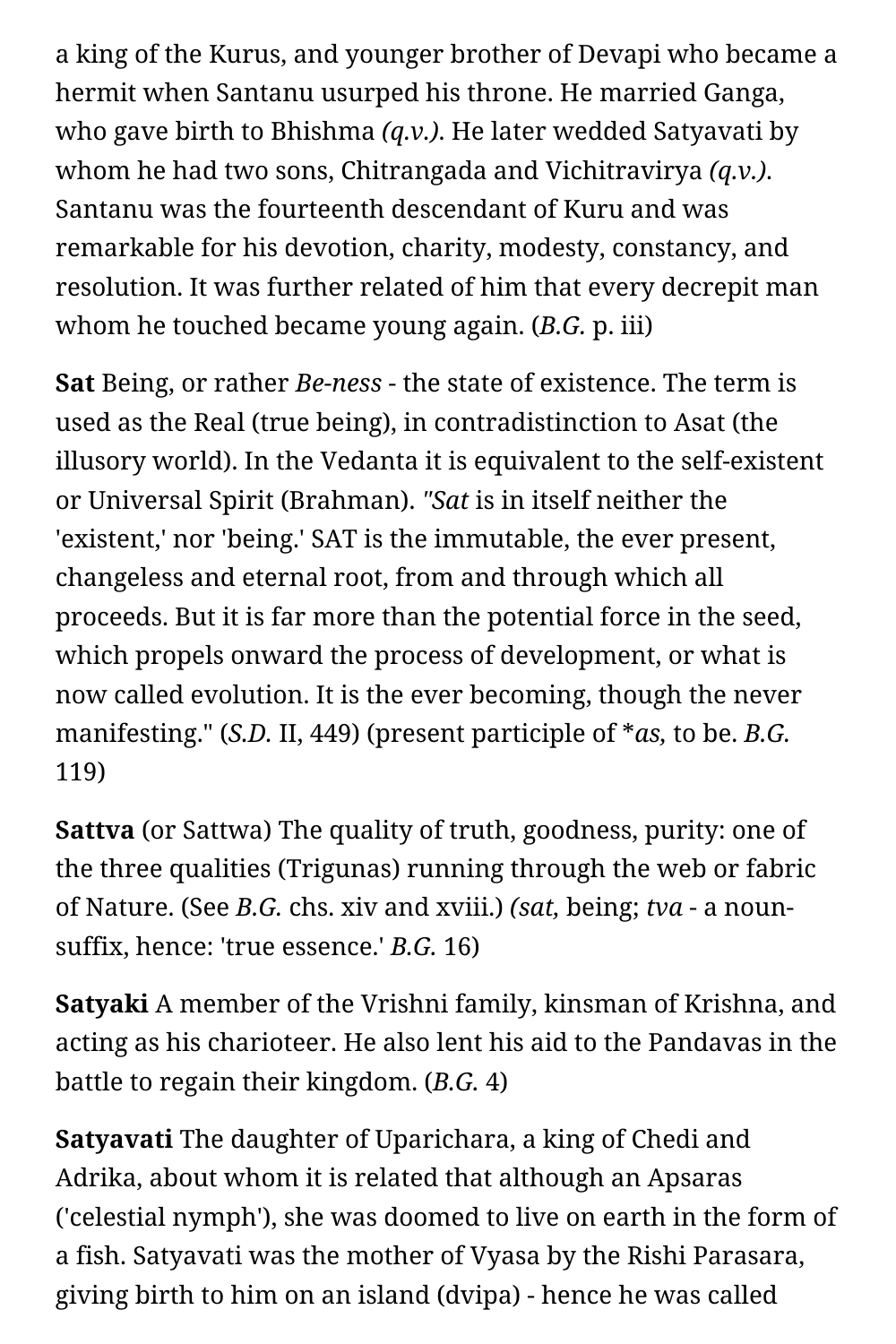a king of the Kurus, and younger brother of Devapi who became a hermit when Santanu usurped his throne. He married Ganga, who gave birth to Bhishma *(q.v.)*. He later wedded Satyavati by whom he had two sons, Chitrangada and Vichitravirya *(q.v.)*. Santanu was the fourteenth descendant of Kuru and was remarkable for his devotion, charity, modesty, constancy, and resolution. It was further related of him that every decrepit man whom he touched became young again. (*B.G.* p. iii)

**Sat** Being, or rather *Be-ness* - the state of existence. The term is used as the Real (true being), in contradistinction to Asat (the illusory world). In the Vedanta it is equivalent to the self-existent or Universal Spirit (Brahman). *"Sat* is in itself neither the 'existent,' nor 'being.' SAT is the immutable, the ever present, changeless and eternal root, from and through which all proceeds. But it is far more than the potential force in the seed, which propels onward the process of development, or what is now called evolution. It is the ever becoming, though the never manifesting." (*S.D.* II, 449) (present participle of **as,* to be. *B.G.* 119)

**Sattva** (or Sattwa) The quality of truth, goodness, purity: one of the three qualities (Trigunas) running through the web or fabric of Nature. (See *B.G.* chs. xiv and xviii.) *(sat,* being; *tva* - a noun-suffix, hence: 'true essence.' *B.G.* 16)

**Satyaki** A member of the Vrishni family, kinsman of Krishna, and acting as his charioteer. He also lent his aid to the Pandavas in the battle to regain their kingdom. (*B.G.* 4)

**Satyavati** The daughter of Uparichara, a king of Chedi and Adrika, about whom it is related that although an Apsaras ('celestial nymph'), she was doomed to live on earth in the form of a fish. Satyavati was the mother of Vyasa by the Rishi Parasara, giving birth to him on an island (dvipa) - hence he was called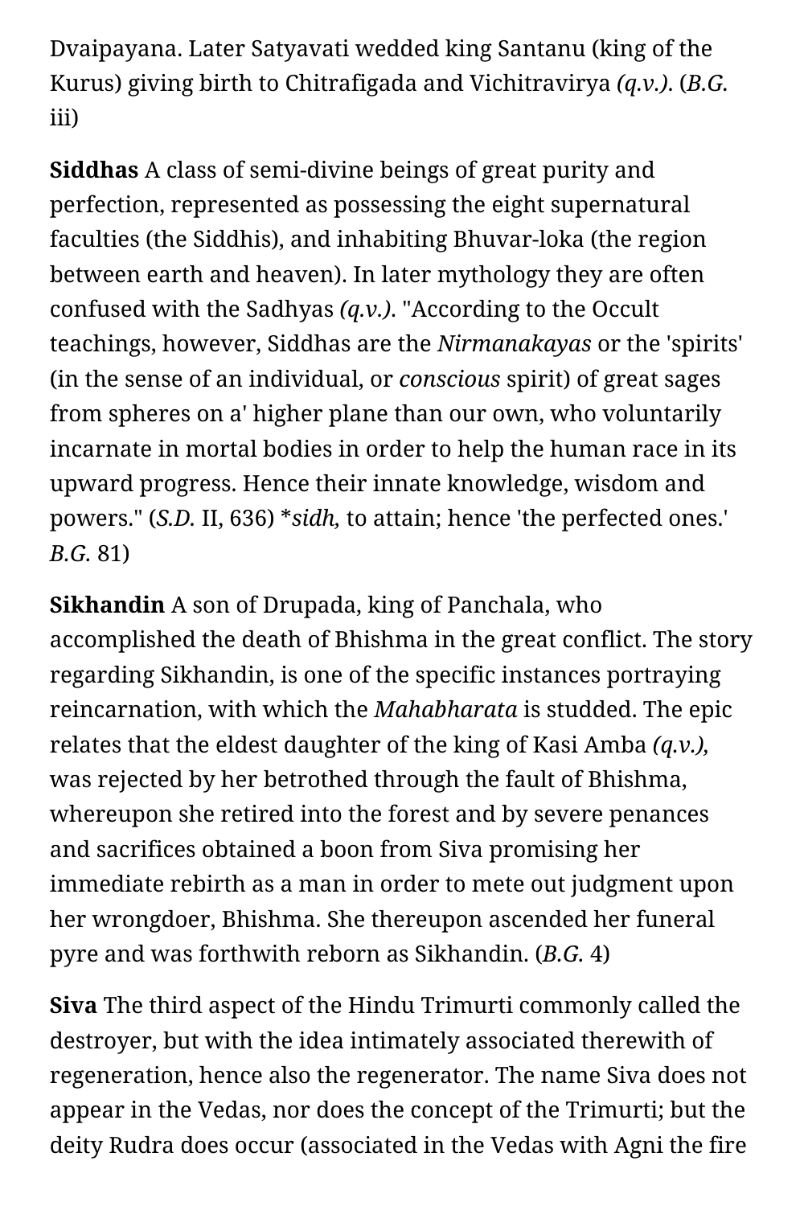Dvaipayana. Later Satyavati wedded king Santanu (king of the Kurus) giving birth to Chitrafigada and Vichitravirya *(q.v.)*. (*B.G.* iii)

**Siddhas** A class of semi-divine beings of great purity and perfection, represented as possessing the eight supernatural faculties (the Siddhis), and inhabiting Bhuvar-loka (the region between earth and heaven). In later mythology they are often confused with the Sadhyas *(q.v.)*. "According to the Occult teachings, however, Siddhas are the *Nirmanakayas* or the 'spirits' (in the sense of an individual, or *conscious* spirit) of great sages from spheres on a' higher plane than our own, who voluntarily incarnate in mortal bodies in order to help the human race in its upward progress. Hence their innate knowledge, wisdom and powers." (*S.D.* II, 636) **sidh,* to attain; hence 'the perfected ones.' *B.G.* 81)

**Sikhandin** A son of Drupada, king of Panchala, who accomplished the death of Bhishma in the great conflict. The story regarding Sikhandin, is one of the specific instances portraying reincarnation, with which the *Mahabharata* is studded. The epic relates that the eldest daughter of the king of Kasi Amba *(q.v.),* was rejected by her betrothed through the fault of Bhishma, whereupon she retired into the forest and by severe penances and sacrifices obtained a boon from Siva promising her immediate rebirth as a man in order to mete out judgment upon her wrongdoer, Bhishma. She thereupon ascended her funeral pyre and was forthwith reborn as Sikhandin. (*B.G.* 4)

**Siva** The third aspect of the Hindu Trimurti commonly called the destroyer, but with the idea intimately associated therewith of regeneration, hence also the regenerator. The name Siva does not appear in the Vedas, nor does the concept of the Trimurti; but the deity Rudra does occur (associated in the Vedas with Agni the fire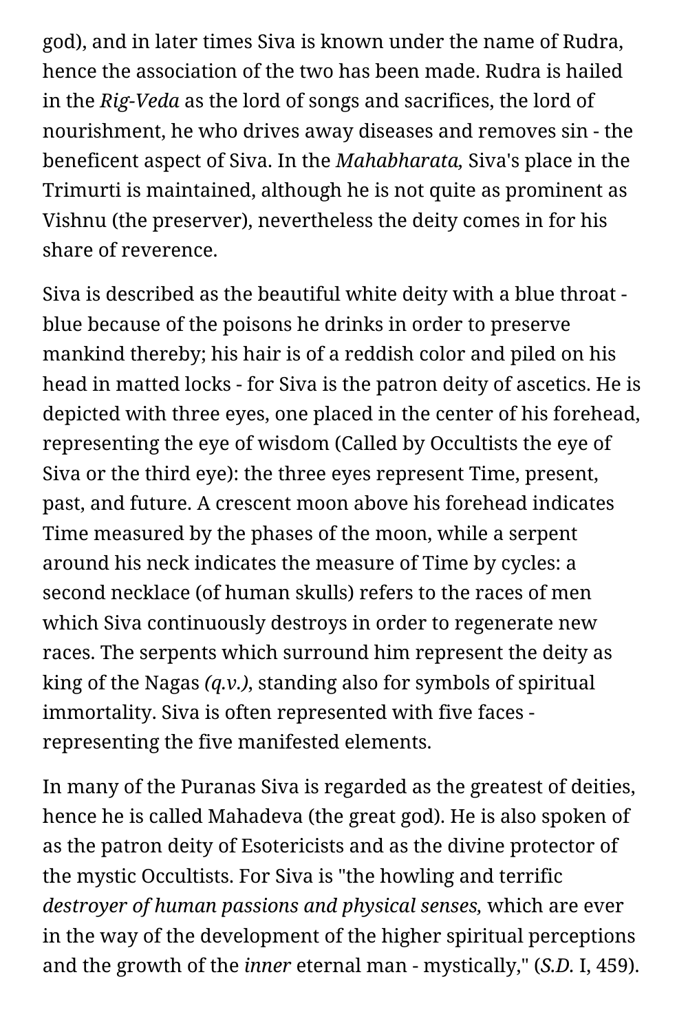god), and in later times Siva is known under the name of Rudra, hence the association of the two has been made. Rudra is hailed in the *Rig-Veda* as the lord of songs and sacrifices, the lord of nourishment, he who drives away diseases and removes sin - the beneficent aspect of Siva. In the *Mahabharata,* Siva's place in the Trimurti is maintained, although he is not quite as prominent as Vishnu (the preserver), nevertheless the deity comes in for his share of reverence.

Siva is described as the beautiful white deity with a blue throat - blue because of the poisons he drinks in order to preserve mankind thereby; his hair is of a reddish color and piled on his head in matted locks - for Siva is the patron deity of ascetics. He is depicted with three eyes, one placed in the center of his forehead, representing the eye of wisdom (Called by Occultists the eye of Siva or the third eye): the three eyes represent Time, present, past, and future. A crescent moon above his forehead indicates Time measured by the phases of the moon, while a serpent around his neck indicates the measure of Time by cycles: a second necklace (of human skulls) refers to the races of men which Siva continuously destroys in order to regenerate new races. The serpents which surround him represent the deity as king of the Nagas *(q.v.)*, standing also for symbols of spiritual immortality. Siva is often represented with five faces - representing the five manifested elements.

In many of the Puranas Siva is regarded as the greatest of deities, hence he is called Mahadeva (the great god). He is also spoken of as the patron deity of Esotericists and as the divine protector of the mystic Occultists. For Siva is "the howling and terrific *destroyer of human passions and physical senses,* which are ever in the way of the development of the higher spiritual perceptions and the growth of the *inner* eternal man - mystically," (*S.D.* I, 459).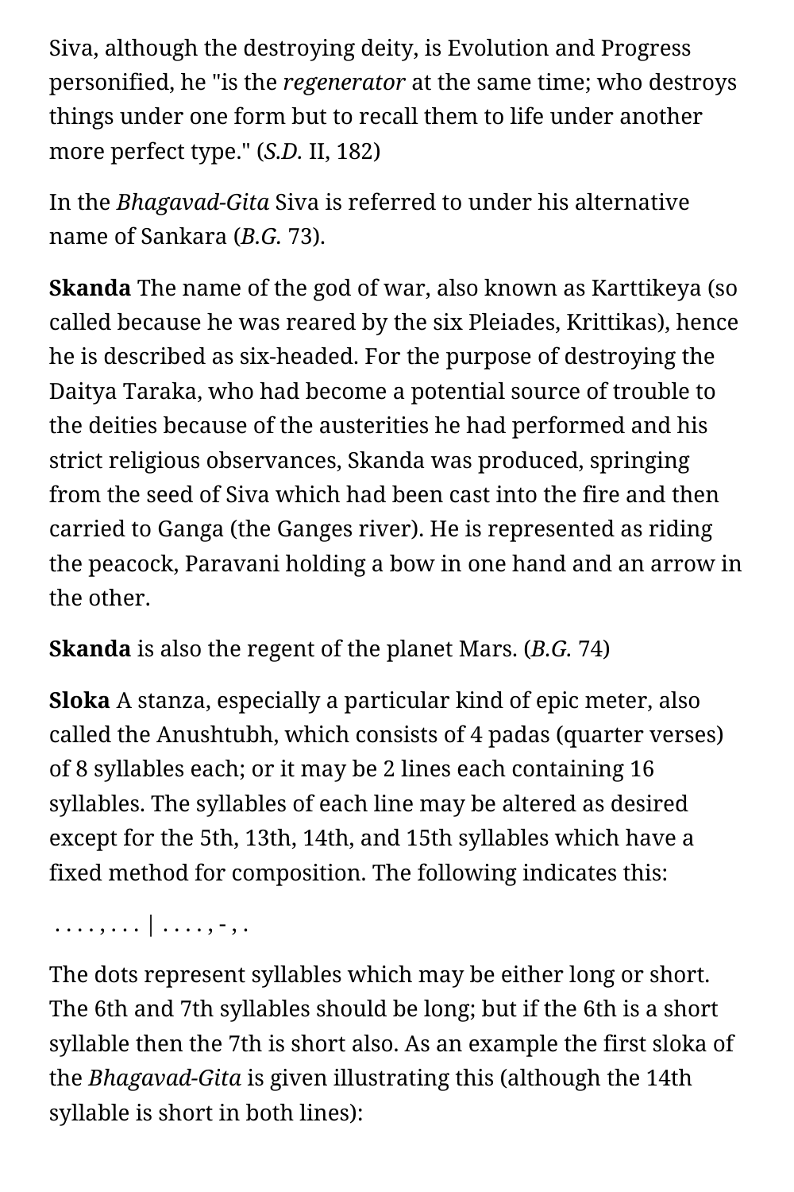Siva, although the destroying deity, is Evolution and Progress personified, he "is the *regenerator* at the same time; who destroys things under one form but to recall them to life under another more perfect type." (*S.D.* II, 182)

In the *Bhagavad-Gita* Siva is referred to under his alternative name of Sankara (*B.G.* 73).

**Skanda** The name of the god of war, also known as Karttikeya (so called because he was reared by the six Pleiades, Krittikas), hence he is described as six-headed. For the purpose of destroying the Daitya Taraka, who had become a potential source of trouble to the deities because of the austerities he had performed and his strict religious observances, Skanda was produced, springing from the seed of Siva which had been cast into the fire and then carried to Ganga (the Ganges river). He is represented as riding the peacock, Paravani holding a bow in one hand and an arrow in the other.

**Skanda** is also the regent of the planet Mars. (*B.G.* 74)

**Sloka** A stanza, especially a particular kind of epic meter, also called the Anushtubh, which consists of 4 padas (quarter verses) of 8 syllables each; or it may be 2 lines each containing 16 syllables. The syllables of each line may be altered as desired except for the 5th, 13th, 14th, and 15th syllables which have a fixed method for composition. The following indicates this:

```
. . . . , . . . | . . . . , - , .
```

The dots represent syllables which may be either long or short. The 6th and 7th syllables should be long; but if the 6th is a short syllable then the 7th is short also. As an example the first sloka of the *Bhagavad-Gita* is given illustrating this (although the 14th syllable is short in both lines):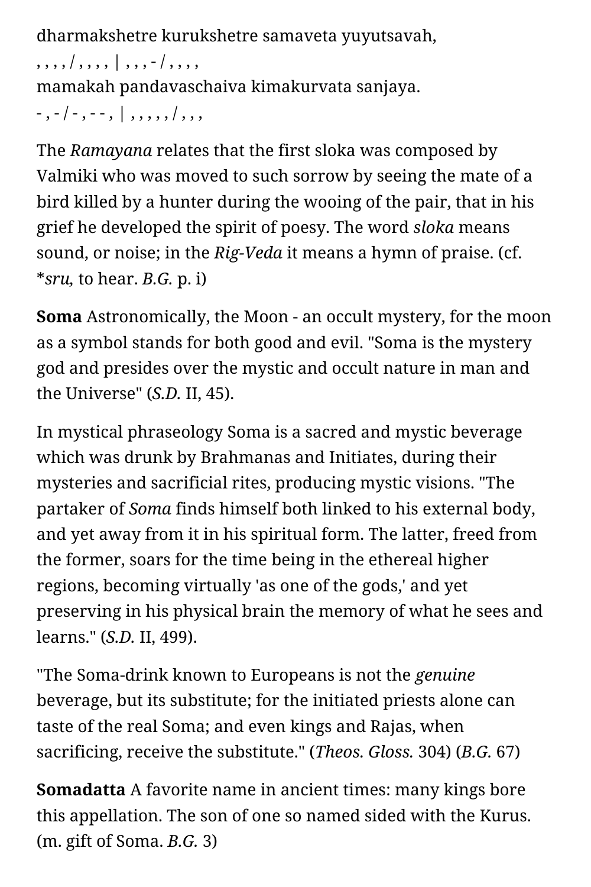dharmakshetre kurukshetre samaveta yuyutsavah,
, , , , / , , , , | , , , - / , , , ,
mamakah pandavaschaiva kimakurvata sanjaya.
- , - / - , - - , | , , , , , / , , ,

The *Ramayana* relates that the first sloka was composed by Valmiki who was moved to such sorrow by seeing the mate of a bird killed by a hunter during the wooing of the pair, that in his grief he developed the spirit of poesy. The word *sloka* means sound, or noise; in the *Rig-Veda* it means a hymn of praise. (cf. **sru,* to hear. *B.G.* p. i)

**Soma** Astronomically, the Moon - an occult mystery, for the moon as a symbol stands for both good and evil. "Soma is the mystery god and presides over the mystic and occult nature in man and the Universe" (*S.D.* II, 45).

In mystical phraseology Soma is a sacred and mystic beverage which was drunk by Brahmanas and Initiates, during their mysteries and sacrificial rites, producing mystic visions. "The partaker of *Soma* finds himself both linked to his external body, and yet away from it in his spiritual form. The latter, freed from the former, soars for the time being in the ethereal higher regions, becoming virtually 'as one of the gods,' and yet preserving in his physical brain the memory of what he sees and learns." (*S.D.* II, 499).

"The Soma-drink known to Europeans is not the *genuine* beverage, but its substitute; for the initiated priests alone can taste of the real Soma; and even kings and Rajas, when sacrificing, receive the substitute." (*Theos. Gloss.* 304) (*B.G.* 67)

**Somadatta** A favorite name in ancient times: many kings bore this appellation. The son of one so named sided with the Kurus. (m. gift of Soma. *B.G.* 3)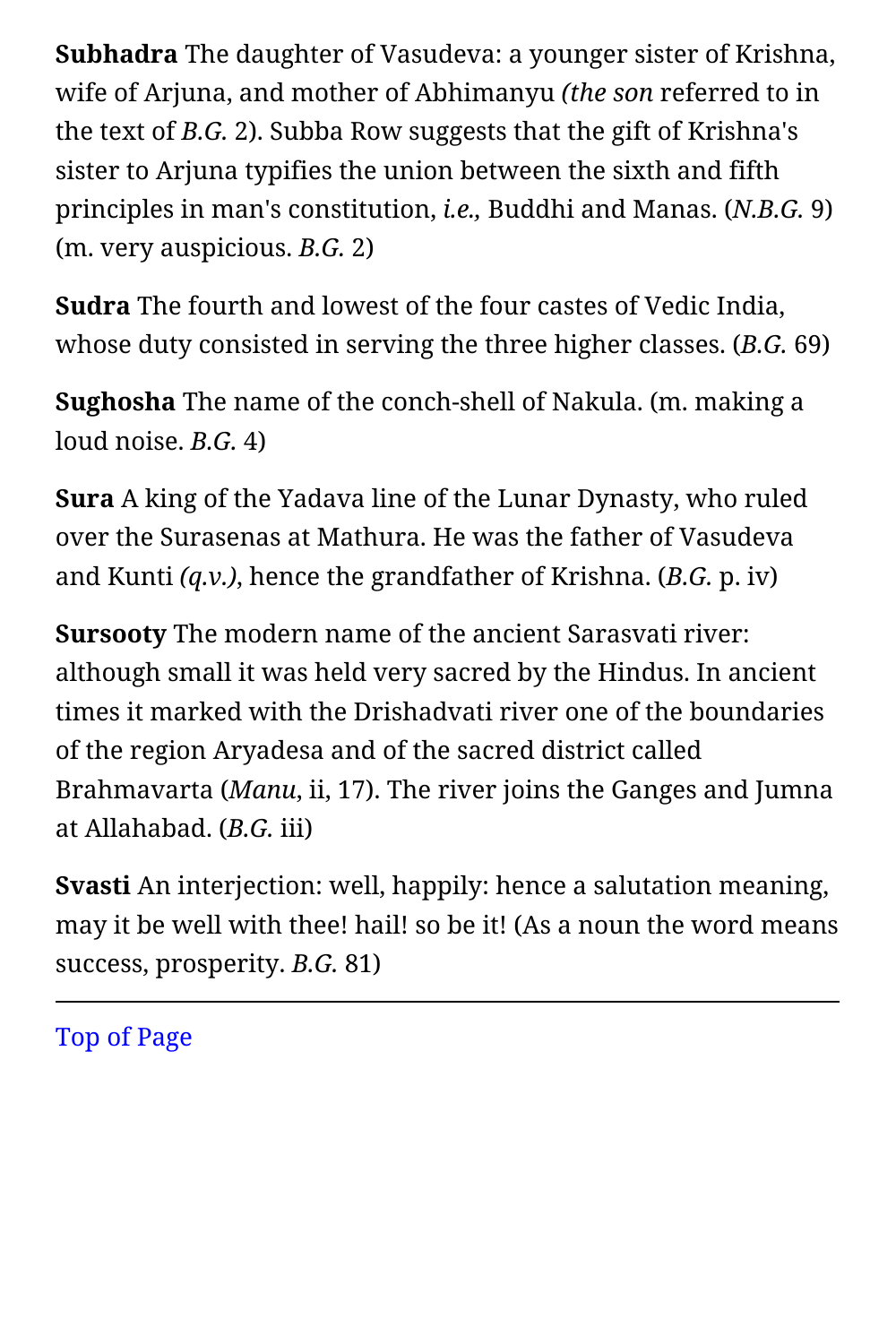**Subhadra** The daughter of Vasudeva: a younger sister of Krishna, wife of Arjuna, and mother of Abhimanyu *(the son* referred to in the text of *B.G.* 2). Subba Row suggests that the gift of Krishna's sister to Arjuna typifies the union between the sixth and fifth principles in man's constitution, *i.e.,* Buddhi and Manas. (*N.B.G.* 9) (m. very auspicious. *B.G.* 2)

**Sudra** The fourth and lowest of the four castes of Vedic India, whose duty consisted in serving the three higher classes. (*B.G.* 69)

**Sughosha** The name of the conch-shell of Nakula. (m. making a loud noise. *B.G.* 4)

**Sura** A king of the Yadava line of the Lunar Dynasty, who ruled over the Surasenas at Mathura. He was the father of Vasudeva and Kunti *(q.v.)*, hence the grandfather of Krishna. (*B.G.* p. iv)

**Sursooty** The modern name of the ancient Sarasvati river: although small it was held very sacred by the Hindus. In ancient times it marked with the Drishadvati river one of the boundaries of the region Aryadesa and of the sacred district called Brahmavarta (*Manu*, ii, 17). The river joins the Ganges and Jumna at Allahabad. (*B.G.* iii)

**Svasti** An interjection: well, happily: hence a salutation meaning, may it be well with thee! hail! so be it! (As a noun the word means success, prosperity. *B.G.* 81)

---

Top of Page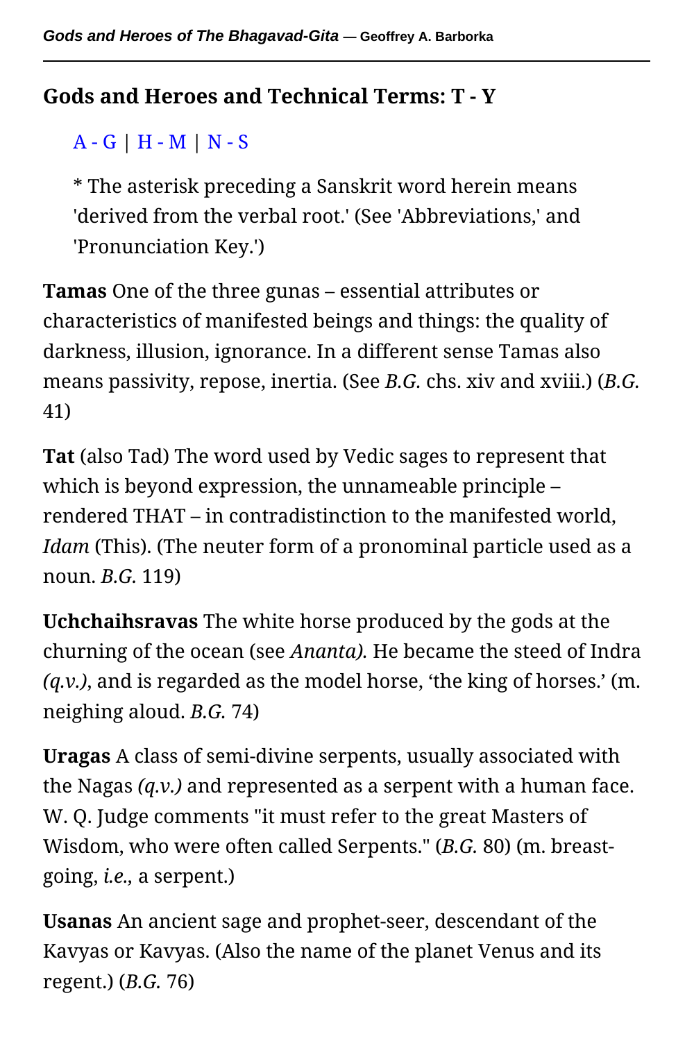## Gods and Heroes and Technical Terms: T - Y

> A - G | H - M | N - S
>
> * The asterisk preceding a Sanskrit word herein means 'derived from the verbal root.' (See 'Abbreviations,' and 'Pronunciation Key.')

**Tamas** One of the three gunas – essential attributes or characteristics of manifested beings and things: the quality of darkness, illusion, ignorance. In a different sense Tamas also means passivity, repose, inertia. (See *B.G.* chs. xiv and xviii.) (*B.G.* 41)

**Tat** (also Tad) The word used by Vedic sages to represent that which is beyond expression, the unnameable principle – rendered THAT – in contradistinction to the manifested world, *Idam* (This). (The neuter form of a pronominal particle used as a noun. *B.G.* 119)

**Uchchaihsravas** The white horse produced by the gods at the churning of the ocean (see *Ananta).* He became the steed of Indra *(q.v.)*, and is regarded as the model horse, 'the king of horses.' (m. neighing aloud. *B.G.* 74)

**Uragas** A class of semi-divine serpents, usually associated with the Nagas *(q.v.)* and represented as a serpent with a human face. W. Q. Judge comments "it must refer to the great Masters of Wisdom, who were often called Serpents." (*B.G.* 80) (m. breast-going, *i.e.,* a serpent.)

**Usanas** An ancient sage and prophet-seer, descendant of the Kavyas or Kavyas. (Also the name of the planet Venus and its regent.) (*B.G.* 76)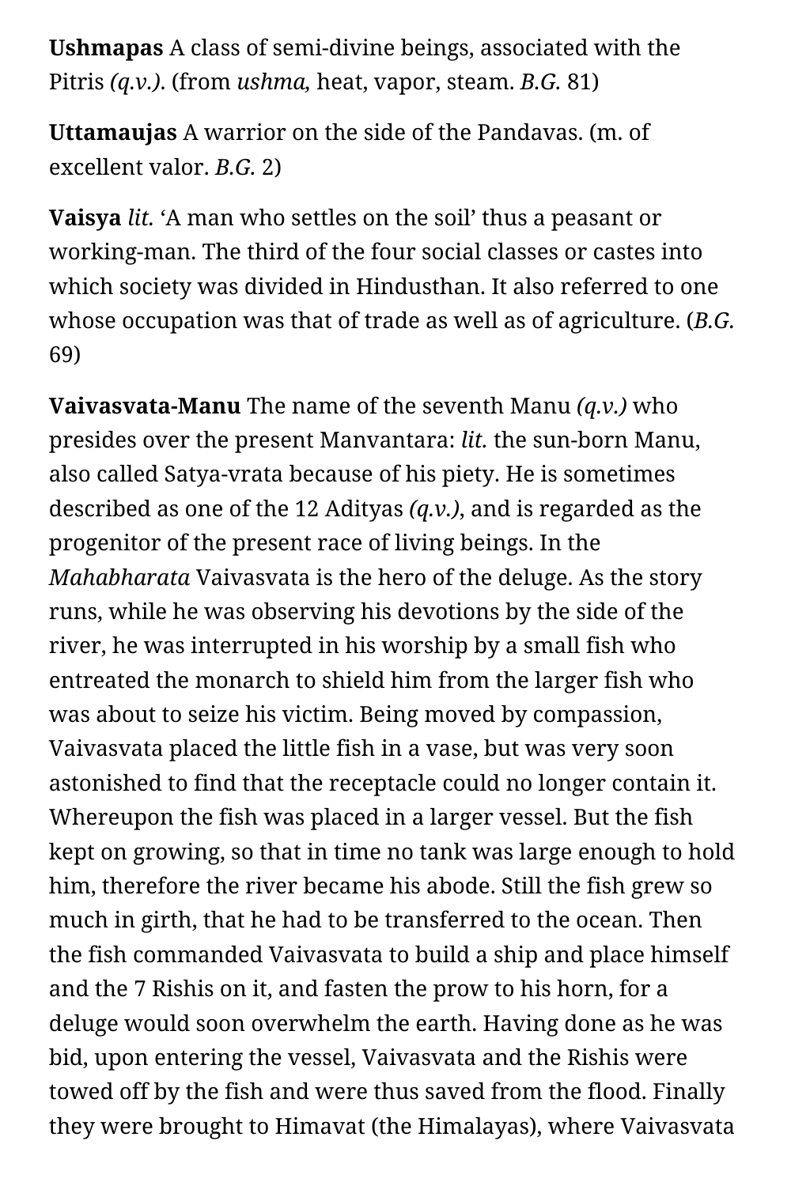**Ushmapas** A class of semi-divine beings, associated with the Pitris *(q.v.)*. (from *ushma,* heat, vapor, steam. *B.G.* 81)

**Uttamaujas** A warrior on the side of the Pandavas. (m. of excellent valor. *B.G.* 2)

**Vaisya** *lit.* 'A man who settles on the soil' thus a peasant or working-man. The third of the four social classes or castes into which society was divided in Hindusthan. It also referred to one whose occupation was that of trade as well as of agriculture. (*B.G.* 69)

**Vaivasvata-Manu** The name of the seventh Manu *(q.v.)* who presides over the present Manvantara: *lit.* the sun-born Manu, also called Satya-vrata because of his piety. He is sometimes described as one of the 12 Adityas *(q.v.)*, and is regarded as the progenitor of the present race of living beings. In the *Mahabharata* Vaivasvata is the hero of the deluge. As the story runs, while he was observing his devotions by the side of the river, he was interrupted in his worship by a small fish who entreated the monarch to shield him from the larger fish who was about to seize his victim. Being moved by compassion, Vaivasvata placed the little fish in a vase, but was very soon astonished to find that the receptacle could no longer contain it. Whereupon the fish was placed in a larger vessel. But the fish kept on growing, so that in time no tank was large enough to hold him, therefore the river became his abode. Still the fish grew so much in girth, that he had to be transferred to the ocean. Then the fish commanded Vaivasvata to build a ship and place himself and the 7 Rishis on it, and fasten the prow to his horn, for a deluge would soon overwhelm the earth. Having done as he was bid, upon entering the vessel, Vaivasvata and the Rishis were towed off by the fish and were thus saved from the flood. Finally they were brought to Himavat (the Himalayas), where Vaivasvata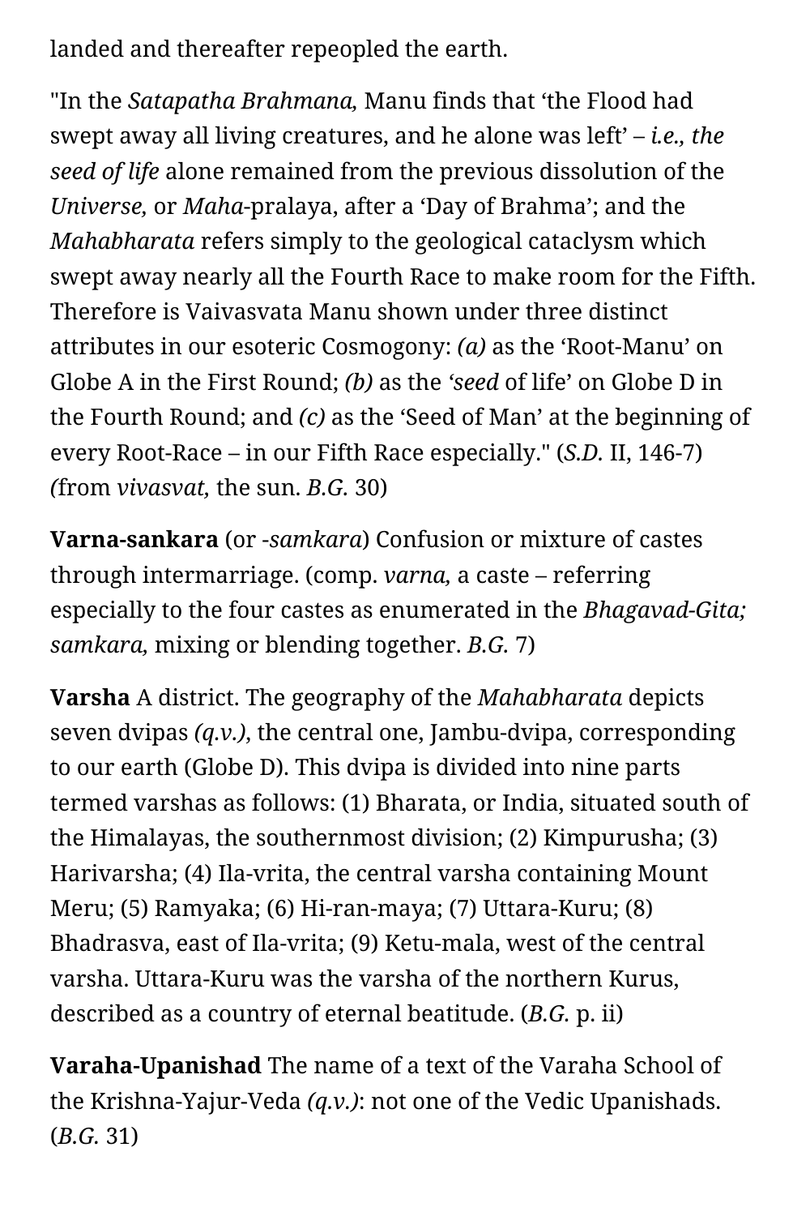landed and thereafter repeopled the earth.

"In the *Satapatha Brahmana,* Manu finds that 'the Flood had swept away all living creatures, and he alone was left' – *i.e., the seed of life* alone remained from the previous dissolution of the *Universe,* or *Maha*-pralaya, after a 'Day of Brahma'; and the *Mahabharata* refers simply to the geological cataclysm which swept away nearly all the Fourth Race to make room for the Fifth. Therefore is Vaivasvata Manu shown under three distinct attributes in our esoteric Cosmogony: *(a)* as the 'Root-Manu' on Globe A in the First Round; *(b)* as the *'seed* of life' on Globe D in the Fourth Round; and *(c)* as the 'Seed of Man' at the beginning of every Root-Race – in our Fifth Race especially." (*S.D.* II, 146-7) *(*from *vivasvat,* the sun. *B.G.* 30)

**Varna-sankara** (or -*samkara*) Confusion or mixture of castes through intermarriage. (comp. *varna,* a caste – referring especially to the four castes as enumerated in the *Bhagavad-Gita; samkara,* mixing or blending together. *B.G.* 7)

**Varsha** A district. The geography of the *Mahabharata* depicts seven dvipas *(q.v.),* the central one, Jambu-dvipa, corresponding to our earth (Globe D). This dvipa is divided into nine parts termed varshas as follows: (1) Bharata, or India, situated south of the Himalayas, the southernmost division; (2) Kimpurusha; (3) Harivarsha; (4) Ila-vrita, the central varsha containing Mount Meru; (5) Ramyaka; (6) Hi-ran-maya; (7) Uttara-Kuru; (8) Bhadrasva, east of Ila-vrita; (9) Ketu-mala, west of the central varsha. Uttara-Kuru was the varsha of the northern Kurus, described as a country of eternal beatitude. (*B.G.* p. ii)

**Varaha-Upanishad** The name of a text of the Varaha School of the Krishna-Yajur-Veda *(q.v.)*: not one of the Vedic Upanishads. (*B.G.* 31)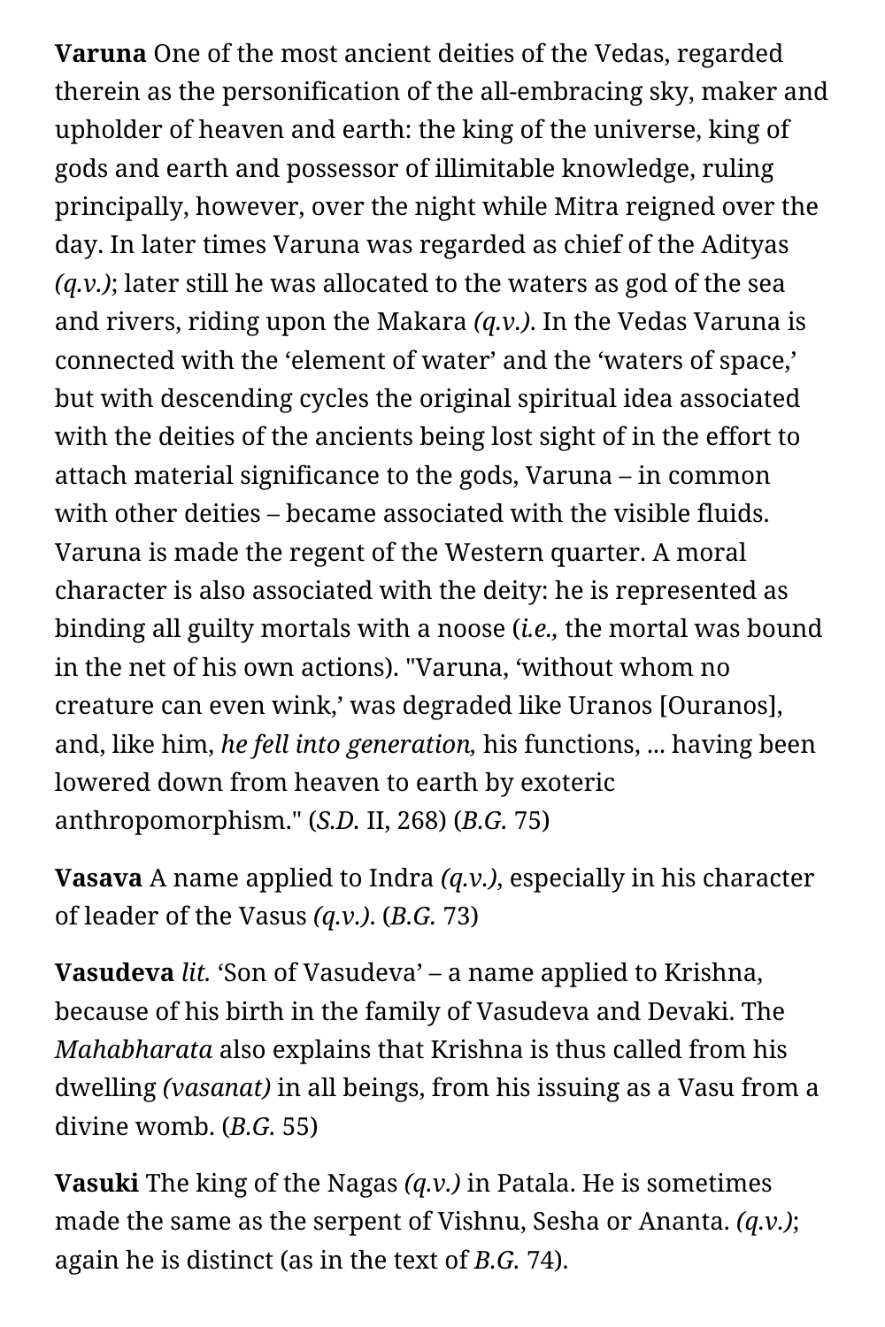**Varuna** One of the most ancient deities of the Vedas, regarded therein as the personification of the all-embracing sky, maker and upholder of heaven and earth: the king of the universe, king of gods and earth and possessor of illimitable knowledge, ruling principally, however, over the night while Mitra reigned over the day. In later times Varuna was regarded as chief of the Adityas *(q.v.)*; later still he was allocated to the waters as god of the sea and rivers, riding upon the Makara *(q.v.)*. In the Vedas Varuna is connected with the 'element of water' and the 'waters of space,' but with descending cycles the original spiritual idea associated with the deities of the ancients being lost sight of in the effort to attach material significance to the gods, Varuna – in common with other deities – became associated with the visible fluids. Varuna is made the regent of the Western quarter. A moral character is also associated with the deity: he is represented as binding all guilty mortals with a noose (*i.e.,* the mortal was bound in the net of his own actions). "Varuna, 'without whom no creature can even wink,' was degraded like Uranos [Ouranos], and, like him, *he fell into generation,* his functions, ... having been lowered down from heaven to earth by exoteric anthropomorphism." (*S.D.* II, 268) (*B.G.* 75)

**Vasava** A name applied to Indra *(q.v.)*, especially in his character of leader of the Vasus *(q.v.)*. (*B.G.* 73)

**Vasudeva** *lit.* 'Son of Vasudeva' – a name applied to Krishna, because of his birth in the family of Vasudeva and Devaki. The *Mahabharata* also explains that Krishna is thus called from his dwelling *(vasanat)* in all beings, from his issuing as a Vasu from a divine womb. (*B.G.* 55)

**Vasuki** The king of the Nagas *(q.v.)* in Patala. He is sometimes made the same as the serpent of Vishnu, Sesha or Ananta. *(q.v.)*; again he is distinct (as in the text of *B.G.* 74).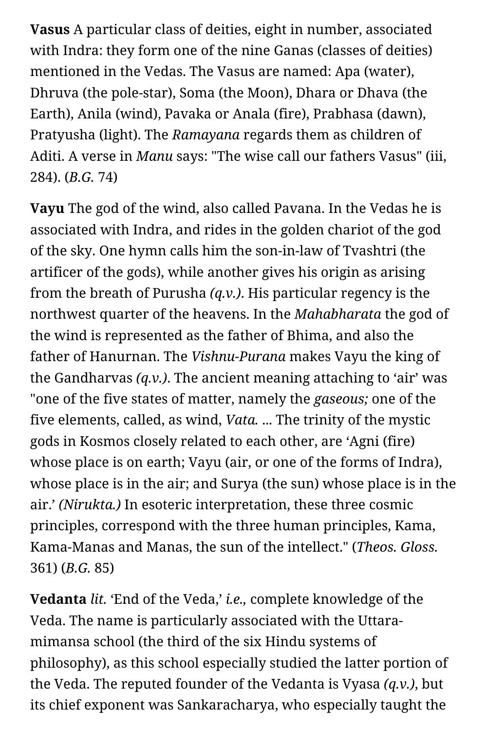**Vasus** A particular class of deities, eight in number, associated with Indra: they form one of the nine Ganas (classes of deities) mentioned in the Vedas. The Vasus are named: Apa (water), Dhruva (the pole-star), Soma (the Moon), Dhara or Dhava (the Earth), Anila (wind), Pavaka or Anala (fire), Prabhasa (dawn), Pratyusha (light). The *Ramayana* regards them as children of Aditi. A verse in *Manu* says: "The wise call our fathers Vasus" (iii, 284). (*B.G.* 74)

**Vayu** The god of the wind, also called Pavana. In the Vedas he is associated with Indra, and rides in the golden chariot of the god of the sky. One hymn calls him the son-in-law of Tvashtri (the artificer of the gods), while another gives his origin as arising from the breath of Purusha *(q.v.)*. His particular regency is the northwest quarter of the heavens. In the *Mahabharata* the god of the wind is represented as the father of Bhima, and also the father of Hanurnan. The *Vishnu-Purana* makes Vayu the king of the Gandharvas *(q.v.)*. The ancient meaning attaching to 'air' was "one of the five states of matter, namely the *gaseous;* one of the five elements, called, as wind, *Vata.* ... The trinity of the mystic gods in Kosmos closely related to each other, are 'Agni (fire) whose place is on earth; Vayu (air, or one of the forms of Indra), whose place is in the air; and Surya (the sun) whose place is in the air.' *(Nirukta.)* In esoteric interpretation, these three cosmic principles, correspond with the three human principles, Kama, Kama-Manas and Manas, the sun of the intellect." (*Theos. Gloss.* 361) (*B.G.* 85)

**Vedanta** *lit.* 'End of the Veda,' *i.e.,* complete knowledge of the Veda. The name is particularly associated with the Uttara-mimansa school (the third of the six Hindu systems of philosophy), as this school especially studied the latter portion of the Veda. The reputed founder of the Vedanta is Vyasa *(q.v.)*, but its chief exponent was Sankaracharya, who especially taught the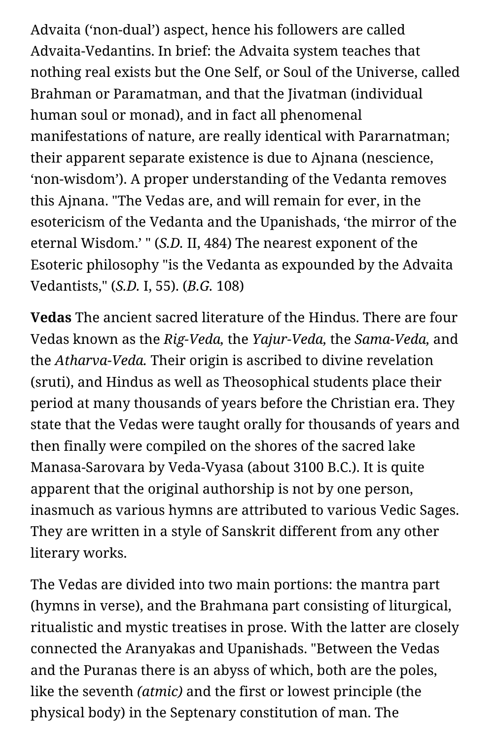Advaita ('non-dual') aspect, hence his followers are called Advaita-Vedantins. In brief: the Advaita system teaches that nothing real exists but the One Self, or Soul of the Universe, called Brahman or Paramatman, and that the Jivatman (individual human soul or monad), and in fact all phenomenal manifestations of nature, are really identical with Pararnatman; their apparent separate existence is due to Ajnana (nescience, 'non-wisdom'). A proper understanding of the Vedanta removes this Ajnana. "The Vedas are, and will remain for ever, in the esotericism of the Vedanta and the Upanishads, 'the mirror of the eternal Wisdom.' " (*S.D.* II, 484) The nearest exponent of the Esoteric philosophy "is the Vedanta as expounded by the Advaita Vedantists," (*S.D.* I, 55). (*B.G.* 108)

**Vedas** The ancient sacred literature of the Hindus. There are four Vedas known as the *Rig-Veda*, the *Yajur-Veda*, the *Sama-Veda*, and the *Atharva-Veda.* Their origin is ascribed to divine revelation (sruti), and Hindus as well as Theosophical students place their period at many thousands of years before the Christian era. They state that the Vedas were taught orally for thousands of years and then finally were compiled on the shores of the sacred lake Manasa-Sarovara by Veda-Vyasa (about 3100 B.C.). It is quite apparent that the original authorship is not by one person, inasmuch as various hymns are attributed to various Vedic Sages. They are written in a style of Sanskrit different from any other literary works.

The Vedas are divided into two main portions: the mantra part (hymns in verse), and the Brahmana part consisting of liturgical, ritualistic and mystic treatises in prose. With the latter are closely connected the Aranyakas and Upanishads. "Between the Vedas and the Puranas there is an abyss of which, both are the poles, like the seventh *(atmic)* and the first or lowest principle (the physical body) in the Septenary constitution of man. The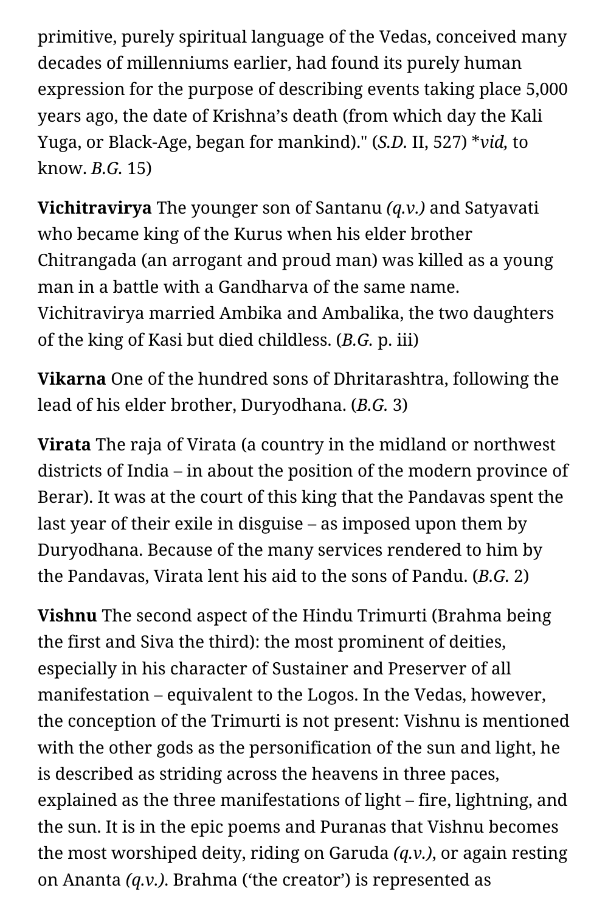primitive, purely spiritual language of the Vedas, conceived many decades of millenniums earlier, had found its purely human expression for the purpose of describing events taking place 5,000 years ago, the date of Krishna's death (from which day the Kali Yuga, or Black-Age, began for mankind)." (*S.D.* II, 527) **vid,* to know. *B.G.* 15)

**Vichitravirya** The younger son of Santanu *(q.v.)* and Satyavati who became king of the Kurus when his elder brother Chitrangada (an arrogant and proud man) was killed as a young man in a battle with a Gandharva of the same name. Vichitravirya married Ambika and Ambalika, the two daughters of the king of Kasi but died childless. (*B.G.* p. iii)

**Vikarna** One of the hundred sons of Dhritarashtra, following the lead of his elder brother, Duryodhana. (*B.G.* 3)

**Virata** The raja of Virata (a country in the midland or northwest districts of India – in about the position of the modern province of Berar). It was at the court of this king that the Pandavas spent the last year of their exile in disguise – as imposed upon them by Duryodhana. Because of the many services rendered to him by the Pandavas, Virata lent his aid to the sons of Pandu. (*B.G.* 2)

**Vishnu** The second aspect of the Hindu Trimurti (Brahma being the first and Siva the third): the most prominent of deities, especially in his character of Sustainer and Preserver of all manifestation – equivalent to the Logos. In the Vedas, however, the conception of the Trimurti is not present: Vishnu is mentioned with the other gods as the personification of the sun and light, he is described as striding across the heavens in three paces, explained as the three manifestations of light – fire, lightning, and the sun. It is in the epic poems and Puranas that Vishnu becomes the most worshiped deity, riding on Garuda *(q.v.)*, or again resting on Ananta *(q.v.)*. Brahma ('the creator') is represented as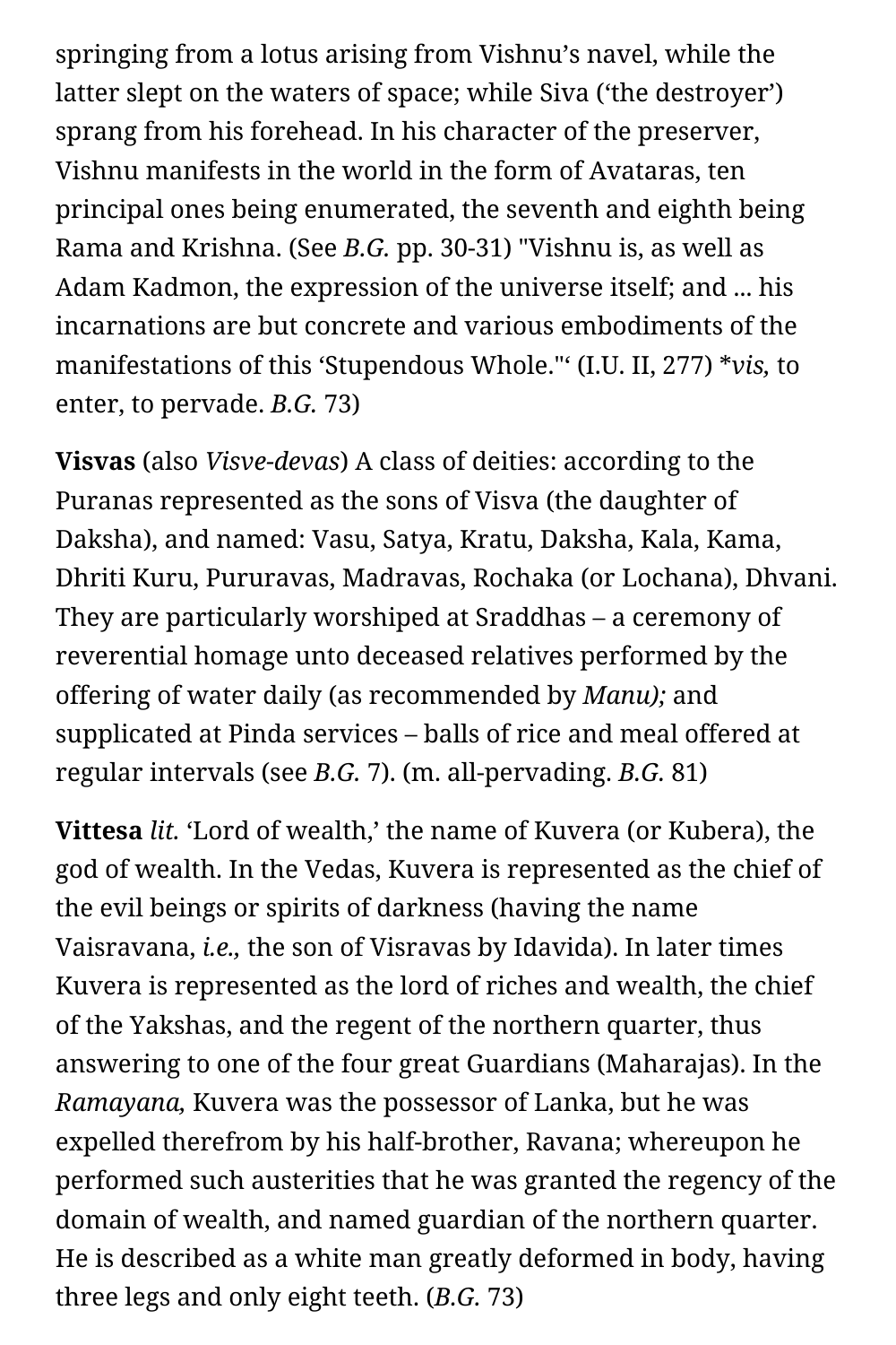springing from a lotus arising from Vishnu's navel, while the latter slept on the waters of space; while Siva ('the destroyer') sprang from his forehead. In his character of the preserver, Vishnu manifests in the world in the form of Avataras, ten principal ones being enumerated, the seventh and eighth being Rama and Krishna. (See *B.G.* pp. 30-31) "Vishnu is, as well as Adam Kadmon, the expression of the universe itself; and ... his incarnations are but concrete and various embodiments of the manifestations of this 'Stupendous Whole."' (I.U. II, 277) **vis*, to enter, to pervade. *B.G.* 73)

**Visvas** (also *Visve-devas*) A class of deities: according to the Puranas represented as the sons of Visva (the daughter of Daksha), and named: Vasu, Satya, Kratu, Daksha, Kala, Kama, Dhriti Kuru, Pururavas, Madravas, Rochaka (or Lochana), Dhvani. They are particularly worshiped at Sraddhas – a ceremony of reverential homage unto deceased relatives performed by the offering of water daily (as recommended by *Manu);* and supplicated at Pinda services – balls of rice and meal offered at regular intervals (see *B.G.* 7). (m. all-pervading. *B.G.* 81)

**Vittesa** *lit.* 'Lord of wealth,' the name of Kuvera (or Kubera), the god of wealth. In the Vedas, Kuvera is represented as the chief of the evil beings or spirits of darkness (having the name Vaisravana, *i.e.,* the son of Visravas by Idavida). In later times Kuvera is represented as the lord of riches and wealth, the chief of the Yakshas, and the regent of the northern quarter, thus answering to one of the four great Guardians (Maharajas). In the *Ramayana,* Kuvera was the possessor of Lanka, but he was expelled therefrom by his half-brother, Ravana; whereupon he performed such austerities that he was granted the regency of the domain of wealth, and named guardian of the northern quarter. He is described as a white man greatly deformed in body, having three legs and only eight teeth. (*B.G.* 73)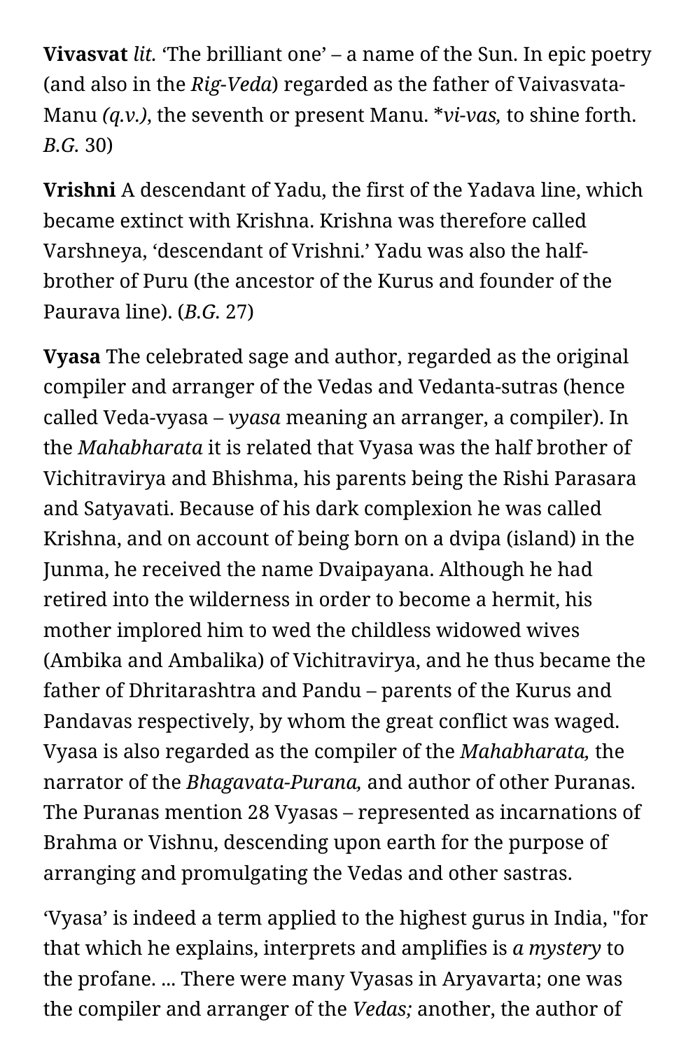**Vivasvat** *lit.* ‘The brilliant one’ – a name of the Sun. In epic poetry (and also in the *Rig-Veda*) regarded as the father of Vaivasvata-Manu *(q.v.)*, the seventh or present Manu. **vi-vas,* to shine forth. *B.G.* 30)

**Vrishni** A descendant of Yadu, the first of the Yadava line, which became extinct with Krishna. Krishna was therefore called Varshneya, ‘descendant of Vrishni.’ Yadu was also the half-brother of Puru (the ancestor of the Kurus and founder of the Paurava line). (*B.G.* 27)

**Vyasa** The celebrated sage and author, regarded as the original compiler and arranger of the Vedas and Vedanta-sutras (hence called Veda-vyasa – *vyasa* meaning an arranger, a compiler). In the *Mahabharata* it is related that Vyasa was the half brother of Vichitravirya and Bhishma, his parents being the Rishi Parasara and Satyavati. Because of his dark complexion he was called Krishna, and on account of being born on a dvipa (island) in the Junma, he received the name Dvaipayana. Although he had retired into the wilderness in order to become a hermit, his mother implored him to wed the childless widowed wives (Ambika and Ambalika) of Vichitravirya, and he thus became the father of Dhritarashtra and Pandu – parents of the Kurus and Pandavas respectively, by whom the great conflict was waged. Vyasa is also regarded as the compiler of the *Mahabharata,* the narrator of the *Bhagavata-Purana,* and author of other Puranas. The Puranas mention 28 Vyasas – represented as incarnations of Brahma or Vishnu, descending upon earth for the purpose of arranging and promulgating the Vedas and other sastras.

‘Vyasa’ is indeed a term applied to the highest gurus in India, "for that which he explains, interprets and amplifies is *a mystery* to the profane. ... There were many Vyasas in Aryavarta; one was the compiler and arranger of the *Vedas;* another, the author of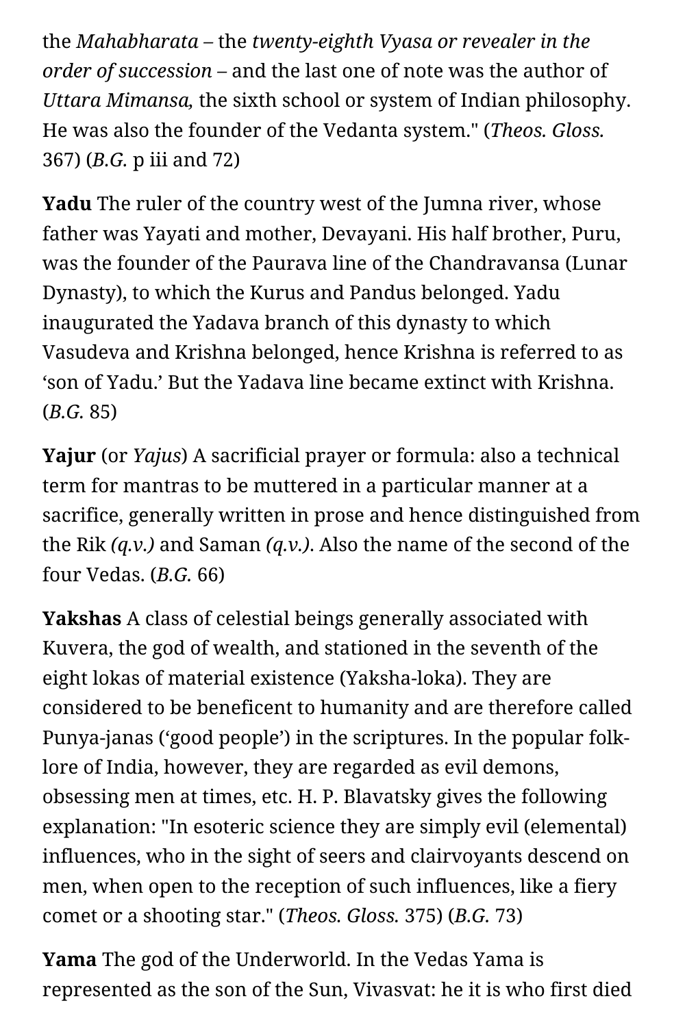the *Mahabharata* – the *twenty-eighth Vyasa or revealer in the order of succession* – and the last one of note was the author of *Uttara Mimansa,* the sixth school or system of Indian philosophy. He was also the founder of the Vedanta system." (*Theos. Gloss.* 367) (*B.G.* p iii and 72)

**Yadu** The ruler of the country west of the Jumna river, whose father was Yayati and mother, Devayani. His half brother, Puru, was the founder of the Paurava line of the Chandravansa (Lunar Dynasty), to which the Kurus and Pandus belonged. Yadu inaugurated the Yadava branch of this dynasty to which Vasudeva and Krishna belonged, hence Krishna is referred to as 'son of Yadu.' But the Yadava line became extinct with Krishna. (*B.G.* 85)

**Yajur** (or *Yajus*) A sacrificial prayer or formula: also a technical term for mantras to be muttered in a particular manner at a sacrifice, generally written in prose and hence distinguished from the Rik *(q.v.)* and Saman *(q.v.)*. Also the name of the second of the four Vedas. (*B.G.* 66)

**Yakshas** A class of celestial beings generally associated with Kuvera, the god of wealth, and stationed in the seventh of the eight lokas of material existence (Yaksha-loka). They are considered to be beneficent to humanity and are therefore called Punya-janas ('good people') in the scriptures. In the popular folk-lore of India, however, they are regarded as evil demons, obsessing men at times, etc. H. P. Blavatsky gives the following explanation: "In esoteric science they are simply evil (elemental) influences, who in the sight of seers and clairvoyants descend on men, when open to the reception of such influences, like a fiery comet or a shooting star." (*Theos. Gloss.* 375) (*B.G.* 73)

**Yama** The god of the Underworld. In the Vedas Yama is represented as the son of the Sun, Vivasvat: he it is who first died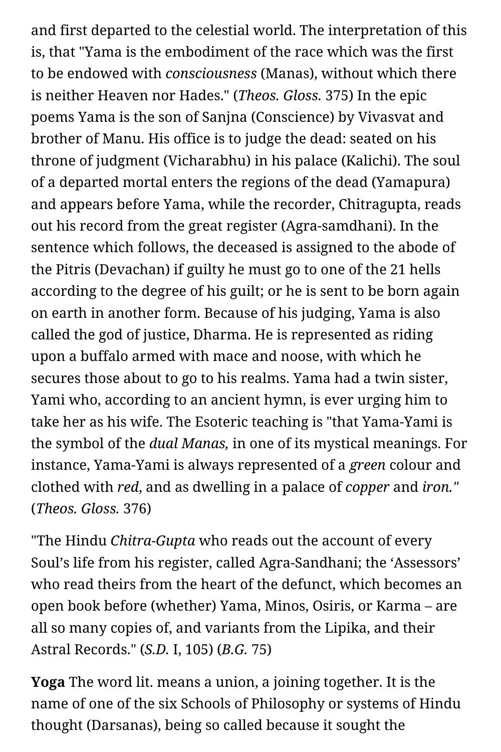and first departed to the celestial world. The interpretation of this is, that "Yama is the embodiment of the race which was the first to be endowed with *consciousness* (Manas), without which there is neither Heaven nor Hades." (*Theos. Gloss.* 375) In the epic poems Yama is the son of Sanjna (Conscience) by Vivasvat and brother of Manu. His office is to judge the dead: seated on his throne of judgment (Vicharabhu) in his palace (Kalichi). The soul of a departed mortal enters the regions of the dead (Yamapura) and appears before Yama, while the recorder, Chitragupta, reads out his record from the great register (Agra-samdhani). In the sentence which follows, the deceased is assigned to the abode of the Pitris (Devachan) if guilty he must go to one of the 21 hells according to the degree of his guilt; or he is sent to be born again on earth in another form. Because of his judging, Yama is also called the god of justice, Dharma. He is represented as riding upon a buffalo armed with mace and noose, with which he secures those about to go to his realms. Yama had a twin sister, Yami who, according to an ancient hymn, is ever urging him to take her as his wife. The Esoteric teaching is "that Yama-Yami is the symbol of the *dual Manas,* in one of its mystical meanings. For instance, Yama-Yami is always represented of a *green* colour and clothed with *red*, and as dwelling in a palace of *copper* and *iron."* (*Theos. Gloss.* 376)

"The Hindu *Chitra-Gupta* who reads out the account of every Soul's life from his register, called Agra-Sandhani; the 'Assessors' who read theirs from the heart of the defunct, which becomes an open book before (whether) Yama, Minos, Osiris, or Karma – are all so many copies of, and variants from the Lipika, and their Astral Records." (*S.D.* I, 105) (*B.G.* 75)

**Yoga** The word lit. means a union, a joining together. It is the name of one of the six Schools of Philosophy or systems of Hindu thought (Darsanas), being so called because it sought the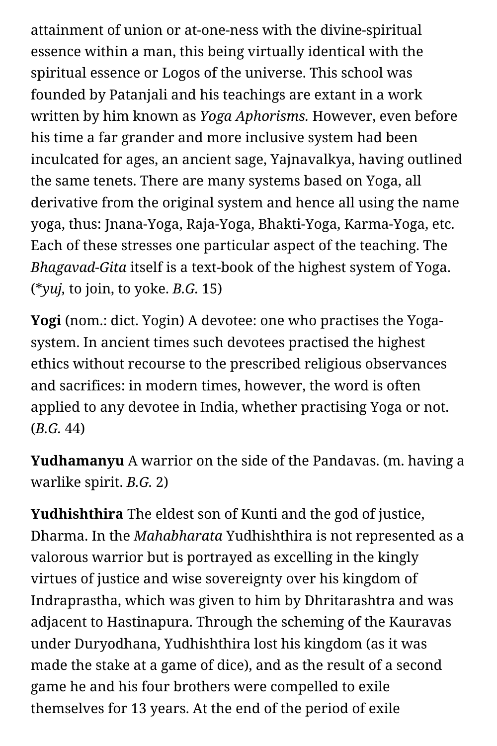attainment of union or at-one-ness with the divine-spiritual essence within a man, this being virtually identical with the spiritual essence or Logos of the universe. This school was founded by Patanjali and his teachings are extant in a work written by him known as *Yoga Aphorisms*. However, even before his time a far grander and more inclusive system had been inculcated for ages, an ancient sage, Yajnavalkya, having outlined the same tenets. There are many systems based on Yoga, all derivative from the original system and hence all using the name yoga, thus: Jnana-Yoga, Raja-Yoga, Bhakti-Yoga, Karma-Yoga, etc. Each of these stresses one particular aspect of the teaching. The *Bhagavad-Gita* itself is a text-book of the highest system of Yoga. (**yuj*, to join, to yoke. *B.G.* 15)

**Yogi** (nom.: dict. Yogin) A devotee: one who practises the Yoga-system. In ancient times such devotees practised the highest ethics without recourse to the prescribed religious observances and sacrifices: in modern times, however, the word is often applied to any devotee in India, whether practising Yoga or not. (*B.G.* 44)

**Yudhamanyu** A warrior on the side of the Pandavas. (m. having a warlike spirit. *B.G.* 2)

**Yudhishthira** The eldest son of Kunti and the god of justice, Dharma. In the *Mahabharata* Yudhishthira is not represented as a valorous warrior but is portrayed as excelling in the kingly virtues of justice and wise sovereignty over his kingdom of Indraprastha, which was given to him by Dhritarashtra and was adjacent to Hastinapura. Through the scheming of the Kauravas under Duryodhana, Yudhishthira lost his kingdom (as it was made the stake at a game of dice), and as the result of a second game he and his four brothers were compelled to exile themselves for 13 years. At the end of the period of exile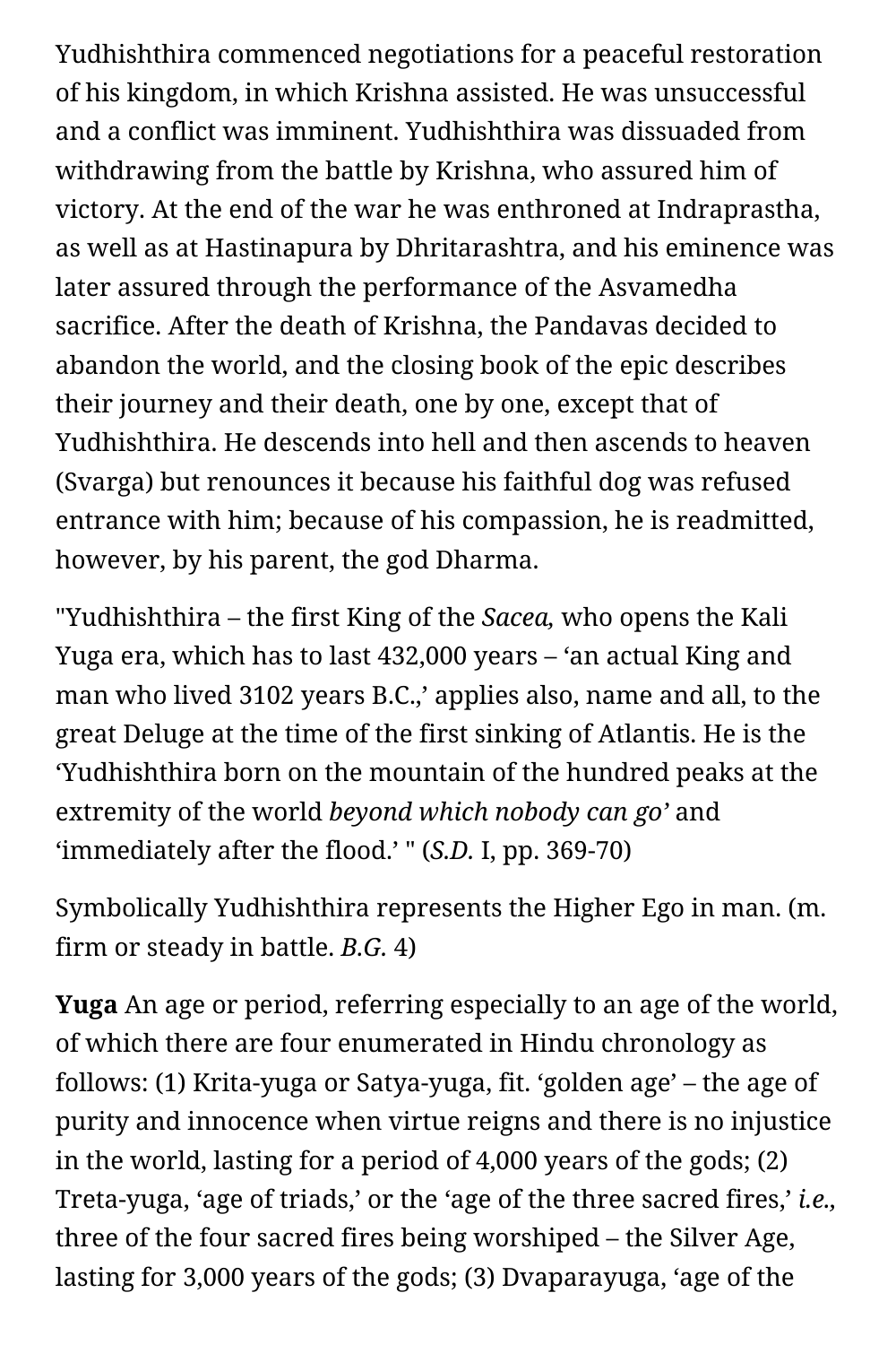Yudhishthira commenced negotiations for a peaceful restoration of his kingdom, in which Krishna assisted. He was unsuccessful and a conflict was imminent. Yudhishthira was dissuaded from withdrawing from the battle by Krishna, who assured him of victory. At the end of the war he was enthroned at Indraprastha, as well as at Hastinapura by Dhritarashtra, and his eminence was later assured through the performance of the Asvamedha sacrifice. After the death of Krishna, the Pandavas decided to abandon the world, and the closing book of the epic describes their journey and their death, one by one, except that of Yudhishthira. He descends into hell and then ascends to heaven (Svarga) but renounces it because his faithful dog was refused entrance with him; because of his compassion, he is readmitted, however, by his parent, the god Dharma.

"Yudhishthira – the first King of the *Sacea,* who opens the Kali Yuga era, which has to last 432,000 years – 'an actual King and man who lived 3102 years B.C.,' applies also, name and all, to the great Deluge at the time of the first sinking of Atlantis. He is the 'Yudhishthira born on the mountain of the hundred peaks at the extremity of the world *beyond which nobody can go*' and 'immediately after the flood.' " (*S.D.* I, pp. 369-70)

Symbolically Yudhishthira represents the Higher Ego in man. (m. firm or steady in battle. *B.G.* 4)

**Yuga** An age or period, referring especially to an age of the world, of which there are four enumerated in Hindu chronology as follows: (1) Krita-yuga or Satya-yuga, fit. 'golden age' – the age of purity and innocence when virtue reigns and there is no injustice in the world, lasting for a period of 4,000 years of the gods; (2) Treta-yuga, 'age of triads,' or the 'age of the three sacred fires,' *i.e.,* three of the four sacred fires being worshiped – the Silver Age, lasting for 3,000 years of the gods; (3) Dvaparayuga, 'age of the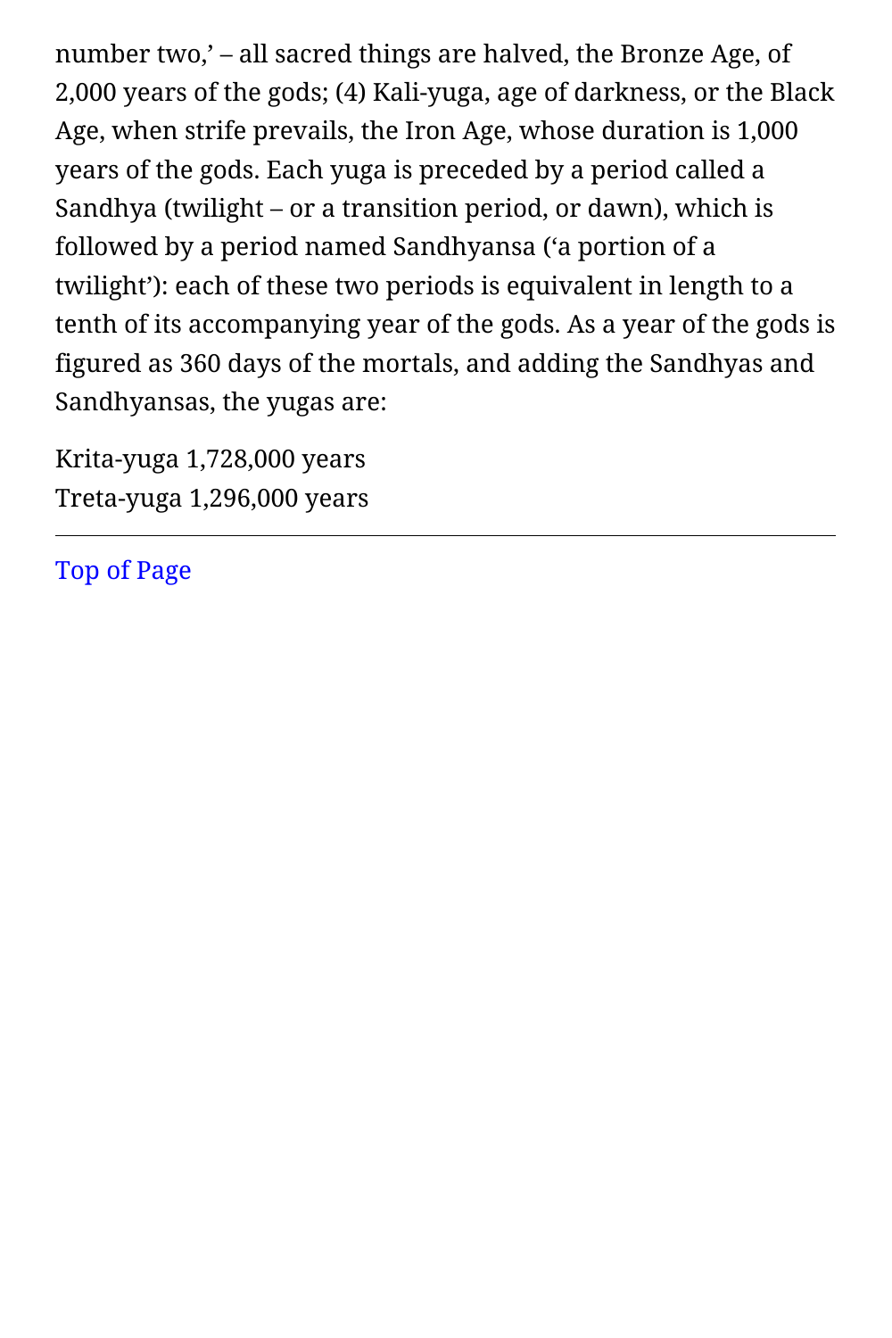number two,' – all sacred things are halved, the Bronze Age, of 2,000 years of the gods; (4) Kali-yuga, age of darkness, or the Black Age, when strife prevails, the Iron Age, whose duration is 1,000 years of the gods. Each yuga is preceded by a period called a Sandhya (twilight – or a transition period, or dawn), which is followed by a period named Sandhyansa ('a portion of a twilight'): each of these two periods is equivalent in length to a tenth of its accompanying year of the gods. As a year of the gods is figured as 360 days of the mortals, and adding the Sandhyas and Sandhyansas, the yugas are:

Krita-yuga 1,728,000 years
Treta-yuga 1,296,000 years

---

Top of Page